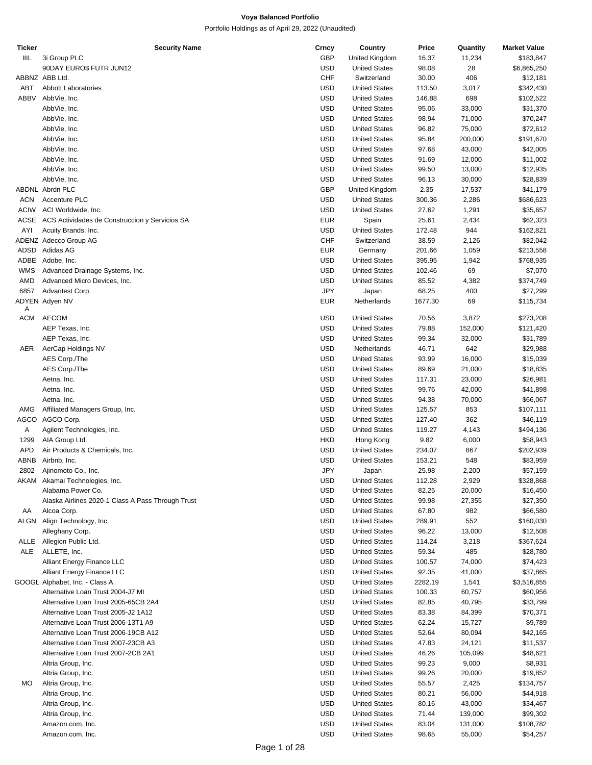# Voya Balanced Portfolio

Portfolio Holdings as of April 29, 2022 (Unaudited)

| Ticker | Security Name | Crncy | Country | Price | Quantity | Market Value |
|---|---|---|---|---|---|---|
| IIIL | 3i Group PLC | GBP | United Kingdom | 16.37 | 11,234 | $183,847 |
| | 90DAY EURO$ FUTR JUN12 | USD | United States | 98.08 | 28 | $6,865,250 |
| ABBNZ | ABB Ltd. | CHF | Switzerland | 30.00 | 406 | $12,181 |
| ABT | Abbott Laboratories | USD | United States | 113.50 | 3,017 | $342,430 |
| ABBV | AbbVie, Inc. | USD | United States | 146.88 | 698 | $102,522 |
| | AbbVie, Inc. | USD | United States | 95.06 | 33,000 | $31,370 |
| | AbbVie, Inc. | USD | United States | 98.94 | 71,000 | $70,247 |
| | AbbVie, Inc. | USD | United States | 96.82 | 75,000 | $72,612 |
| | AbbVie, Inc. | USD | United States | 95.84 | 200,000 | $191,670 |
| | AbbVie, Inc. | USD | United States | 97.68 | 43,000 | $42,005 |
| | AbbVie, Inc. | USD | United States | 91.69 | 12,000 | $11,002 |
| | AbbVie, Inc. | USD | United States | 99.50 | 13,000 | $12,935 |
| | AbbVie, Inc. | USD | United States | 96.13 | 30,000 | $28,839 |
| ABDNL | Abrdn PLC | GBP | United Kingdom | 2.35 | 17,537 | $41,179 |
| ACN | Accenture PLC | USD | United States | 300.36 | 2,286 | $686,623 |
| ACIW | ACI Worldwide, Inc. | USD | United States | 27.62 | 1,291 | $35,657 |
| ACSE | ACS Actividades de Construccion y Servicios SA | EUR | Spain | 25.61 | 2,434 | $62,323 |
| AYI | Acuity Brands, Inc. | USD | United States | 172.48 | 944 | $162,821 |
| ADENZ | Adecco Group AG | CHF | Switzerland | 38.59 | 2,126 | $82,042 |
| ADSD | Adidas AG | EUR | Germany | 201.66 | 1,059 | $213,558 |
| ADBE | Adobe, Inc. | USD | United States | 395.95 | 1,942 | $768,935 |
| WMS | Advanced Drainage Systems, Inc. | USD | United States | 102.46 | 69 | $7,070 |
| AMD | Advanced Micro Devices, Inc. | USD | United States | 85.52 | 4,382 | $374,749 |
| 6857 | Advantest Corp. | JPY | Japan | 68.25 | 400 | $27,299 |
| ADYENA | Adyen NV | EUR | Netherlands | 1677.30 | 69 | $115,734 |
| ACM | AECOM | USD | United States | 70.56 | 3,872 | $273,208 |
| | AEP Texas, Inc. | USD | United States | 79.88 | 152,000 | $121,420 |
| | AEP Texas, Inc. | USD | United States | 99.34 | 32,000 | $31,789 |
| AER | AerCap Holdings NV | USD | Netherlands | 46.71 | 642 | $29,988 |
| | AES Corp./The | USD | United States | 93.99 | 16,000 | $15,039 |
| | AES Corp./The | USD | United States | 89.69 | 21,000 | $18,835 |
| | Aetna, Inc. | USD | United States | 117.31 | 23,000 | $26,981 |
| | Aetna, Inc. | USD | United States | 99.76 | 42,000 | $41,898 |
| | Aetna, Inc. | USD | United States | 94.38 | 70,000 | $66,067 |
| AMG | Affiliated Managers Group, Inc. | USD | United States | 125.57 | 853 | $107,111 |
| AGCO | AGCO Corp. | USD | United States | 127.40 | 362 | $46,119 |
| A | Agilent Technologies, Inc. | USD | United States | 119.27 | 4,143 | $494,136 |
| 1299 | AIA Group Ltd. | HKD | Hong Kong | 9.82 | 6,000 | $58,943 |
| APD | Air Products & Chemicals, Inc. | USD | United States | 234.07 | 867 | $202,939 |
| ABNB | Airbnb, Inc. | USD | United States | 153.21 | 548 | $83,959 |
| 2802 | Ajinomoto Co., Inc. | JPY | Japan | 25.98 | 2,200 | $57,159 |
| AKAM | Akamai Technologies, Inc. | USD | United States | 112.28 | 2,929 | $328,868 |
| | Alabama Power Co. | USD | United States | 82.25 | 20,000 | $16,450 |
| | Alaska Airlines 2020-1 Class A Pass Through Trust | USD | United States | 99.98 | 27,355 | $27,350 |
| AA | Alcoa Corp. | USD | United States | 67.80 | 982 | $66,580 |
| ALGN | Align Technology, Inc. | USD | United States | 289.91 | 552 | $160,030 |
| | Alleghany Corp. | USD | United States | 96.22 | 13,000 | $12,508 |
| ALLE | Allegion Public Ltd. | USD | United States | 114.24 | 3,218 | $367,624 |
| ALE | ALLETE, Inc. | USD | United States | 59.34 | 485 | $28,780 |
| | Alliant Energy Finance LLC | USD | United States | 100.57 | 74,000 | $74,423 |
| | Alliant Energy Finance LLC | USD | United States | 92.35 | 41,000 | $37,865 |
| GOOGL | Alphabet, Inc. - Class A | USD | United States | 2282.19 | 1,541 | $3,516,855 |
| | Alternative Loan Trust 2004-J7 MI | USD | United States | 100.33 | 60,757 | $60,956 |
| | Alternative Loan Trust 2005-65CB 2A4 | USD | United States | 82.85 | 40,795 | $33,799 |
| | Alternative Loan Trust 2005-J2 1A12 | USD | United States | 83.38 | 84,399 | $70,371 |
| | Alternative Loan Trust 2006-13T1 A9 | USD | United States | 62.24 | 15,727 | $9,789 |
| | Alternative Loan Trust 2006-19CB A12 | USD | United States | 52.64 | 80,094 | $42,165 |
| | Alternative Loan Trust 2007-23CB A3 | USD | United States | 47.83 | 24,121 | $11,537 |
| | Alternative Loan Trust 2007-2CB 2A1 | USD | United States | 46.26 | 105,099 | $48,621 |
| | Altria Group, Inc. | USD | United States | 99.23 | 9,000 | $8,931 |
| | Altria Group, Inc. | USD | United States | 99.26 | 20,000 | $19,852 |
| MO | Altria Group, Inc. | USD | United States | 55.57 | 2,425 | $134,757 |
| | Altria Group, Inc. | USD | United States | 80.21 | 56,000 | $44,918 |
| | Altria Group, Inc. | USD | United States | 80.16 | 43,000 | $34,467 |
| | Altria Group, Inc. | USD | United States | 71.44 | 139,000 | $99,302 |
| | Amazon.com, Inc. | USD | United States | 83.04 | 131,000 | $108,782 |
| | Amazon.com, Inc. | USD | United States | 98.65 | 55,000 | $54,257 |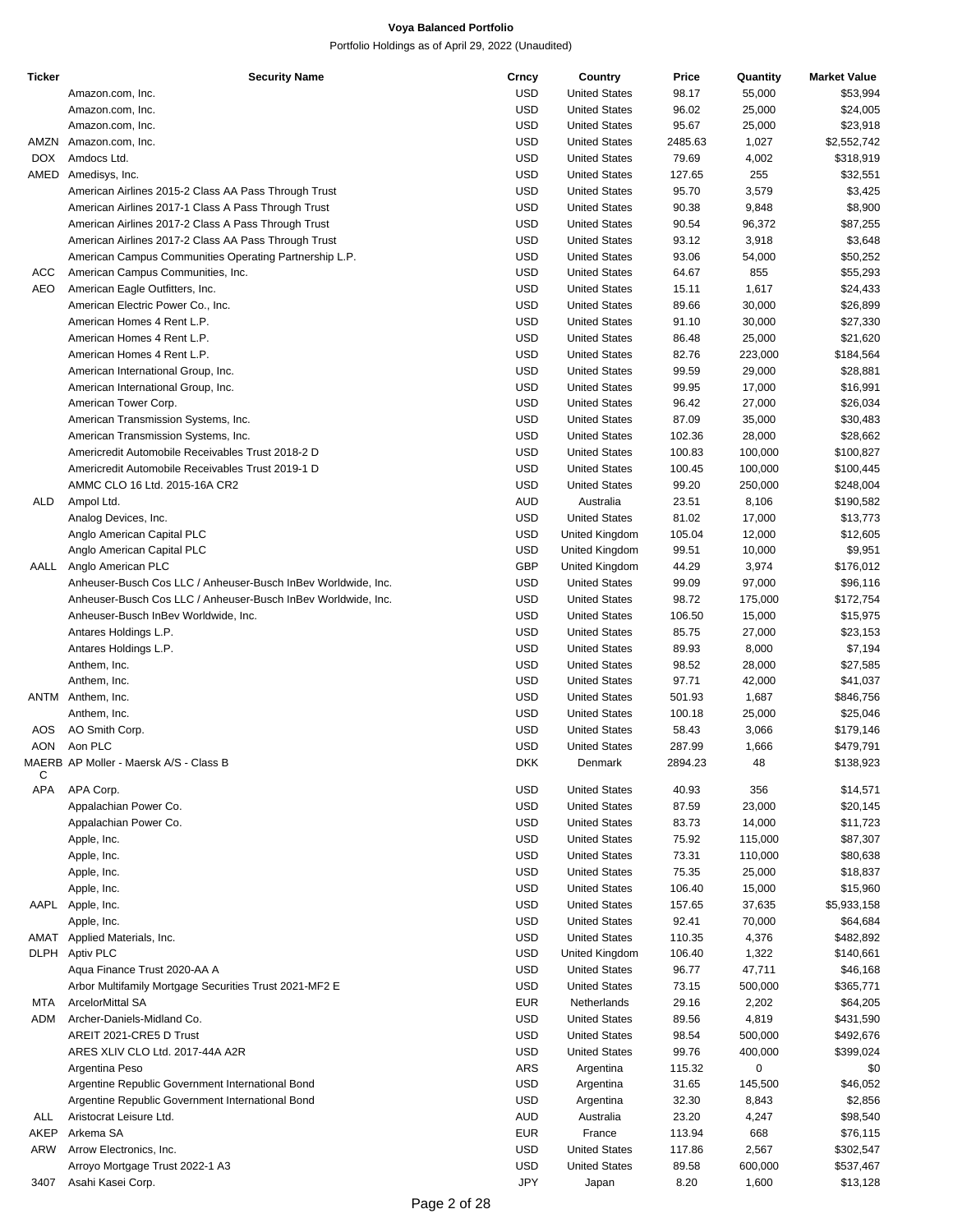**Voya Balanced Portfolio**

Portfolio Holdings as of April 29, 2022 (Unaudited)

| Ticker | Security Name | Crncy | Country | Price | Quantity | Market Value |
|---|---|---|---|---|---|---|
| | Amazon.com, Inc. | USD | United States | 98.17 | 55,000 | $53,994 |
| | Amazon.com, Inc. | USD | United States | 96.02 | 25,000 | $24,005 |
| | Amazon.com, Inc. | USD | United States | 95.67 | 25,000 | $23,918 |
| AMZN | Amazon.com, Inc. | USD | United States | 2485.63 | 1,027 | $2,552,742 |
| DOX | Amdocs Ltd. | USD | United States | 79.69 | 4,002 | $318,919 |
| AMED | Amedisys, Inc. | USD | United States | 127.65 | 255 | $32,551 |
| | American Airlines 2015-2 Class AA Pass Through Trust | USD | United States | 95.70 | 3,579 | $3,425 |
| | American Airlines 2017-1 Class A Pass Through Trust | USD | United States | 90.38 | 9,848 | $8,900 |
| | American Airlines 2017-2 Class A Pass Through Trust | USD | United States | 90.54 | 96,372 | $87,255 |
| | American Airlines 2017-2 Class AA Pass Through Trust | USD | United States | 93.12 | 3,918 | $3,648 |
| | American Campus Communities Operating Partnership L.P. | USD | United States | 93.06 | 54,000 | $50,252 |
| ACC | American Campus Communities, Inc. | USD | United States | 64.67 | 855 | $55,293 |
| AEO | American Eagle Outfitters, Inc. | USD | United States | 15.11 | 1,617 | $24,433 |
| | American Electric Power Co., Inc. | USD | United States | 89.66 | 30,000 | $26,899 |
| | American Homes 4 Rent L.P. | USD | United States | 91.10 | 30,000 | $27,330 |
| | American Homes 4 Rent L.P. | USD | United States | 86.48 | 25,000 | $21,620 |
| | American Homes 4 Rent L.P. | USD | United States | 82.76 | 223,000 | $184,564 |
| | American International Group, Inc. | USD | United States | 99.59 | 29,000 | $28,881 |
| | American International Group, Inc. | USD | United States | 99.95 | 17,000 | $16,991 |
| | American Tower Corp. | USD | United States | 96.42 | 27,000 | $26,034 |
| | American Transmission Systems, Inc. | USD | United States | 87.09 | 35,000 | $30,483 |
| | American Transmission Systems, Inc. | USD | United States | 102.36 | 28,000 | $28,662 |
| | Americredit Automobile Receivables Trust 2018-2 D | USD | United States | 100.83 | 100,000 | $100,827 |
| | Americredit Automobile Receivables Trust 2019-1 D | USD | United States | 100.45 | 100,000 | $100,445 |
| | AMMC CLO 16 Ltd. 2015-16A CR2 | USD | United States | 99.20 | 250,000 | $248,004 |
| ALD | Ampol Ltd. | AUD | Australia | 23.51 | 8,106 | $190,582 |
| | Analog Devices, Inc. | USD | United States | 81.02 | 17,000 | $13,773 |
| | Anglo American Capital PLC | USD | United Kingdom | 105.04 | 12,000 | $12,605 |
| | Anglo American Capital PLC | USD | United Kingdom | 99.51 | 10,000 | $9,951 |
| AALL | Anglo American PLC | GBP | United Kingdom | 44.29 | 3,974 | $176,012 |
| | Anheuser-Busch Cos LLC / Anheuser-Busch InBev Worldwide, Inc. | USD | United States | 99.09 | 97,000 | $96,116 |
| | Anheuser-Busch Cos LLC / Anheuser-Busch InBev Worldwide, Inc. | USD | United States | 98.72 | 175,000 | $172,754 |
| | Anheuser-Busch InBev Worldwide, Inc. | USD | United States | 106.50 | 15,000 | $15,975 |
| | Antares Holdings L.P. | USD | United States | 85.75 | 27,000 | $23,153 |
| | Antares Holdings L.P. | USD | United States | 89.93 | 8,000 | $7,194 |
| | Anthem, Inc. | USD | United States | 98.52 | 28,000 | $27,585 |
| | Anthem, Inc. | USD | United States | 97.71 | 42,000 | $41,037 |
| ANTM | Anthem, Inc. | USD | United States | 501.93 | 1,687 | $846,756 |
| | Anthem, Inc. | USD | United States | 100.18 | 25,000 | $25,046 |
| AOS | AO Smith Corp. | USD | United States | 58.43 | 3,066 | $179,146 |
| AON | Aon PLC | USD | United States | 287.99 | 1,666 | $479,791 |
| MAERBC | AP Moller - Maersk A/S - Class B | DKK | Denmark | 2894.23 | 48 | $138,923 |
| APA | APA Corp. | USD | United States | 40.93 | 356 | $14,571 |
| | Appalachian Power Co. | USD | United States | 87.59 | 23,000 | $20,145 |
| | Appalachian Power Co. | USD | United States | 83.73 | 14,000 | $11,723 |
| | Apple, Inc. | USD | United States | 75.92 | 115,000 | $87,307 |
| | Apple, Inc. | USD | United States | 73.31 | 110,000 | $80,638 |
| | Apple, Inc. | USD | United States | 75.35 | 25,000 | $18,837 |
| | Apple, Inc. | USD | United States | 106.40 | 15,000 | $15,960 |
| AAPL | Apple, Inc. | USD | United States | 157.65 | 37,635 | $5,933,158 |
| | Apple, Inc. | USD | United States | 92.41 | 70,000 | $64,684 |
| AMAT | Applied Materials, Inc. | USD | United States | 110.35 | 4,376 | $482,892 |
| DLPH | Aptiv PLC | USD | United Kingdom | 106.40 | 1,322 | $140,661 |
| | Aqua Finance Trust 2020-AA A | USD | United States | 96.77 | 47,711 | $46,168 |
| | Arbor Multifamily Mortgage Securities Trust 2021-MF2 E | USD | United States | 73.15 | 500,000 | $365,771 |
| MTA | ArcelorMittal SA | EUR | Netherlands | 29.16 | 2,202 | $64,205 |
| ADM | Archer-Daniels-Midland Co. | USD | United States | 89.56 | 4,819 | $431,590 |
| | AREIT 2021-CRE5 D Trust | USD | United States | 98.54 | 500,000 | $492,676 |
| | ARES XLIV CLO Ltd. 2017-44A A2R | USD | United States | 99.76 | 400,000 | $399,024 |
| | Argentina Peso | ARS | Argentina | 115.32 | 0 | $0 |
| | Argentine Republic Government International Bond | USD | Argentina | 31.65 | 145,500 | $46,052 |
| | Argentine Republic Government International Bond | USD | Argentina | 32.30 | 8,843 | $2,856 |
| ALL | Aristocrat Leisure Ltd. | AUD | Australia | 23.20 | 4,247 | $98,540 |
| AKEP | Arkema SA | EUR | France | 113.94 | 668 | $76,115 |
| ARW | Arrow Electronics, Inc. | USD | United States | 117.86 | 2,567 | $302,547 |
| | Arroyo Mortgage Trust 2022-1 A3 | USD | United States | 89.58 | 600,000 | $537,467 |
| 3407 | Asahi Kasei Corp. | JPY | Japan | 8.20 | 1,600 | $13,128 |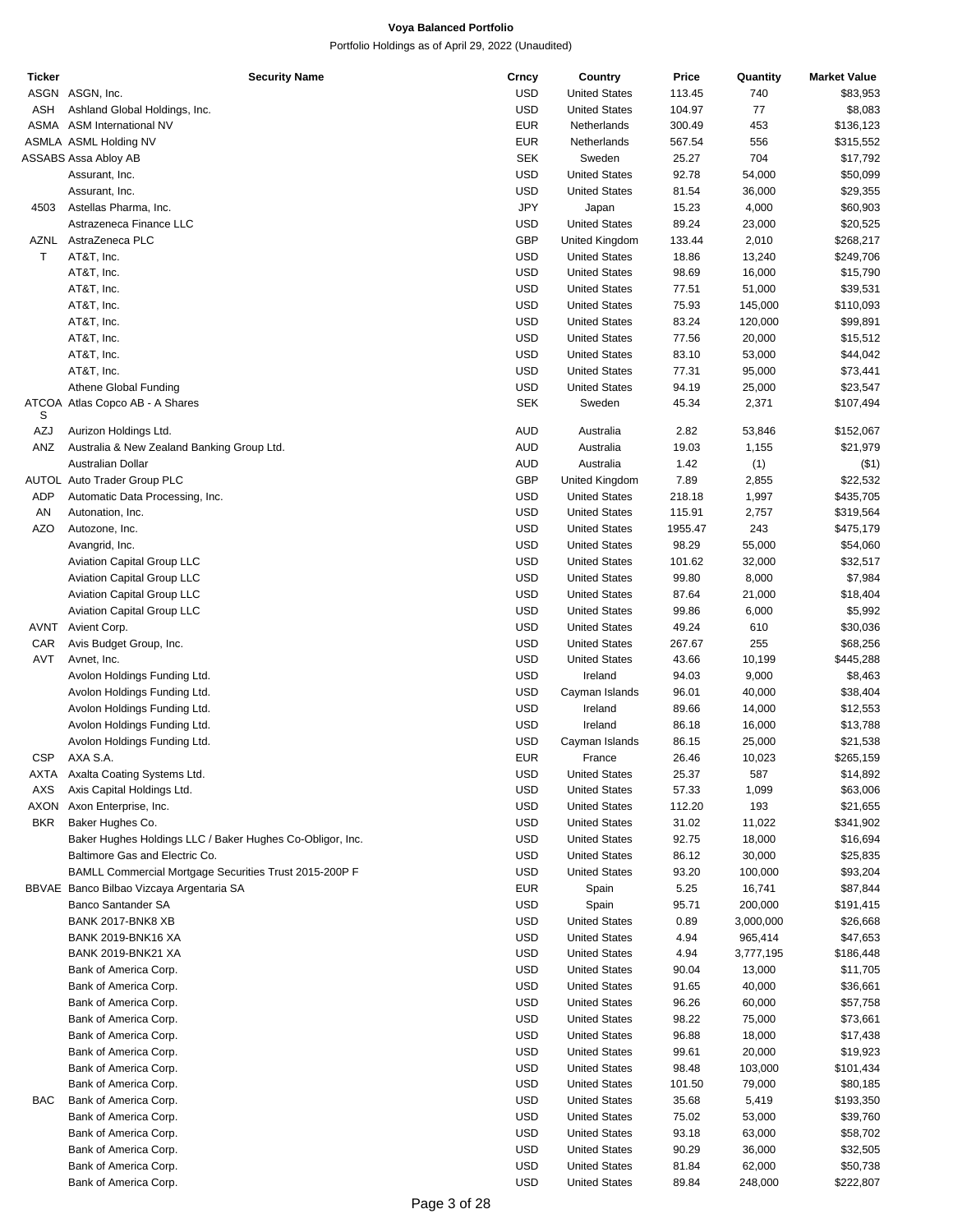**Voya Balanced Portfolio**

Portfolio Holdings as of April 29, 2022 (Unaudited)

| Ticker | Security Name | Crncy | Country | Price | Quantity | Market Value |
|---|---|---|---|---|---|---|
| ASGN | ASGN, Inc. | USD | United States | 113.45 | 740 | $83,953 |
| ASH | Ashland Global Holdings, Inc. | USD | United States | 104.97 | 77 | $8,083 |
| ASMA | ASM International NV | EUR | Netherlands | 300.49 | 453 | $136,123 |
| ASMLA | ASML Holding NV | EUR | Netherlands | 567.54 | 556 | $315,552 |
| ASSABS | Assa Abloy AB | SEK | Sweden | 25.27 | 704 | $17,792 |
| | Assurant, Inc. | USD | United States | 92.78 | 54,000 | $50,099 |
| | Assurant, Inc. | USD | United States | 81.54 | 36,000 | $29,355 |
| 4503 | Astellas Pharma, Inc. | JPY | Japan | 15.23 | 4,000 | $60,903 |
| | Astrazeneca Finance LLC | USD | United States | 89.24 | 23,000 | $20,525 |
| AZNL | AstraZeneca PLC | GBP | United Kingdom | 133.44 | 2,010 | $268,217 |
| T | AT&T, Inc. | USD | United States | 18.86 | 13,240 | $249,706 |
| | AT&T, Inc. | USD | United States | 98.69 | 16,000 | $15,790 |
| | AT&T, Inc. | USD | United States | 77.51 | 51,000 | $39,531 |
| | AT&T, Inc. | USD | United States | 75.93 | 145,000 | $110,093 |
| | AT&T, Inc. | USD | United States | 83.24 | 120,000 | $99,891 |
| | AT&T, Inc. | USD | United States | 77.56 | 20,000 | $15,512 |
| | AT&T, Inc. | USD | United States | 83.10 | 53,000 | $44,042 |
| | AT&T, Inc. | USD | United States | 77.31 | 95,000 | $73,441 |
| | Athene Global Funding | USD | United States | 94.19 | 25,000 | $23,547 |
| ATCOAS | Atlas Copco AB - A Shares | SEK | Sweden | 45.34 | 2,371 | $107,494 |
| AZJ | Aurizon Holdings Ltd. | AUD | Australia | 2.82 | 53,846 | $152,067 |
| ANZ | Australia & New Zealand Banking Group Ltd. | AUD | Australia | 19.03 | 1,155 | $21,979 |
| | Australian Dollar | AUD | Australia | 1.42 | (1) | ($1) |
| AUTOL | Auto Trader Group PLC | GBP | United Kingdom | 7.89 | 2,855 | $22,532 |
| ADP | Automatic Data Processing, Inc. | USD | United States | 218.18 | 1,997 | $435,705 |
| AN | Autonation, Inc. | USD | United States | 115.91 | 2,757 | $319,564 |
| AZO | Autozone, Inc. | USD | United States | 1955.47 | 243 | $475,179 |
| | Avangrid, Inc. | USD | United States | 98.29 | 55,000 | $54,060 |
| | Aviation Capital Group LLC | USD | United States | 101.62 | 32,000 | $32,517 |
| | Aviation Capital Group LLC | USD | United States | 99.80 | 8,000 | $7,984 |
| | Aviation Capital Group LLC | USD | United States | 87.64 | 21,000 | $18,404 |
| | Aviation Capital Group LLC | USD | United States | 99.86 | 6,000 | $5,992 |
| AVNT | Avient Corp. | USD | United States | 49.24 | 610 | $30,036 |
| CAR | Avis Budget Group, Inc. | USD | United States | 267.67 | 255 | $68,256 |
| AVT | Avnet, Inc. | USD | United States | 43.66 | 10,199 | $445,288 |
| | Avolon Holdings Funding Ltd. | USD | Ireland | 94.03 | 9,000 | $8,463 |
| | Avolon Holdings Funding Ltd. | USD | Cayman Islands | 96.01 | 40,000 | $38,404 |
| | Avolon Holdings Funding Ltd. | USD | Ireland | 89.66 | 14,000 | $12,553 |
| | Avolon Holdings Funding Ltd. | USD | Ireland | 86.18 | 16,000 | $13,788 |
| | Avolon Holdings Funding Ltd. | USD | Cayman Islands | 86.15 | 25,000 | $21,538 |
| CSP | AXA S.A. | EUR | France | 26.46 | 10,023 | $265,159 |
| AXTA | Axalta Coating Systems Ltd. | USD | United States | 25.37 | 587 | $14,892 |
| AXS | Axis Capital Holdings Ltd. | USD | United States | 57.33 | 1,099 | $63,006 |
| AXON | Axon Enterprise, Inc. | USD | United States | 112.20 | 193 | $21,655 |
| BKR | Baker Hughes Co. | USD | United States | 31.02 | 11,022 | $341,902 |
| | Baker Hughes Holdings LLC / Baker Hughes Co-Obligor, Inc. | USD | United States | 92.75 | 18,000 | $16,694 |
| | Baltimore Gas and Electric Co. | USD | United States | 86.12 | 30,000 | $25,835 |
| | BAMLL Commercial Mortgage Securities Trust 2015-200P F | USD | United States | 93.20 | 100,000 | $93,204 |
| BBVAE | Banco Bilbao Vizcaya Argentaria SA | EUR | Spain | 5.25 | 16,741 | $87,844 |
| | Banco Santander SA | USD | Spain | 95.71 | 200,000 | $191,415 |
| | BANK 2017-BNK8 XB | USD | United States | 0.89 | 3,000,000 | $26,668 |
| | BANK 2019-BNK16 XA | USD | United States | 4.94 | 965,414 | $47,653 |
| | BANK 2019-BNK21 XA | USD | United States | 4.94 | 3,777,195 | $186,448 |
| | Bank of America Corp. | USD | United States | 90.04 | 13,000 | $11,705 |
| | Bank of America Corp. | USD | United States | 91.65 | 40,000 | $36,661 |
| | Bank of America Corp. | USD | United States | 96.26 | 60,000 | $57,758 |
| | Bank of America Corp. | USD | United States | 98.22 | 75,000 | $73,661 |
| | Bank of America Corp. | USD | United States | 96.88 | 18,000 | $17,438 |
| | Bank of America Corp. | USD | United States | 99.61 | 20,000 | $19,923 |
| | Bank of America Corp. | USD | United States | 98.48 | 103,000 | $101,434 |
| | Bank of America Corp. | USD | United States | 101.50 | 79,000 | $80,185 |
| BAC | Bank of America Corp. | USD | United States | 35.68 | 5,419 | $193,350 |
| | Bank of America Corp. | USD | United States | 75.02 | 53,000 | $39,760 |
| | Bank of America Corp. | USD | United States | 93.18 | 63,000 | $58,702 |
| | Bank of America Corp. | USD | United States | 90.29 | 36,000 | $32,505 |
| | Bank of America Corp. | USD | United States | 81.84 | 62,000 | $50,738 |
| | Bank of America Corp. | USD | United States | 89.84 | 248,000 | $222,807 |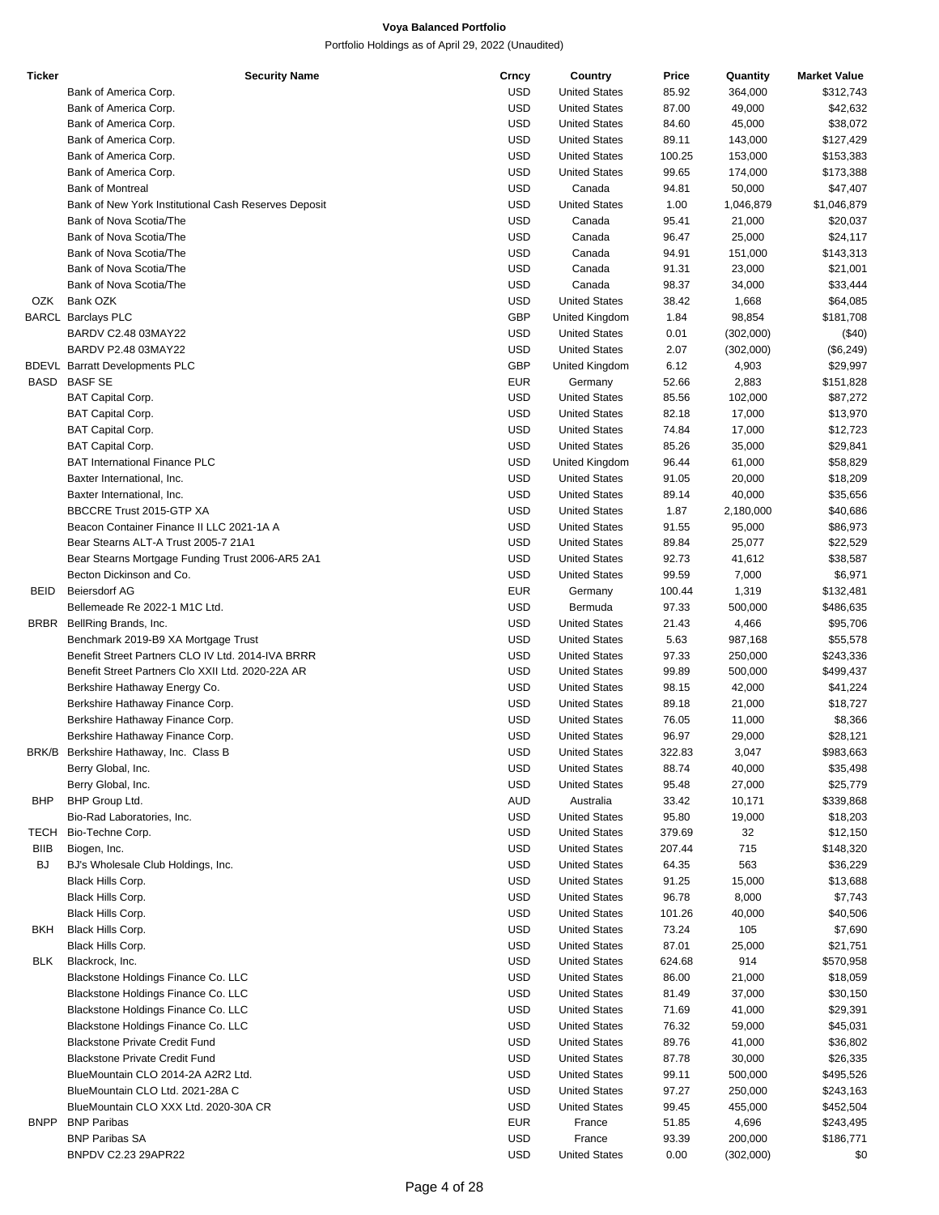**Voya Balanced Portfolio**

Portfolio Holdings as of April 29, 2022 (Unaudited)

| Ticker | Security Name | Crncy | Country | Price | Quantity | Market Value |
|---|---|---|---|---|---|---|
| | Bank of America Corp. | USD | United States | 85.92 | 364,000 | $312,743 |
| | Bank of America Corp. | USD | United States | 87.00 | 49,000 | $42,632 |
| | Bank of America Corp. | USD | United States | 84.60 | 45,000 | $38,072 |
| | Bank of America Corp. | USD | United States | 89.11 | 143,000 | $127,429 |
| | Bank of America Corp. | USD | United States | 100.25 | 153,000 | $153,383 |
| | Bank of America Corp. | USD | United States | 99.65 | 174,000 | $173,388 |
| | Bank of Montreal | USD | Canada | 94.81 | 50,000 | $47,407 |
| | Bank of New York Institutional Cash Reserves Deposit | USD | United States | 1.00 | 1,046,879 | $1,046,879 |
| | Bank of Nova Scotia/The | USD | Canada | 95.41 | 21,000 | $20,037 |
| | Bank of Nova Scotia/The | USD | Canada | 96.47 | 25,000 | $24,117 |
| | Bank of Nova Scotia/The | USD | Canada | 94.91 | 151,000 | $143,313 |
| | Bank of Nova Scotia/The | USD | Canada | 91.31 | 23,000 | $21,001 |
| | Bank of Nova Scotia/The | USD | Canada | 98.37 | 34,000 | $33,444 |
| OZK | Bank OZK | USD | United States | 38.42 | 1,668 | $64,085 |
| BARCL | Barclays PLC | GBP | United Kingdom | 1.84 | 98,854 | $181,708 |
| | BARDV C2.48 03MAY22 | USD | United States | 0.01 | (302,000) | ($40) |
| | BARDV P2.48 03MAY22 | USD | United States | 2.07 | (302,000) | ($6,249) |
| BDEVL | Barratt Developments PLC | GBP | United Kingdom | 6.12 | 4,903 | $29,997 |
| BASD | BASF SE | EUR | Germany | 52.66 | 2,883 | $151,828 |
| | BAT Capital Corp. | USD | United States | 85.56 | 102,000 | $87,272 |
| | BAT Capital Corp. | USD | United States | 82.18 | 17,000 | $13,970 |
| | BAT Capital Corp. | USD | United States | 74.84 | 17,000 | $12,723 |
| | BAT Capital Corp. | USD | United States | 85.26 | 35,000 | $29,841 |
| | BAT International Finance PLC | USD | United Kingdom | 96.44 | 61,000 | $58,829 |
| | Baxter International, Inc. | USD | United States | 91.05 | 20,000 | $18,209 |
| | Baxter International, Inc. | USD | United States | 89.14 | 40,000 | $35,656 |
| | BBCCRE Trust 2015-GTP XA | USD | United States | 1.87 | 2,180,000 | $40,686 |
| | Beacon Container Finance II LLC 2021-1A A | USD | United States | 91.55 | 95,000 | $86,973 |
| | Bear Stearns ALT-A Trust 2005-7 21A1 | USD | United States | 89.84 | 25,077 | $22,529 |
| | Bear Stearns Mortgage Funding Trust 2006-AR5 2A1 | USD | United States | 92.73 | 41,612 | $38,587 |
| | Becton Dickinson and Co. | USD | United States | 99.59 | 7,000 | $6,971 |
| BEID | Beiersdorf AG | EUR | Germany | 100.44 | 1,319 | $132,481 |
| | Bellemeade Re 2022-1 M1C Ltd. | USD | Bermuda | 97.33 | 500,000 | $486,635 |
| BRBR | BellRing Brands, Inc. | USD | United States | 21.43 | 4,466 | $95,706 |
| | Benchmark 2019-B9 XA Mortgage Trust | USD | United States | 5.63 | 987,168 | $55,578 |
| | Benefit Street Partners CLO IV Ltd. 2014-IVA BRRR | USD | United States | 97.33 | 250,000 | $243,336 |
| | Benefit Street Partners Clo XXII Ltd. 2020-22A AR | USD | United States | 99.89 | 500,000 | $499,437 |
| | Berkshire Hathaway Energy Co. | USD | United States | 98.15 | 42,000 | $41,224 |
| | Berkshire Hathaway Finance Corp. | USD | United States | 89.18 | 21,000 | $18,727 |
| | Berkshire Hathaway Finance Corp. | USD | United States | 76.05 | 11,000 | $8,366 |
| | Berkshire Hathaway Finance Corp. | USD | United States | 96.97 | 29,000 | $28,121 |
| BRK/B | Berkshire Hathaway, Inc. Class B | USD | United States | 322.83 | 3,047 | $983,663 |
| | Berry Global, Inc. | USD | United States | 88.74 | 40,000 | $35,498 |
| | Berry Global, Inc. | USD | United States | 95.48 | 27,000 | $25,779 |
| BHP | BHP Group Ltd. | AUD | Australia | 33.42 | 10,171 | $339,868 |
| | Bio-Rad Laboratories, Inc. | USD | United States | 95.80 | 19,000 | $18,203 |
| TECH | Bio-Techne Corp. | USD | United States | 379.69 | 32 | $12,150 |
| BIIB | Biogen, Inc. | USD | United States | 207.44 | 715 | $148,320 |
| BJ | BJ's Wholesale Club Holdings, Inc. | USD | United States | 64.35 | 563 | $36,229 |
| | Black Hills Corp. | USD | United States | 91.25 | 15,000 | $13,688 |
| | Black Hills Corp. | USD | United States | 96.78 | 8,000 | $7,743 |
| | Black Hills Corp. | USD | United States | 101.26 | 40,000 | $40,506 |
| BKH | Black Hills Corp. | USD | United States | 73.24 | 105 | $7,690 |
| | Black Hills Corp. | USD | United States | 87.01 | 25,000 | $21,751 |
| BLK | Blackrock, Inc. | USD | United States | 624.68 | 914 | $570,958 |
| | Blackstone Holdings Finance Co. LLC | USD | United States | 86.00 | 21,000 | $18,059 |
| | Blackstone Holdings Finance Co. LLC | USD | United States | 81.49 | 37,000 | $30,150 |
| | Blackstone Holdings Finance Co. LLC | USD | United States | 71.69 | 41,000 | $29,391 |
| | Blackstone Holdings Finance Co. LLC | USD | United States | 76.32 | 59,000 | $45,031 |
| | Blackstone Private Credit Fund | USD | United States | 89.76 | 41,000 | $36,802 |
| | Blackstone Private Credit Fund | USD | United States | 87.78 | 30,000 | $26,335 |
| | BlueMountain CLO 2014-2A A2R2 Ltd. | USD | United States | 99.11 | 500,000 | $495,526 |
| | BlueMountain CLO Ltd. 2021-28A C | USD | United States | 97.27 | 250,000 | $243,163 |
| | BlueMountain CLO XXX Ltd. 2020-30A CR | USD | United States | 99.45 | 455,000 | $452,504 |
| BNPP | BNP Paribas | EUR | France | 51.85 | 4,696 | $243,495 |
| | BNP Paribas SA | USD | France | 93.39 | 200,000 | $186,771 |
| | BNPDV C2.23 29APR22 | USD | United States | 0.00 | (302,000) | $0 |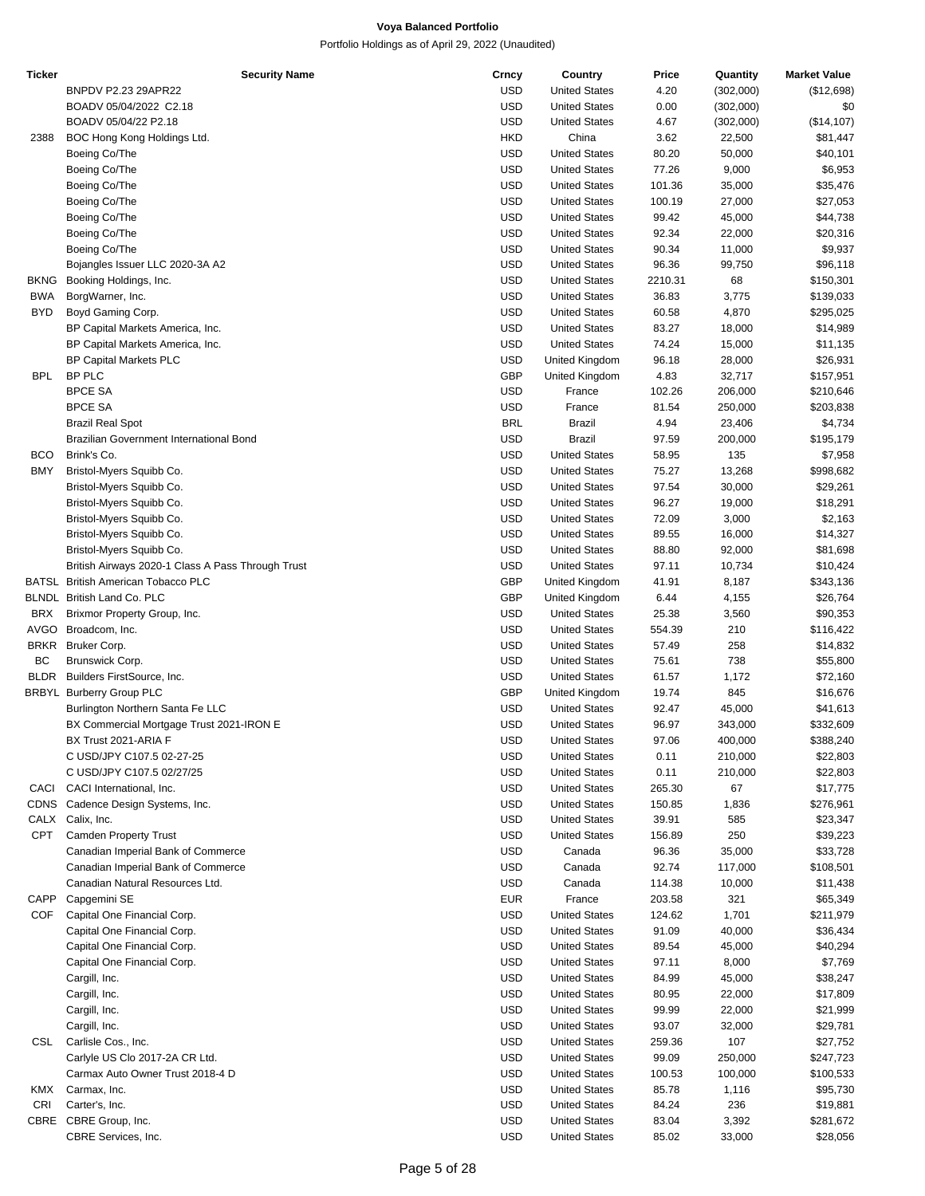**Voya Balanced Portfolio**

Portfolio Holdings as of April 29, 2022 (Unaudited)

| Ticker | Security Name | Crncy | Country | Price | Quantity | Market Value |
|---|---|---|---|---|---|---|
| | BNPDV P2.23 29APR22 | USD | United States | 4.20 | (302,000) | ($12,698) |
| | BOADV 05/04/2022 C2.18 | USD | United States | 0.00 | (302,000) | $0 |
| | BOADV 05/04/22 P2.18 | USD | United States | 4.67 | (302,000) | ($14,107) |
| 2388 | BOC Hong Kong Holdings Ltd. | HKD | China | 3.62 | 22,500 | $81,447 |
| | Boeing Co/The | USD | United States | 80.20 | 50,000 | $40,101 |
| | Boeing Co/The | USD | United States | 77.26 | 9,000 | $6,953 |
| | Boeing Co/The | USD | United States | 101.36 | 35,000 | $35,476 |
| | Boeing Co/The | USD | United States | 100.19 | 27,000 | $27,053 |
| | Boeing Co/The | USD | United States | 99.42 | 45,000 | $44,738 |
| | Boeing Co/The | USD | United States | 92.34 | 22,000 | $20,316 |
| | Boeing Co/The | USD | United States | 90.34 | 11,000 | $9,937 |
| | Bojangles Issuer LLC 2020-3A A2 | USD | United States | 96.36 | 99,750 | $96,118 |
| BKNG | Booking Holdings, Inc. | USD | United States | 2210.31 | 68 | $150,301 |
| BWA | BorgWarner, Inc. | USD | United States | 36.83 | 3,775 | $139,033 |
| BYD | Boyd Gaming Corp. | USD | United States | 60.58 | 4,870 | $295,025 |
| | BP Capital Markets America, Inc. | USD | United States | 83.27 | 18,000 | $14,989 |
| | BP Capital Markets America, Inc. | USD | United States | 74.24 | 15,000 | $11,135 |
| | BP Capital Markets PLC | USD | United Kingdom | 96.18 | 28,000 | $26,931 |
| BPL | BP PLC | GBP | United Kingdom | 4.83 | 32,717 | $157,951 |
| | BPCE SA | USD | France | 102.26 | 206,000 | $210,646 |
| | BPCE SA | USD | France | 81.54 | 250,000 | $203,838 |
| | Brazil Real Spot | BRL | Brazil | 4.94 | 23,406 | $4,734 |
| | Brazilian Government International Bond | USD | Brazil | 97.59 | 200,000 | $195,179 |
| BCO | Brink's Co. | USD | United States | 58.95 | 135 | $7,958 |
| BMY | Bristol-Myers Squibb Co. | USD | United States | 75.27 | 13,268 | $998,682 |
| | Bristol-Myers Squibb Co. | USD | United States | 97.54 | 30,000 | $29,261 |
| | Bristol-Myers Squibb Co. | USD | United States | 96.27 | 19,000 | $18,291 |
| | Bristol-Myers Squibb Co. | USD | United States | 72.09 | 3,000 | $2,163 |
| | Bristol-Myers Squibb Co. | USD | United States | 89.55 | 16,000 | $14,327 |
| | Bristol-Myers Squibb Co. | USD | United States | 88.80 | 92,000 | $81,698 |
| | British Airways 2020-1 Class A Pass Through Trust | USD | United States | 97.11 | 10,734 | $10,424 |
| BATSL | British American Tobacco PLC | GBP | United Kingdom | 41.91 | 8,187 | $343,136 |
| BLNDL | British Land Co. PLC | GBP | United Kingdom | 6.44 | 4,155 | $26,764 |
| BRX | Brixmor Property Group, Inc. | USD | United States | 25.38 | 3,560 | $90,353 |
| AVGO | Broadcom, Inc. | USD | United States | 554.39 | 210 | $116,422 |
| BRKR | Bruker Corp. | USD | United States | 57.49 | 258 | $14,832 |
| BC | Brunswick Corp. | USD | United States | 75.61 | 738 | $55,800 |
| BLDR | Builders FirstSource, Inc. | USD | United States | 61.57 | 1,172 | $72,160 |
| BRBYL | Burberry Group PLC | GBP | United Kingdom | 19.74 | 845 | $16,676 |
| | Burlington Northern Santa Fe LLC | USD | United States | 92.47 | 45,000 | $41,613 |
| | BX Commercial Mortgage Trust 2021-IRON E | USD | United States | 96.97 | 343,000 | $332,609 |
| | BX Trust 2021-ARIA F | USD | United States | 97.06 | 400,000 | $388,240 |
| | C USD/JPY C107.5 02-27-25 | USD | United States | 0.11 | 210,000 | $22,803 |
| | C USD/JPY C107.5 02/27/25 | USD | United States | 0.11 | 210,000 | $22,803 |
| CACI | CACI International, Inc. | USD | United States | 265.30 | 67 | $17,775 |
| CDNS | Cadence Design Systems, Inc. | USD | United States | 150.85 | 1,836 | $276,961 |
| CALX | Calix, Inc. | USD | United States | 39.91 | 585 | $23,347 |
| CPT | Camden Property Trust | USD | United States | 156.89 | 250 | $39,223 |
| | Canadian Imperial Bank of Commerce | USD | Canada | 96.36 | 35,000 | $33,728 |
| | Canadian Imperial Bank of Commerce | USD | Canada | 92.74 | 117,000 | $108,501 |
| | Canadian Natural Resources Ltd. | USD | Canada | 114.38 | 10,000 | $11,438 |
| CAPP | Capgemini SE | EUR | France | 203.58 | 321 | $65,349 |
| COF | Capital One Financial Corp. | USD | United States | 124.62 | 1,701 | $211,979 |
| | Capital One Financial Corp. | USD | United States | 91.09 | 40,000 | $36,434 |
| | Capital One Financial Corp. | USD | United States | 89.54 | 45,000 | $40,294 |
| | Capital One Financial Corp. | USD | United States | 97.11 | 8,000 | $7,769 |
| | Cargill, Inc. | USD | United States | 84.99 | 45,000 | $38,247 |
| | Cargill, Inc. | USD | United States | 80.95 | 22,000 | $17,809 |
| | Cargill, Inc. | USD | United States | 99.99 | 22,000 | $21,999 |
| | Cargill, Inc. | USD | United States | 93.07 | 32,000 | $29,781 |
| CSL | Carlisle Cos., Inc. | USD | United States | 259.36 | 107 | $27,752 |
| | Carlyle US Clo 2017-2A CR Ltd. | USD | United States | 99.09 | 250,000 | $247,723 |
| | Carmax Auto Owner Trust 2018-4 D | USD | United States | 100.53 | 100,000 | $100,533 |
| KMX | Carmax, Inc. | USD | United States | 85.78 | 1,116 | $95,730 |
| CRI | Carter's, Inc. | USD | United States | 84.24 | 236 | $19,881 |
| CBRE | CBRE Group, Inc. | USD | United States | 83.04 | 3,392 | $281,672 |
| | CBRE Services, Inc. | USD | United States | 85.02 | 33,000 | $28,056 |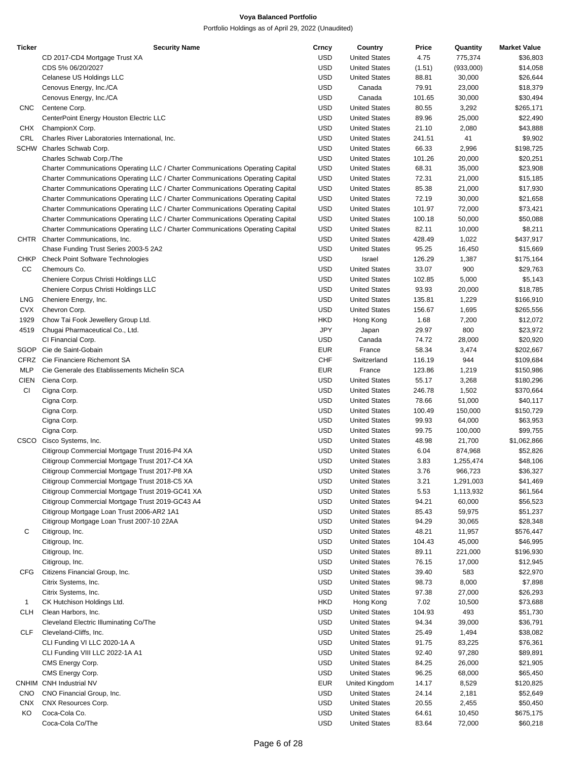| Ticker | Security Name | Crncy | Country | Price | Quantity | Market Value |
|---|---|---|---|---|---|---|
| | CD 2017-CD4 Mortgage Trust XA | USD | United States | 4.75 | 775,374 | $36,803 |
| | CDS 5% 06/20/2027 | USD | United States | (1.51) | (933,000) | $14,058 |
| | Celanese US Holdings LLC | USD | United States | 88.81 | 30,000 | $26,644 |
| | Cenovus Energy, Inc./CA | USD | Canada | 79.91 | 23,000 | $18,379 |
| | Cenovus Energy, Inc./CA | USD | Canada | 101.65 | 30,000 | $30,494 |
| CNC | Centene Corp. | USD | United States | 80.55 | 3,292 | $265,171 |
| | CenterPoint Energy Houston Electric LLC | USD | United States | 89.96 | 25,000 | $22,490 |
| CHX | ChampionX Corp. | USD | United States | 21.10 | 2,080 | $43,888 |
| CRL | Charles River Laboratories International, Inc. | USD | United States | 241.51 | 41 | $9,902 |
| SCHW | Charles Schwab Corp. | USD | United States | 66.33 | 2,996 | $198,725 |
| | Charles Schwab Corp./The | USD | United States | 101.26 | 20,000 | $20,251 |
| | Charter Communications Operating LLC / Charter Communications Operating Capital | USD | United States | 68.31 | 35,000 | $23,908 |
| | Charter Communications Operating LLC / Charter Communications Operating Capital | USD | United States | 72.31 | 21,000 | $15,185 |
| | Charter Communications Operating LLC / Charter Communications Operating Capital | USD | United States | 85.38 | 21,000 | $17,930 |
| | Charter Communications Operating LLC / Charter Communications Operating Capital | USD | United States | 72.19 | 30,000 | $21,658 |
| | Charter Communications Operating LLC / Charter Communications Operating Capital | USD | United States | 101.97 | 72,000 | $73,421 |
| | Charter Communications Operating LLC / Charter Communications Operating Capital | USD | United States | 100.18 | 50,000 | $50,088 |
| | Charter Communications Operating LLC / Charter Communications Operating Capital | USD | United States | 82.11 | 10,000 | $8,211 |
| CHTR | Charter Communications, Inc. | USD | United States | 428.49 | 1,022 | $437,917 |
| | Chase Funding Trust Series 2003-5 2A2 | USD | United States | 95.25 | 16,450 | $15,669 |
| CHKP | Check Point Software Technologies | USD | Israel | 126.29 | 1,387 | $175,164 |
| CC | Chemours Co. | USD | United States | 33.07 | 900 | $29,763 |
| | Cheniere Corpus Christi Holdings LLC | USD | United States | 102.85 | 5,000 | $5,143 |
| | Cheniere Corpus Christi Holdings LLC | USD | United States | 93.93 | 20,000 | $18,785 |
| LNG | Cheniere Energy, Inc. | USD | United States | 135.81 | 1,229 | $166,910 |
| CVX | Chevron Corp. | USD | United States | 156.67 | 1,695 | $265,556 |
| 1929 | Chow Tai Fook Jewellery Group Ltd. | HKD | Hong Kong | 1.68 | 7,200 | $12,072 |
| 4519 | Chugai Pharmaceutical Co., Ltd. | JPY | Japan | 29.97 | 800 | $23,972 |
| | CI Financial Corp. | USD | Canada | 74.72 | 28,000 | $20,920 |
| SGOP | Cie de Saint-Gobain | EUR | France | 58.34 | 3,474 | $202,667 |
| CFRZ | Cie Financiere Richemont SA | CHF | Switzerland | 116.19 | 944 | $109,684 |
| MLP | Cie Generale des Etablissements Michelin SCA | EUR | France | 123.86 | 1,219 | $150,986 |
| CIEN | Ciena Corp. | USD | United States | 55.17 | 3,268 | $180,296 |
| CI | Cigna Corp. | USD | United States | 246.78 | 1,502 | $370,664 |
| | Cigna Corp. | USD | United States | 78.66 | 51,000 | $40,117 |
| | Cigna Corp. | USD | United States | 100.49 | 150,000 | $150,729 |
| | Cigna Corp. | USD | United States | 99.93 | 64,000 | $63,953 |
| | Cigna Corp. | USD | United States | 99.75 | 100,000 | $99,755 |
| CSCO | Cisco Systems, Inc. | USD | United States | 48.98 | 21,700 | $1,062,866 |
| | Citigroup Commercial Mortgage Trust 2016-P4 XA | USD | United States | 6.04 | 874,968 | $52,826 |
| | Citigroup Commercial Mortgage Trust 2017-C4 XA | USD | United States | 3.83 | 1,255,474 | $48,106 |
| | Citigroup Commercial Mortgage Trust 2017-P8 XA | USD | United States | 3.76 | 966,723 | $36,327 |
| | Citigroup Commercial Mortgage Trust 2018-C5 XA | USD | United States | 3.21 | 1,291,003 | $41,469 |
| | Citigroup Commercial Mortgage Trust 2019-GC41 XA | USD | United States | 5.53 | 1,113,932 | $61,564 |
| | Citigroup Commercial Mortgage Trust 2019-GC43 A4 | USD | United States | 94.21 | 60,000 | $56,523 |
| | Citigroup Mortgage Loan Trust 2006-AR2 1A1 | USD | United States | 85.43 | 59,975 | $51,237 |
| | Citigroup Mortgage Loan Trust 2007-10 22AA | USD | United States | 94.29 | 30,065 | $28,348 |
| C | Citigroup, Inc. | USD | United States | 48.21 | 11,957 | $576,447 |
| | Citigroup, Inc. | USD | United States | 104.43 | 45,000 | $46,995 |
| | Citigroup, Inc. | USD | United States | 89.11 | 221,000 | $196,930 |
| | Citigroup, Inc. | USD | United States | 76.15 | 17,000 | $12,945 |
| CFG | Citizens Financial Group, Inc. | USD | United States | 39.40 | 583 | $22,970 |
| | Citrix Systems, Inc. | USD | United States | 98.73 | 8,000 | $7,898 |
| | Citrix Systems, Inc. | USD | United States | 97.38 | 27,000 | $26,293 |
| 1 | CK Hutchison Holdings Ltd. | HKD | Hong Kong | 7.02 | 10,500 | $73,688 |
| CLH | Clean Harbors, Inc. | USD | United States | 104.93 | 493 | $51,730 |
| | Cleveland Electric Illuminating Co/The | USD | United States | 94.34 | 39,000 | $36,791 |
| CLF | Cleveland-Cliffs, Inc. | USD | United States | 25.49 | 1,494 | $38,082 |
| | CLI Funding VI LLC 2020-1A A | USD | United States | 91.75 | 83,225 | $76,361 |
| | CLI Funding VIII LLC 2022-1A A1 | USD | United States | 92.40 | 97,280 | $89,891 |
| | CMS Energy Corp. | USD | United States | 84.25 | 26,000 | $21,905 |
| | CMS Energy Corp. | USD | United States | 96.25 | 68,000 | $65,450 |
| CNHIM | CNH Industrial NV | EUR | United Kingdom | 14.17 | 8,529 | $120,825 |
| CNO | CNO Financial Group, Inc. | USD | United States | 24.14 | 2,181 | $52,649 |
| CNX | CNX Resources Corp. | USD | United States | 20.55 | 2,455 | $50,450 |
| KO | Coca-Cola Co. | USD | United States | 64.61 | 10,450 | $675,175 |
| | Coca-Cola Co/The | USD | United States | 83.64 | 72,000 | $60,218 |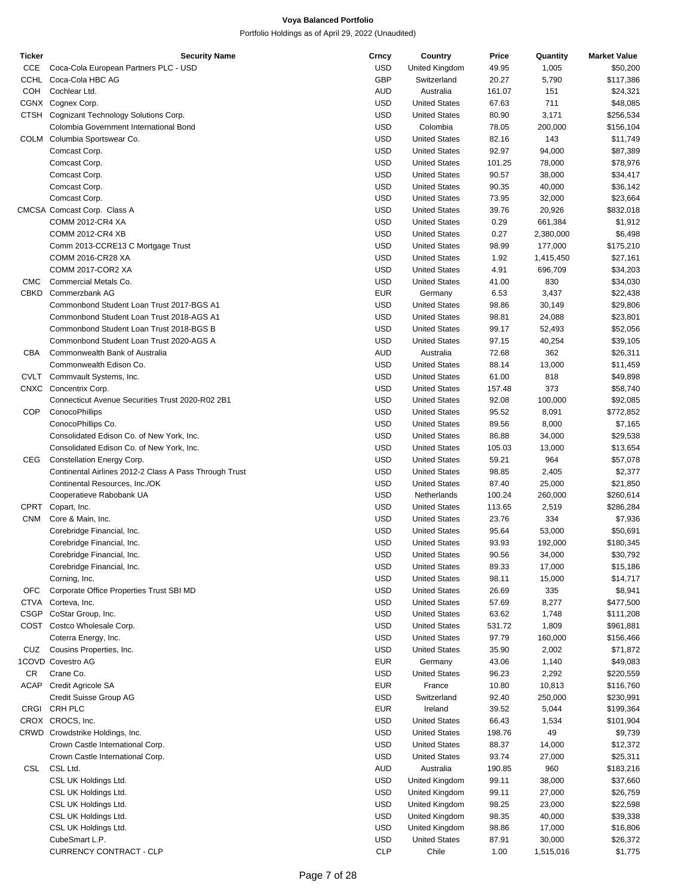# Voya Balanced Portfolio

Portfolio Holdings as of April 29, 2022 (Unaudited)

| Ticker | Security Name | Crncy | Country | Price | Quantity | Market Value |
|---|---|---|---|---|---|---|
| CCE | Coca-Cola European Partners PLC - USD | USD | United Kingdom | 49.95 | 1,005 | $50,200 |
| CCHL | Coca-Cola HBC AG | GBP | Switzerland | 20.27 | 5,790 | $117,386 |
| COH | Cochlear Ltd. | AUD | Australia | 161.07 | 151 | $24,321 |
| CGNX | Cognex Corp. | USD | United States | 67.63 | 711 | $48,085 |
| CTSH | Cognizant Technology Solutions Corp. | USD | United States | 80.90 | 3,171 | $256,534 |
| | Colombia Government International Bond | USD | Colombia | 78.05 | 200,000 | $156,104 |
| COLM | Columbia Sportswear Co. | USD | United States | 82.16 | 143 | $11,749 |
| | Comcast Corp. | USD | United States | 92.97 | 94,000 | $87,389 |
| | Comcast Corp. | USD | United States | 101.25 | 78,000 | $78,976 |
| | Comcast Corp. | USD | United States | 90.57 | 38,000 | $34,417 |
| | Comcast Corp. | USD | United States | 90.35 | 40,000 | $36,142 |
| | Comcast Corp. | USD | United States | 73.95 | 32,000 | $23,664 |
| CMCSA | Comcast Corp. Class A | USD | United States | 39.76 | 20,926 | $832,018 |
| | COMM 2012-CR4 XA | USD | United States | 0.29 | 661,384 | $1,912 |
| | COMM 2012-CR4 XB | USD | United States | 0.27 | 2,380,000 | $6,498 |
| | Comm 2013-CCRE13 C Mortgage Trust | USD | United States | 98.99 | 177,000 | $175,210 |
| | COMM 2016-CR28 XA | USD | United States | 1.92 | 1,415,450 | $27,161 |
| | COMM 2017-COR2 XA | USD | United States | 4.91 | 696,709 | $34,203 |
| CMC | Commercial Metals Co. | USD | United States | 41.00 | 830 | $34,030 |
| CBKD | Commerzbank AG | EUR | Germany | 6.53 | 3,437 | $22,438 |
| | Commonbond Student Loan Trust 2017-BGS A1 | USD | United States | 98.86 | 30,149 | $29,806 |
| | Commonbond Student Loan Trust 2018-AGS A1 | USD | United States | 98.81 | 24,088 | $23,801 |
| | Commonbond Student Loan Trust 2018-BGS B | USD | United States | 99.17 | 52,493 | $52,056 |
| | Commonbond Student Loan Trust 2020-AGS A | USD | United States | 97.15 | 40,254 | $39,105 |
| CBA | Commonwealth Bank of Australia | AUD | Australia | 72.68 | 362 | $26,311 |
| | Commonwealth Edison Co. | USD | United States | 88.14 | 13,000 | $11,459 |
| CVLT | Commvault Systems, Inc. | USD | United States | 61.00 | 818 | $49,898 |
| CNXC | Concentrix Corp. | USD | United States | 157.48 | 373 | $58,740 |
| | Connecticut Avenue Securities Trust 2020-R02 2B1 | USD | United States | 92.08 | 100,000 | $92,085 |
| COP | ConocoPhillips | USD | United States | 95.52 | 8,091 | $772,852 |
| | ConocoPhillips Co. | USD | United States | 89.56 | 8,000 | $7,165 |
| | Consolidated Edison Co. of New York, Inc. | USD | United States | 86.88 | 34,000 | $29,538 |
| | Consolidated Edison Co. of New York, Inc. | USD | United States | 105.03 | 13,000 | $13,654 |
| CEG | Constellation Energy Corp. | USD | United States | 59.21 | 964 | $57,078 |
| | Continental Airlines 2012-2 Class A Pass Through Trust | USD | United States | 98.85 | 2,405 | $2,377 |
| | Continental Resources, Inc./OK | USD | United States | 87.40 | 25,000 | $21,850 |
| | Cooperatieve Rabobank UA | USD | Netherlands | 100.24 | 260,000 | $260,614 |
| CPRT | Copart, Inc. | USD | United States | 113.65 | 2,519 | $286,284 |
| CNM | Core & Main, Inc. | USD | United States | 23.76 | 334 | $7,936 |
| | Corebridge Financial, Inc. | USD | United States | 95.64 | 53,000 | $50,691 |
| | Corebridge Financial, Inc. | USD | United States | 93.93 | 192,000 | $180,345 |
| | Corebridge Financial, Inc. | USD | United States | 90.56 | 34,000 | $30,792 |
| | Corebridge Financial, Inc. | USD | United States | 89.33 | 17,000 | $15,186 |
| | Corning, Inc. | USD | United States | 98.11 | 15,000 | $14,717 |
| OFC | Corporate Office Properties Trust SBI MD | USD | United States | 26.69 | 335 | $8,941 |
| CTVA | Corteva, Inc. | USD | United States | 57.69 | 8,277 | $477,500 |
| CSGP | CoStar Group, Inc. | USD | United States | 63.62 | 1,748 | $111,208 |
| COST | Costco Wholesale Corp. | USD | United States | 531.72 | 1,809 | $961,881 |
| | Coterra Energy, Inc. | USD | United States | 97.79 | 160,000 | $156,466 |
| CUZ | Cousins Properties, Inc. | USD | United States | 35.90 | 2,002 | $71,872 |
| 1COVD | Covestro AG | EUR | Germany | 43.06 | 1,140 | $49,083 |
| CR | Crane Co. | USD | United States | 96.23 | 2,292 | $220,559 |
| ACAP | Credit Agricole SA | EUR | France | 10.80 | 10,813 | $116,760 |
| | Credit Suisse Group AG | USD | Switzerland | 92.40 | 250,000 | $230,991 |
| CRGI | CRH PLC | EUR | Ireland | 39.52 | 5,044 | $199,364 |
| CROX | CROCS, Inc. | USD | United States | 66.43 | 1,534 | $101,904 |
| CRWD | Crowdstrike Holdings, Inc. | USD | United States | 198.76 | 49 | $9,739 |
| | Crown Castle International Corp. | USD | United States | 88.37 | 14,000 | $12,372 |
| | Crown Castle International Corp. | USD | United States | 93.74 | 27,000 | $25,311 |
| CSL | CSL Ltd. | AUD | Australia | 190.85 | 960 | $183,216 |
| | CSL UK Holdings Ltd. | USD | United Kingdom | 99.11 | 38,000 | $37,660 |
| | CSL UK Holdings Ltd. | USD | United Kingdom | 99.11 | 27,000 | $26,759 |
| | CSL UK Holdings Ltd. | USD | United Kingdom | 98.25 | 23,000 | $22,598 |
| | CSL UK Holdings Ltd. | USD | United Kingdom | 98.35 | 40,000 | $39,338 |
| | CSL UK Holdings Ltd. | USD | United Kingdom | 98.86 | 17,000 | $16,806 |
| | CubeSmart L.P. | USD | United States | 87.91 | 30,000 | $26,372 |
| | CURRENCY CONTRACT - CLP | CLP | Chile | 1.00 | 1,515,016 | $1,775 |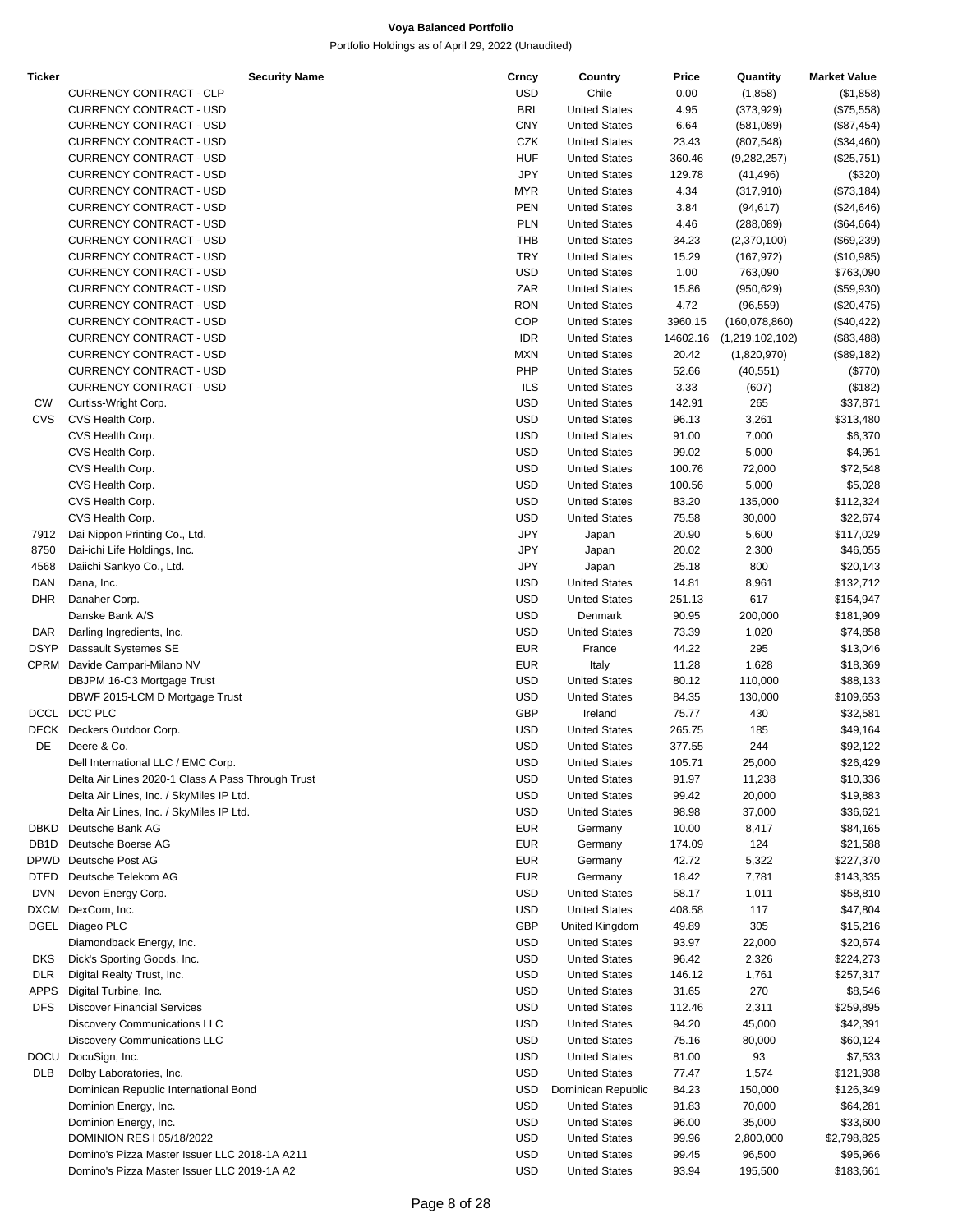# Voya Balanced Portfolio

Portfolio Holdings as of April 29, 2022 (Unaudited)

| Ticker | Security Name | Crncy | Country | Price | Quantity | Market Value |
|---|---|---|---|---|---|---|
| | CURRENCY CONTRACT - CLP | USD | Chile | 0.00 | (1,858) | ($1,858) |
| | CURRENCY CONTRACT - USD | BRL | United States | 4.95 | (373,929) | ($75,558) |
| | CURRENCY CONTRACT - USD | CNY | United States | 6.64 | (581,089) | ($87,454) |
| | CURRENCY CONTRACT - USD | CZK | United States | 23.43 | (807,548) | ($34,460) |
| | CURRENCY CONTRACT - USD | HUF | United States | 360.46 | (9,282,257) | ($25,751) |
| | CURRENCY CONTRACT - USD | JPY | United States | 129.78 | (41,496) | ($320) |
| | CURRENCY CONTRACT - USD | MYR | United States | 4.34 | (317,910) | ($73,184) |
| | CURRENCY CONTRACT - USD | PEN | United States | 3.84 | (94,617) | ($24,646) |
| | CURRENCY CONTRACT - USD | PLN | United States | 4.46 | (288,089) | ($64,664) |
| | CURRENCY CONTRACT - USD | THB | United States | 34.23 | (2,370,100) | ($69,239) |
| | CURRENCY CONTRACT - USD | TRY | United States | 15.29 | (167,972) | ($10,985) |
| | CURRENCY CONTRACT - USD | USD | United States | 1.00 | 763,090 | $763,090 |
| | CURRENCY CONTRACT - USD | ZAR | United States | 15.86 | (950,629) | ($59,930) |
| | CURRENCY CONTRACT - USD | RON | United States | 4.72 | (96,559) | ($20,475) |
| | CURRENCY CONTRACT - USD | COP | United States | 3960.15 | (160,078,860) | ($40,422) |
| | CURRENCY CONTRACT - USD | IDR | United States | 14602.16 | (1,219,102,102) | ($83,488) |
| | CURRENCY CONTRACT - USD | MXN | United States | 20.42 | (1,820,970) | ($89,182) |
| | CURRENCY CONTRACT - USD | PHP | United States | 52.66 | (40,551) | ($770) |
| | CURRENCY CONTRACT - USD | ILS | United States | 3.33 | (607) | ($182) |
| CW | Curtiss-Wright Corp. | USD | United States | 142.91 | 265 | $37,871 |
| CVS | CVS Health Corp. | USD | United States | 96.13 | 3,261 | $313,480 |
| | CVS Health Corp. | USD | United States | 91.00 | 7,000 | $6,370 |
| | CVS Health Corp. | USD | United States | 99.02 | 5,000 | $4,951 |
| | CVS Health Corp. | USD | United States | 100.76 | 72,000 | $72,548 |
| | CVS Health Corp. | USD | United States | 100.56 | 5,000 | $5,028 |
| | CVS Health Corp. | USD | United States | 83.20 | 135,000 | $112,324 |
| | CVS Health Corp. | USD | United States | 75.58 | 30,000 | $22,674 |
| 7912 | Dai Nippon Printing Co., Ltd. | JPY | Japan | 20.90 | 5,600 | $117,029 |
| 8750 | Dai-ichi Life Holdings, Inc. | JPY | Japan | 20.02 | 2,300 | $46,055 |
| 4568 | Daiichi Sankyo Co., Ltd. | JPY | Japan | 25.18 | 800 | $20,143 |
| DAN | Dana, Inc. | USD | United States | 14.81 | 8,961 | $132,712 |
| DHR | Danaher Corp. | USD | United States | 251.13 | 617 | $154,947 |
| | Danske Bank A/S | USD | Denmark | 90.95 | 200,000 | $181,909 |
| DAR | Darling Ingredients, Inc. | USD | United States | 73.39 | 1,020 | $74,858 |
| DSYP | Dassault Systemes SE | EUR | France | 44.22 | 295 | $13,046 |
| CPRM | Davide Campari-Milano NV | EUR | Italy | 11.28 | 1,628 | $18,369 |
| | DBJPM 16-C3 Mortgage Trust | USD | United States | 80.12 | 110,000 | $88,133 |
| | DBWF 2015-LCM D Mortgage Trust | USD | United States | 84.35 | 130,000 | $109,653 |
| DCCL | DCC PLC | GBP | Ireland | 75.77 | 430 | $32,581 |
| DECK | Deckers Outdoor Corp. | USD | United States | 265.75 | 185 | $49,164 |
| DE | Deere & Co. | USD | United States | 377.55 | 244 | $92,122 |
| | Dell International LLC / EMC Corp. | USD | United States | 105.71 | 25,000 | $26,429 |
| | Delta Air Lines 2020-1 Class A Pass Through Trust | USD | United States | 91.97 | 11,238 | $10,336 |
| | Delta Air Lines, Inc. / SkyMiles IP Ltd. | USD | United States | 99.42 | 20,000 | $19,883 |
| | Delta Air Lines, Inc. / SkyMiles IP Ltd. | USD | United States | 98.98 | 37,000 | $36,621 |
| DBKD | Deutsche Bank AG | EUR | Germany | 10.00 | 8,417 | $84,165 |
| DB1D | Deutsche Boerse AG | EUR | Germany | 174.09 | 124 | $21,588 |
| DPWD | Deutsche Post AG | EUR | Germany | 42.72 | 5,322 | $227,370 |
| DTED | Deutsche Telekom AG | EUR | Germany | 18.42 | 7,781 | $143,335 |
| DVN | Devon Energy Corp. | USD | United States | 58.17 | 1,011 | $58,810 |
| DXCM | DexCom, Inc. | USD | United States | 408.58 | 117 | $47,804 |
| DGEL | Diageo PLC | GBP | United Kingdom | 49.89 | 305 | $15,216 |
| | Diamondback Energy, Inc. | USD | United States | 93.97 | 22,000 | $20,674 |
| DKS | Dick's Sporting Goods, Inc. | USD | United States | 96.42 | 2,326 | $224,273 |
| DLR | Digital Realty Trust, Inc. | USD | United States | 146.12 | 1,761 | $257,317 |
| APPS | Digital Turbine, Inc. | USD | United States | 31.65 | 270 | $8,546 |
| DFS | Discover Financial Services | USD | United States | 112.46 | 2,311 | $259,895 |
| | Discovery Communications LLC | USD | United States | 94.20 | 45,000 | $42,391 |
| | Discovery Communications LLC | USD | United States | 75.16 | 80,000 | $60,124 |
| DOCU | DocuSign, Inc. | USD | United States | 81.00 | 93 | $7,533 |
| DLB | Dolby Laboratories, Inc. | USD | United States | 77.47 | 1,574 | $121,938 |
| | Dominican Republic International Bond | USD | Dominican Republic | 84.23 | 150,000 | $126,349 |
| | Dominion Energy, Inc. | USD | United States | 91.83 | 70,000 | $64,281 |
| | Dominion Energy, Inc. | USD | United States | 96.00 | 35,000 | $33,600 |
| | DOMINION RES I 05/18/2022 | USD | United States | 99.96 | 2,800,000 | $2,798,825 |
| | Domino's Pizza Master Issuer LLC 2018-1A A211 | USD | United States | 99.45 | 96,500 | $95,966 |
| | Domino's Pizza Master Issuer LLC 2019-1A A2 | USD | United States | 93.94 | 195,500 | $183,661 |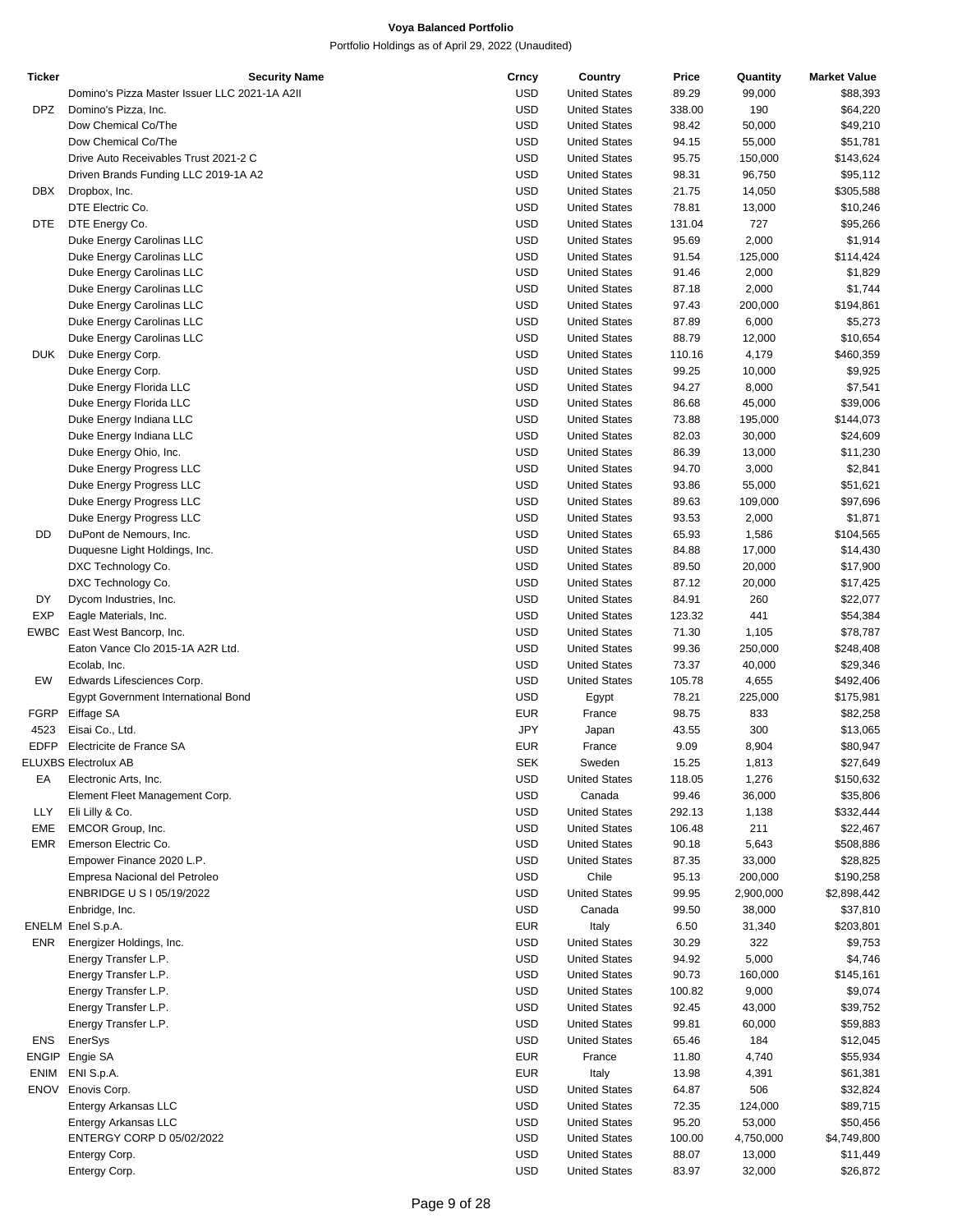**Voya Balanced Portfolio**

Portfolio Holdings as of April 29, 2022 (Unaudited)

| Ticker | Security Name | Crncy | Country | Price | Quantity | Market Value |
|---|---|---|---|---|---|---|
| | Domino's Pizza Master Issuer LLC 2021-1A A2II | USD | United States | 89.29 | 99,000 | $88,393 |
| DPZ | Domino's Pizza, Inc. | USD | United States | 338.00 | 190 | $64,220 |
| | Dow Chemical Co/The | USD | United States | 98.42 | 50,000 | $49,210 |
| | Dow Chemical Co/The | USD | United States | 94.15 | 55,000 | $51,781 |
| | Drive Auto Receivables Trust 2021-2 C | USD | United States | 95.75 | 150,000 | $143,624 |
| | Driven Brands Funding LLC 2019-1A A2 | USD | United States | 98.31 | 96,750 | $95,112 |
| DBX | Dropbox, Inc. | USD | United States | 21.75 | 14,050 | $305,588 |
| | DTE Electric Co. | USD | United States | 78.81 | 13,000 | $10,246 |
| DTE | DTE Energy Co. | USD | United States | 131.04 | 727 | $95,266 |
| | Duke Energy Carolinas LLC | USD | United States | 95.69 | 2,000 | $1,914 |
| | Duke Energy Carolinas LLC | USD | United States | 91.54 | 125,000 | $114,424 |
| | Duke Energy Carolinas LLC | USD | United States | 91.46 | 2,000 | $1,829 |
| | Duke Energy Carolinas LLC | USD | United States | 87.18 | 2,000 | $1,744 |
| | Duke Energy Carolinas LLC | USD | United States | 97.43 | 200,000 | $194,861 |
| | Duke Energy Carolinas LLC | USD | United States | 87.89 | 6,000 | $5,273 |
| | Duke Energy Carolinas LLC | USD | United States | 88.79 | 12,000 | $10,654 |
| DUK | Duke Energy Corp. | USD | United States | 110.16 | 4,179 | $460,359 |
| | Duke Energy Corp. | USD | United States | 99.25 | 10,000 | $9,925 |
| | Duke Energy Florida LLC | USD | United States | 94.27 | 8,000 | $7,541 |
| | Duke Energy Florida LLC | USD | United States | 86.68 | 45,000 | $39,006 |
| | Duke Energy Indiana LLC | USD | United States | 73.88 | 195,000 | $144,073 |
| | Duke Energy Indiana LLC | USD | United States | 82.03 | 30,000 | $24,609 |
| | Duke Energy Ohio, Inc. | USD | United States | 86.39 | 13,000 | $11,230 |
| | Duke Energy Progress LLC | USD | United States | 94.70 | 3,000 | $2,841 |
| | Duke Energy Progress LLC | USD | United States | 93.86 | 55,000 | $51,621 |
| | Duke Energy Progress LLC | USD | United States | 89.63 | 109,000 | $97,696 |
| | Duke Energy Progress LLC | USD | United States | 93.53 | 2,000 | $1,871 |
| DD | DuPont de Nemours, Inc. | USD | United States | 65.93 | 1,586 | $104,565 |
| | Duquesne Light Holdings, Inc. | USD | United States | 84.88 | 17,000 | $14,430 |
| | DXC Technology Co. | USD | United States | 89.50 | 20,000 | $17,900 |
| | DXC Technology Co. | USD | United States | 87.12 | 20,000 | $17,425 |
| DY | Dycom Industries, Inc. | USD | United States | 84.91 | 260 | $22,077 |
| EXP | Eagle Materials, Inc. | USD | United States | 123.32 | 441 | $54,384 |
| EWBC | East West Bancorp, Inc. | USD | United States | 71.30 | 1,105 | $78,787 |
| | Eaton Vance Clo 2015-1A A2R Ltd. | USD | United States | 99.36 | 250,000 | $248,408 |
| | Ecolab, Inc. | USD | United States | 73.37 | 40,000 | $29,346 |
| EW | Edwards Lifesciences Corp. | USD | United States | 105.78 | 4,655 | $492,406 |
| | Egypt Government International Bond | USD | Egypt | 78.21 | 225,000 | $175,981 |
| FGRP | Eiffage SA | EUR | France | 98.75 | 833 | $82,258 |
| 4523 | Eisai Co., Ltd. | JPY | Japan | 43.55 | 300 | $13,065 |
| EDFP | Electricite de France SA | EUR | France | 9.09 | 8,904 | $80,947 |
| ELUXBS | Electrolux AB | SEK | Sweden | 15.25 | 1,813 | $27,649 |
| EA | Electronic Arts, Inc. | USD | United States | 118.05 | 1,276 | $150,632 |
| | Element Fleet Management Corp. | USD | Canada | 99.46 | 36,000 | $35,806 |
| LLY | Eli Lilly & Co. | USD | United States | 292.13 | 1,138 | $332,444 |
| EME | EMCOR Group, Inc. | USD | United States | 106.48 | 211 | $22,467 |
| EMR | Emerson Electric Co. | USD | United States | 90.18 | 5,643 | $508,886 |
| | Empower Finance 2020 L.P. | USD | United States | 87.35 | 33,000 | $28,825 |
| | Empresa Nacional del Petroleo | USD | Chile | 95.13 | 200,000 | $190,258 |
| | ENBRIDGE U S I 05/19/2022 | USD | United States | 99.95 | 2,900,000 | $2,898,442 |
| | Enbridge, Inc. | USD | Canada | 99.50 | 38,000 | $37,810 |
| ENELM | Enel S.p.A. | EUR | Italy | 6.50 | 31,340 | $203,801 |
| ENR | Energizer Holdings, Inc. | USD | United States | 30.29 | 322 | $9,753 |
| | Energy Transfer L.P. | USD | United States | 94.92 | 5,000 | $4,746 |
| | Energy Transfer L.P. | USD | United States | 90.73 | 160,000 | $145,161 |
| | Energy Transfer L.P. | USD | United States | 100.82 | 9,000 | $9,074 |
| | Energy Transfer L.P. | USD | United States | 92.45 | 43,000 | $39,752 |
| | Energy Transfer L.P. | USD | United States | 99.81 | 60,000 | $59,883 |
| ENS | EnerSys | USD | United States | 65.46 | 184 | $12,045 |
| ENGIP | Engie SA | EUR | France | 11.80 | 4,740 | $55,934 |
| ENIM | ENI S.p.A. | EUR | Italy | 13.98 | 4,391 | $61,381 |
| ENOV | Enovis Corp. | USD | United States | 64.87 | 506 | $32,824 |
| | Entergy Arkansas LLC | USD | United States | 72.35 | 124,000 | $89,715 |
| | Entergy Arkansas LLC | USD | United States | 95.20 | 53,000 | $50,456 |
| | ENTERGY CORP D 05/02/2022 | USD | United States | 100.00 | 4,750,000 | $4,749,800 |
| | Entergy Corp. | USD | United States | 88.07 | 13,000 | $11,449 |
| | Entergy Corp. | USD | United States | 83.97 | 32,000 | $26,872 |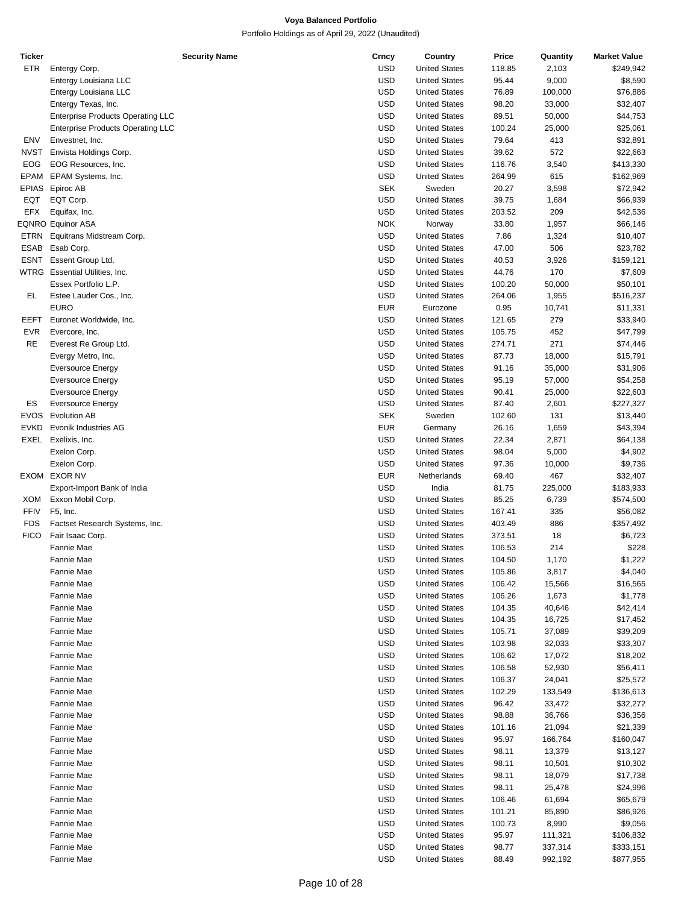**Voya Balanced Portfolio**

Portfolio Holdings as of April 29, 2022 (Unaudited)

| Ticker | Security Name | Crncy | Country | Price | Quantity | Market Value |
|---|---|---|---|---|---|---|
| ETR | Entergy Corp. | USD | United States | 118.85 | 2,103 | $249,942 |
| | Entergy Louisiana LLC | USD | United States | 95.44 | 9,000 | $8,590 |
| | Entergy Louisiana LLC | USD | United States | 76.89 | 100,000 | $76,886 |
| | Entergy Texas, Inc. | USD | United States | 98.20 | 33,000 | $32,407 |
| | Enterprise Products Operating LLC | USD | United States | 89.51 | 50,000 | $44,753 |
| | Enterprise Products Operating LLC | USD | United States | 100.24 | 25,000 | $25,061 |
| ENV | Envestnet, Inc. | USD | United States | 79.64 | 413 | $32,891 |
| NVST | Envista Holdings Corp. | USD | United States | 39.62 | 572 | $22,663 |
| EOG | EOG Resources, Inc. | USD | United States | 116.76 | 3,540 | $413,330 |
| EPAM | EPAM Systems, Inc. | USD | United States | 264.99 | 615 | $162,969 |
| EPIAS | Epiroc AB | SEK | Sweden | 20.27 | 3,598 | $72,942 |
| EQT | EQT Corp. | USD | United States | 39.75 | 1,684 | $66,939 |
| EFX | Equifax, Inc. | USD | United States | 203.52 | 209 | $42,536 |
| EQNRO | Equinor ASA | NOK | Norway | 33.80 | 1,957 | $66,146 |
| ETRN | Equitrans Midstream Corp. | USD | United States | 7.86 | 1,324 | $10,407 |
| ESAB | Esab Corp. | USD | United States | 47.00 | 506 | $23,782 |
| ESNT | Essent Group Ltd. | USD | United States | 40.53 | 3,926 | $159,121 |
| WTRG | Essential Utilities, Inc. | USD | United States | 44.76 | 170 | $7,609 |
| | Essex Portfolio L.P. | USD | United States | 100.20 | 50,000 | $50,101 |
| EL | Estee Lauder Cos., Inc. | USD | United States | 264.06 | 1,955 | $516,237 |
| | EURO | EUR | Eurozone | 0.95 | 10,741 | $11,331 |
| EEFT | Euronet Worldwide, Inc. | USD | United States | 121.65 | 279 | $33,940 |
| EVR | Evercore, Inc. | USD | United States | 105.75 | 452 | $47,799 |
| RE | Everest Re Group Ltd. | USD | United States | 274.71 | 271 | $74,446 |
| | Evergy Metro, Inc. | USD | United States | 87.73 | 18,000 | $15,791 |
| | Eversource Energy | USD | United States | 91.16 | 35,000 | $31,906 |
| | Eversource Energy | USD | United States | 95.19 | 57,000 | $54,258 |
| | Eversource Energy | USD | United States | 90.41 | 25,000 | $22,603 |
| ES | Eversource Energy | USD | United States | 87.40 | 2,601 | $227,327 |
| EVOS | Evolution AB | SEK | Sweden | 102.60 | 131 | $13,440 |
| EVKD | Evonik Industries AG | EUR | Germany | 26.16 | 1,659 | $43,394 |
| EXEL | Exelixis, Inc. | USD | United States | 22.34 | 2,871 | $64,138 |
| | Exelon Corp. | USD | United States | 98.04 | 5,000 | $4,902 |
| | Exelon Corp. | USD | United States | 97.36 | 10,000 | $9,736 |
| EXOM | EXOR NV | EUR | Netherlands | 69.40 | 467 | $32,407 |
| | Export-Import Bank of India | USD | India | 81.75 | 225,000 | $183,933 |
| XOM | Exxon Mobil Corp. | USD | United States | 85.25 | 6,739 | $574,500 |
| FFIV | F5, Inc. | USD | United States | 167.41 | 335 | $56,082 |
| FDS | Factset Research Systems, Inc. | USD | United States | 403.49 | 886 | $357,492 |
| FICO | Fair Isaac Corp. | USD | United States | 373.51 | 18 | $6,723 |
| | Fannie Mae | USD | United States | 106.53 | 214 | $228 |
| | Fannie Mae | USD | United States | 104.50 | 1,170 | $1,222 |
| | Fannie Mae | USD | United States | 105.86 | 3,817 | $4,040 |
| | Fannie Mae | USD | United States | 106.42 | 15,566 | $16,565 |
| | Fannie Mae | USD | United States | 106.26 | 1,673 | $1,778 |
| | Fannie Mae | USD | United States | 104.35 | 40,646 | $42,414 |
| | Fannie Mae | USD | United States | 104.35 | 16,725 | $17,452 |
| | Fannie Mae | USD | United States | 105.71 | 37,089 | $39,209 |
| | Fannie Mae | USD | United States | 103.98 | 32,033 | $33,307 |
| | Fannie Mae | USD | United States | 106.62 | 17,072 | $18,202 |
| | Fannie Mae | USD | United States | 106.58 | 52,930 | $56,411 |
| | Fannie Mae | USD | United States | 106.37 | 24,041 | $25,572 |
| | Fannie Mae | USD | United States | 102.29 | 133,549 | $136,613 |
| | Fannie Mae | USD | United States | 96.42 | 33,472 | $32,272 |
| | Fannie Mae | USD | United States | 98.88 | 36,766 | $36,356 |
| | Fannie Mae | USD | United States | 101.16 | 21,094 | $21,339 |
| | Fannie Mae | USD | United States | 95.97 | 166,764 | $160,047 |
| | Fannie Mae | USD | United States | 98.11 | 13,379 | $13,127 |
| | Fannie Mae | USD | United States | 98.11 | 10,501 | $10,302 |
| | Fannie Mae | USD | United States | 98.11 | 18,079 | $17,738 |
| | Fannie Mae | USD | United States | 98.11 | 25,478 | $24,996 |
| | Fannie Mae | USD | United States | 106.46 | 61,694 | $65,679 |
| | Fannie Mae | USD | United States | 101.21 | 85,890 | $86,926 |
| | Fannie Mae | USD | United States | 100.73 | 8,990 | $9,056 |
| | Fannie Mae | USD | United States | 95.97 | 111,321 | $106,832 |
| | Fannie Mae | USD | United States | 98.77 | 337,314 | $333,151 |
| | Fannie Mae | USD | United States | 88.49 | 992,192 | $877,955 |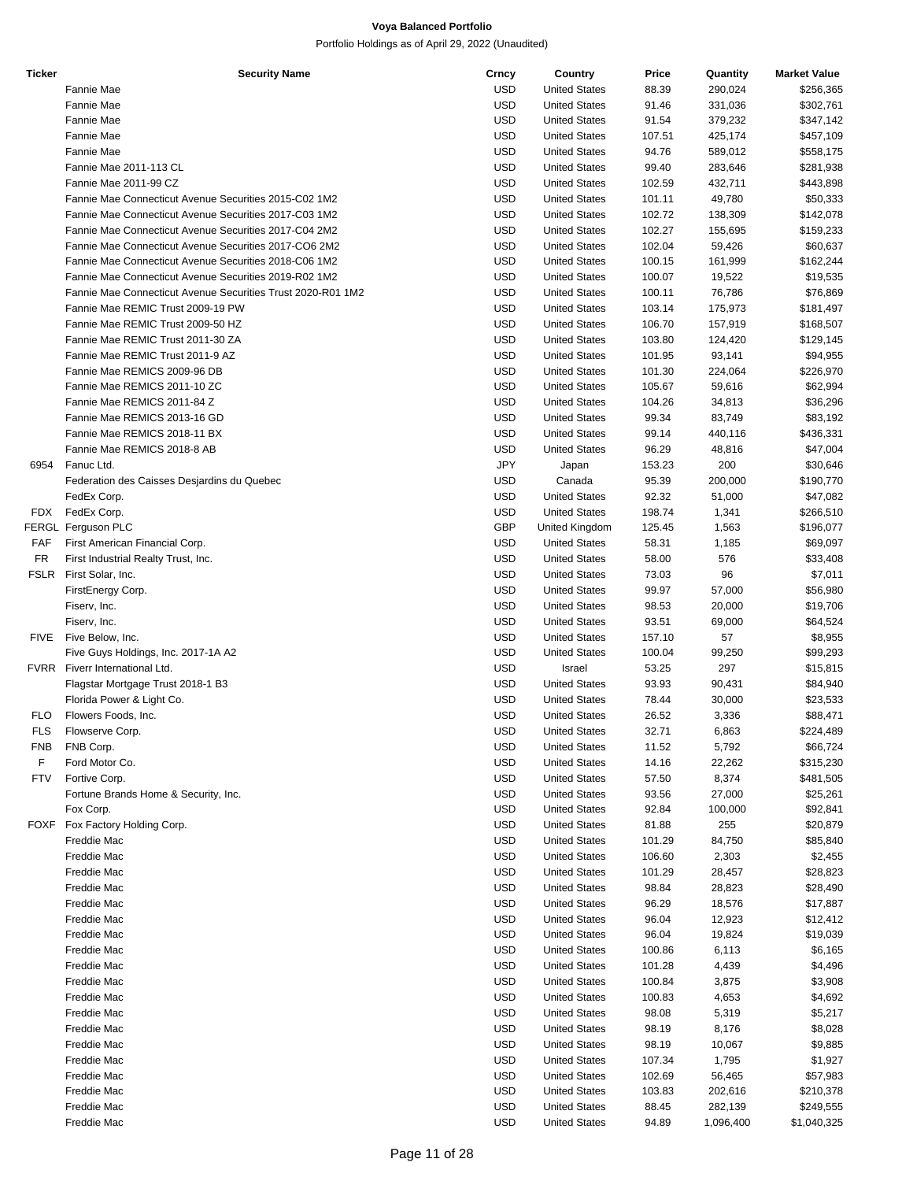**Voya Balanced Portfolio**

Portfolio Holdings as of April 29, 2022 (Unaudited)

| Ticker | Security Name | Crncy | Country | Price | Quantity | Market Value |
|---|---|---|---|---|---|---|
| | Fannie Mae | USD | United States | 88.39 | 290,024 | $256,365 |
| | Fannie Mae | USD | United States | 91.46 | 331,036 | $302,761 |
| | Fannie Mae | USD | United States | 91.54 | 379,232 | $347,142 |
| | Fannie Mae | USD | United States | 107.51 | 425,174 | $457,109 |
| | Fannie Mae | USD | United States | 94.76 | 589,012 | $558,175 |
| | Fannie Mae 2011-113 CL | USD | United States | 99.40 | 283,646 | $281,938 |
| | Fannie Mae 2011-99 CZ | USD | United States | 102.59 | 432,711 | $443,898 |
| | Fannie Mae Connecticut Avenue Securities 2015-C02 1M2 | USD | United States | 101.11 | 49,780 | $50,333 |
| | Fannie Mae Connecticut Avenue Securities 2017-C03 1M2 | USD | United States | 102.72 | 138,309 | $142,078 |
| | Fannie Mae Connecticut Avenue Securities 2017-C04 2M2 | USD | United States | 102.27 | 155,695 | $159,233 |
| | Fannie Mae Connecticut Avenue Securities 2017-CO6 2M2 | USD | United States | 102.04 | 59,426 | $60,637 |
| | Fannie Mae Connecticut Avenue Securities 2018-C06 1M2 | USD | United States | 100.15 | 161,999 | $162,244 |
| | Fannie Mae Connecticut Avenue Securities 2019-R02 1M2 | USD | United States | 100.07 | 19,522 | $19,535 |
| | Fannie Mae Connecticut Avenue Securities Trust 2020-R01 1M2 | USD | United States | 100.11 | 76,786 | $76,869 |
| | Fannie Mae REMIC Trust 2009-19 PW | USD | United States | 103.14 | 175,973 | $181,497 |
| | Fannie Mae REMIC Trust 2009-50 HZ | USD | United States | 106.70 | 157,919 | $168,507 |
| | Fannie Mae REMIC Trust 2011-30 ZA | USD | United States | 103.80 | 124,420 | $129,145 |
| | Fannie Mae REMIC Trust 2011-9 AZ | USD | United States | 101.95 | 93,141 | $94,955 |
| | Fannie Mae REMICS 2009-96 DB | USD | United States | 101.30 | 224,064 | $226,970 |
| | Fannie Mae REMICS 2011-10 ZC | USD | United States | 105.67 | 59,616 | $62,994 |
| | Fannie Mae REMICS 2011-84 Z | USD | United States | 104.26 | 34,813 | $36,296 |
| | Fannie Mae REMICS 2013-16 GD | USD | United States | 99.34 | 83,749 | $83,192 |
| | Fannie Mae REMICS 2018-11 BX | USD | United States | 99.14 | 440,116 | $436,331 |
| | Fannie Mae REMICS 2018-8 AB | USD | United States | 96.29 | 48,816 | $47,004 |
| 6954 | Fanuc Ltd. | JPY | Japan | 153.23 | 200 | $30,646 |
| | Federation des Caisses Desjardins du Quebec | USD | Canada | 95.39 | 200,000 | $190,770 |
| | FedEx Corp. | USD | United States | 92.32 | 51,000 | $47,082 |
| FDX | FedEx Corp. | USD | United States | 198.74 | 1,341 | $266,510 |
| FERGL | Ferguson PLC | GBP | United Kingdom | 125.45 | 1,563 | $196,077 |
| FAF | First American Financial Corp. | USD | United States | 58.31 | 1,185 | $69,097 |
| FR | First Industrial Realty Trust, Inc. | USD | United States | 58.00 | 576 | $33,408 |
| FSLR | First Solar, Inc. | USD | United States | 73.03 | 96 | $7,011 |
| | FirstEnergy Corp. | USD | United States | 99.97 | 57,000 | $56,980 |
| | Fiserv, Inc. | USD | United States | 98.53 | 20,000 | $19,706 |
| | Fiserv, Inc. | USD | United States | 93.51 | 69,000 | $64,524 |
| FIVE | Five Below, Inc. | USD | United States | 157.10 | 57 | $8,955 |
| | Five Guys Holdings, Inc. 2017-1A A2 | USD | United States | 100.04 | 99,250 | $99,293 |
| FVRR | Fiverr International Ltd. | USD | Israel | 53.25 | 297 | $15,815 |
| | Flagstar Mortgage Trust 2018-1 B3 | USD | United States | 93.93 | 90,431 | $84,940 |
| | Florida Power & Light Co. | USD | United States | 78.44 | 30,000 | $23,533 |
| FLO | Flowers Foods, Inc. | USD | United States | 26.52 | 3,336 | $88,471 |
| FLS | Flowserve Corp. | USD | United States | 32.71 | 6,863 | $224,489 |
| FNB | FNB Corp. | USD | United States | 11.52 | 5,792 | $66,724 |
| F | Ford Motor Co. | USD | United States | 14.16 | 22,262 | $315,230 |
| FTV | Fortive Corp. | USD | United States | 57.50 | 8,374 | $481,505 |
| | Fortune Brands Home & Security, Inc. | USD | United States | 93.56 | 27,000 | $25,261 |
| | Fox Corp. | USD | United States | 92.84 | 100,000 | $92,841 |
| FOXF | Fox Factory Holding Corp. | USD | United States | 81.88 | 255 | $20,879 |
| | Freddie Mac | USD | United States | 101.29 | 84,750 | $85,840 |
| | Freddie Mac | USD | United States | 106.60 | 2,303 | $2,455 |
| | Freddie Mac | USD | United States | 101.29 | 28,457 | $28,823 |
| | Freddie Mac | USD | United States | 98.84 | 28,823 | $28,490 |
| | Freddie Mac | USD | United States | 96.29 | 18,576 | $17,887 |
| | Freddie Mac | USD | United States | 96.04 | 12,923 | $12,412 |
| | Freddie Mac | USD | United States | 96.04 | 19,824 | $19,039 |
| | Freddie Mac | USD | United States | 100.86 | 6,113 | $6,165 |
| | Freddie Mac | USD | United States | 101.28 | 4,439 | $4,496 |
| | Freddie Mac | USD | United States | 100.84 | 3,875 | $3,908 |
| | Freddie Mac | USD | United States | 100.83 | 4,653 | $4,692 |
| | Freddie Mac | USD | United States | 98.08 | 5,319 | $5,217 |
| | Freddie Mac | USD | United States | 98.19 | 8,176 | $8,028 |
| | Freddie Mac | USD | United States | 98.19 | 10,067 | $9,885 |
| | Freddie Mac | USD | United States | 107.34 | 1,795 | $1,927 |
| | Freddie Mac | USD | United States | 102.69 | 56,465 | $57,983 |
| | Freddie Mac | USD | United States | 103.83 | 202,616 | $210,378 |
| | Freddie Mac | USD | United States | 88.45 | 282,139 | $249,555 |
| | Freddie Mac | USD | United States | 94.89 | 1,096,400 | $1,040,325 |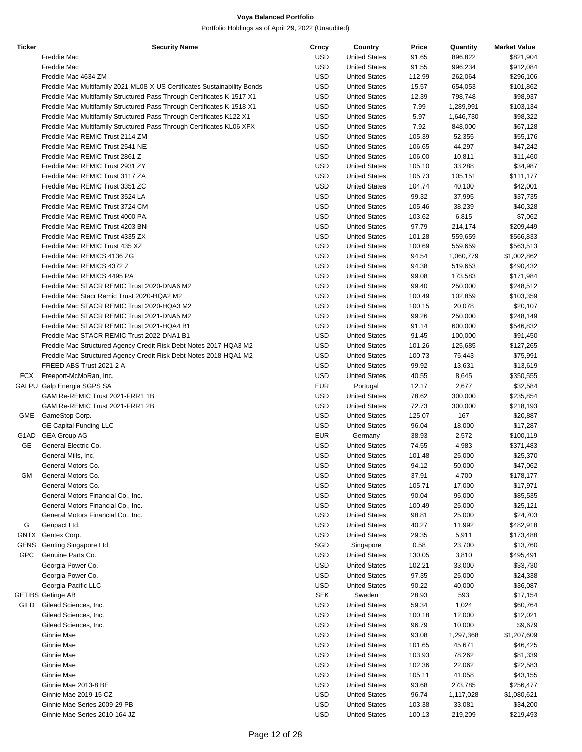# Voya Balanced Portfolio

Portfolio Holdings as of April 29, 2022 (Unaudited)

| Ticker | Security Name | Crncy | Country | Price | Quantity | Market Value |
|---|---|---|---|---|---|---|
| | Freddie Mac | USD | United States | 91.65 | 896,822 | $821,904 |
| | Freddie Mac | USD | United States | 91.55 | 996,234 | $912,084 |
| | Freddie Mac 4634 ZM | USD | United States | 112.99 | 262,064 | $296,106 |
| | Freddie Mac Multifamily 2021-ML08-X-US Certificates Sustainability Bonds | USD | United States | 15.57 | 654,053 | $101,862 |
| | Freddie Mac Multifamily Structured Pass Through Certificates K-1517 X1 | USD | United States | 12.39 | 798,748 | $98,937 |
| | Freddie Mac Multifamily Structured Pass Through Certificates K-1518 X1 | USD | United States | 7.99 | 1,289,991 | $103,134 |
| | Freddie Mac Multifamily Structured Pass Through Certificates K122 X1 | USD | United States | 5.97 | 1,646,730 | $98,322 |
| | Freddie Mac Multifamily Structured Pass Through Certificates KL06 XFX | USD | United States | 7.92 | 848,000 | $67,128 |
| | Freddie Mac REMIC Trust 2114 ZM | USD | United States | 105.39 | 52,355 | $55,176 |
| | Freddie Mac REMIC Trust 2541 NE | USD | United States | 106.65 | 44,297 | $47,242 |
| | Freddie Mac REMIC Trust 2861 Z | USD | United States | 106.00 | 10,811 | $11,460 |
| | Freddie Mac REMIC Trust 2931 ZY | USD | United States | 105.10 | 33,288 | $34,987 |
| | Freddie Mac REMIC Trust 3117 ZA | USD | United States | 105.73 | 105,151 | $111,177 |
| | Freddie Mac REMIC Trust 3351 ZC | USD | United States | 104.74 | 40,100 | $42,001 |
| | Freddie Mac REMIC Trust 3524 LA | USD | United States | 99.32 | 37,995 | $37,735 |
| | Freddie Mac REMIC Trust 3724 CM | USD | United States | 105.46 | 38,239 | $40,328 |
| | Freddie Mac REMIC Trust 4000 PA | USD | United States | 103.62 | 6,815 | $7,062 |
| | Freddie Mac REMIC Trust 4203 BN | USD | United States | 97.79 | 214,174 | $209,449 |
| | Freddie Mac REMIC Trust 4335 ZX | USD | United States | 101.28 | 559,659 | $566,833 |
| | Freddie Mac REMIC Trust 435 XZ | USD | United States | 100.69 | 559,659 | $563,513 |
| | Freddie Mac REMICS 4136 ZG | USD | United States | 94.54 | 1,060,779 | $1,002,862 |
| | Freddie Mac REMICS 4372 Z | USD | United States | 94.38 | 519,653 | $490,432 |
| | Freddie Mac REMICS 4495 PA | USD | United States | 99.08 | 173,583 | $171,984 |
| | Freddie Mac STACR REMIC Trust 2020-DNA6 M2 | USD | United States | 99.40 | 250,000 | $248,512 |
| | Freddie Mac Stacr Remic Trust 2020-HQA2 M2 | USD | United States | 100.49 | 102,859 | $103,359 |
| | Freddie Mac STACR REMIC Trust 2020-HQA3 M2 | USD | United States | 100.15 | 20,078 | $20,107 |
| | Freddie Mac STACR REMIC Trust 2021-DNA5 M2 | USD | United States | 99.26 | 250,000 | $248,149 |
| | Freddie Mac STACR REMIC Trust 2021-HQA4 B1 | USD | United States | 91.14 | 600,000 | $546,832 |
| | Freddie Mac STACR REMIC Trust 2022-DNA1 B1 | USD | United States | 91.45 | 100,000 | $91,450 |
| | Freddie Mac Structured Agency Credit Risk Debt Notes 2017-HQA3 M2 | USD | United States | 101.26 | 125,685 | $127,265 |
| | Freddie Mac Structured Agency Credit Risk Debt Notes 2018-HQA1 M2 | USD | United States | 100.73 | 75,443 | $75,991 |
| | FREED ABS Trust 2021-2 A | USD | United States | 99.92 | 13,631 | $13,619 |
| FCX | Freeport-McMoRan, Inc. | USD | United States | 40.55 | 8,645 | $350,555 |
| GALPU | Galp Energia SGPS SA | EUR | Portugal | 12.17 | 2,677 | $32,584 |
| | GAM Re-REMIC Trust 2021-FRR1 1B | USD | United States | 78.62 | 300,000 | $235,854 |
| | GAM Re-REMIC Trust 2021-FRR1 2B | USD | United States | 72.73 | 300,000 | $218,193 |
| GME | GameStop Corp. | USD | United States | 125.07 | 167 | $20,887 |
| | GE Capital Funding LLC | USD | United States | 96.04 | 18,000 | $17,287 |
| G1AD | GEA Group AG | EUR | Germany | 38.93 | 2,572 | $100,119 |
| GE | General Electric Co. | USD | United States | 74.55 | 4,983 | $371,483 |
| | General Mills, Inc. | USD | United States | 101.48 | 25,000 | $25,370 |
| | General Motors Co. | USD | United States | 94.12 | 50,000 | $47,062 |
| GM | General Motors Co. | USD | United States | 37.91 | 4,700 | $178,177 |
| | General Motors Co. | USD | United States | 105.71 | 17,000 | $17,971 |
| | General Motors Financial Co., Inc. | USD | United States | 90.04 | 95,000 | $85,535 |
| | General Motors Financial Co., Inc. | USD | United States | 100.49 | 25,000 | $25,121 |
| | General Motors Financial Co., Inc. | USD | United States | 98.81 | 25,000 | $24,703 |
| G | Genpact Ltd. | USD | United States | 40.27 | 11,992 | $482,918 |
| GNTX | Gentex Corp. | USD | United States | 29.35 | 5,911 | $173,488 |
| GENS | Genting Singapore Ltd. | SGD | Singapore | 0.58 | 23,700 | $13,760 |
| GPC | Genuine Parts Co. | USD | United States | 130.05 | 3,810 | $495,491 |
| | Georgia Power Co. | USD | United States | 102.21 | 33,000 | $33,730 |
| | Georgia Power Co. | USD | United States | 97.35 | 25,000 | $24,338 |
| | Georgia-Pacific LLC | USD | United States | 90.22 | 40,000 | $36,087 |
| GETIBS | Getinge AB | SEK | Sweden | 28.93 | 593 | $17,154 |
| GILD | Gilead Sciences, Inc. | USD | United States | 59.34 | 1,024 | $60,764 |
| | Gilead Sciences, Inc. | USD | United States | 100.18 | 12,000 | $12,021 |
| | Gilead Sciences, Inc. | USD | United States | 96.79 | 10,000 | $9,679 |
| | Ginnie Mae | USD | United States | 93.08 | 1,297,368 | $1,207,609 |
| | Ginnie Mae | USD | United States | 101.65 | 45,671 | $46,425 |
| | Ginnie Mae | USD | United States | 103.93 | 78,262 | $81,339 |
| | Ginnie Mae | USD | United States | 102.36 | 22,062 | $22,583 |
| | Ginnie Mae | USD | United States | 105.11 | 41,058 | $43,155 |
| | Ginnie Mae 2013-8 BE | USD | United States | 93.68 | 273,785 | $256,477 |
| | Ginnie Mae 2019-15 CZ | USD | United States | 96.74 | 1,117,028 | $1,080,621 |
| | Ginnie Mae Series 2009-29 PB | USD | United States | 103.38 | 33,081 | $34,200 |
| | Ginnie Mae Series 2010-164 JZ | USD | United States | 100.13 | 219,209 | $219,493 |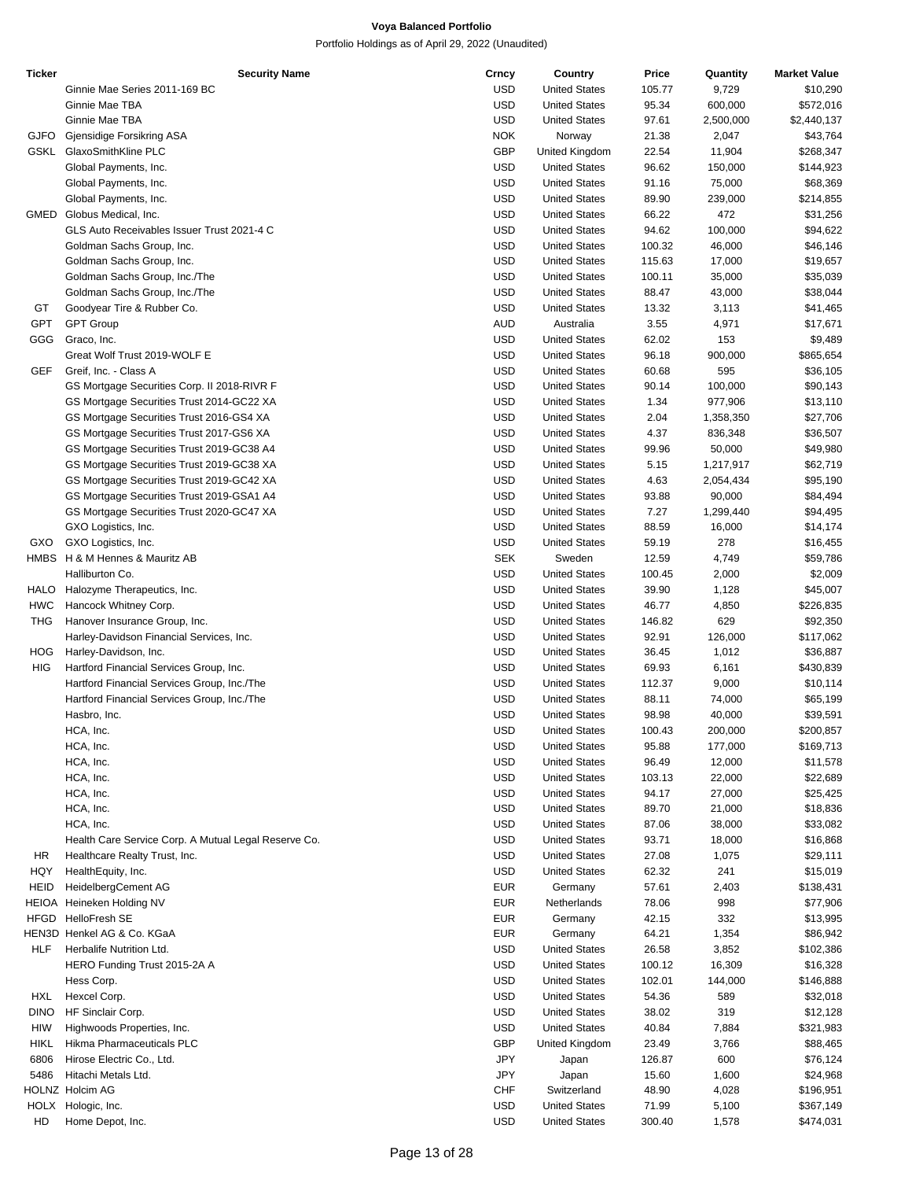# Voya Balanced Portfolio

Portfolio Holdings as of April 29, 2022 (Unaudited)

| Ticker | Security Name | Crncy | Country | Price | Quantity | Market Value |
|---|---|---|---|---|---|---|
| | Ginnie Mae Series 2011-169 BC | USD | United States | 105.77 | 9,729 | $10,290 |
| | Ginnie Mae TBA | USD | United States | 95.34 | 600,000 | $572,016 |
| | Ginnie Mae TBA | USD | United States | 97.61 | 2,500,000 | $2,440,137 |
| GJFO | Gjensidige Forsikring ASA | NOK | Norway | 21.38 | 2,047 | $43,764 |
| GSKL | GlaxoSmithKline PLC | GBP | United Kingdom | 22.54 | 11,904 | $268,347 |
| | Global Payments, Inc. | USD | United States | 96.62 | 150,000 | $144,923 |
| | Global Payments, Inc. | USD | United States | 91.16 | 75,000 | $68,369 |
| | Global Payments, Inc. | USD | United States | 89.90 | 239,000 | $214,855 |
| GMED | Globus Medical, Inc. | USD | United States | 66.22 | 472 | $31,256 |
| | GLS Auto Receivables Issuer Trust 2021-4 C | USD | United States | 94.62 | 100,000 | $94,622 |
| | Goldman Sachs Group, Inc. | USD | United States | 100.32 | 46,000 | $46,146 |
| | Goldman Sachs Group, Inc. | USD | United States | 115.63 | 17,000 | $19,657 |
| | Goldman Sachs Group, Inc./The | USD | United States | 100.11 | 35,000 | $35,039 |
| | Goldman Sachs Group, Inc./The | USD | United States | 88.47 | 43,000 | $38,044 |
| GT | Goodyear Tire & Rubber Co. | USD | United States | 13.32 | 3,113 | $41,465 |
| GPT | GPT Group | AUD | Australia | 3.55 | 4,971 | $17,671 |
| GGG | Graco, Inc. | USD | United States | 62.02 | 153 | $9,489 |
| | Great Wolf Trust 2019-WOLF E | USD | United States | 96.18 | 900,000 | $865,654 |
| GEF | Greif, Inc. - Class A | USD | United States | 60.68 | 595 | $36,105 |
| | GS Mortgage Securities Corp. II 2018-RIVR F | USD | United States | 90.14 | 100,000 | $90,143 |
| | GS Mortgage Securities Trust 2014-GC22 XA | USD | United States | 1.34 | 977,906 | $13,110 |
| | GS Mortgage Securities Trust 2016-GS4 XA | USD | United States | 2.04 | 1,358,350 | $27,706 |
| | GS Mortgage Securities Trust 2017-GS6 XA | USD | United States | 4.37 | 836,348 | $36,507 |
| | GS Mortgage Securities Trust 2019-GC38 A4 | USD | United States | 99.96 | 50,000 | $49,980 |
| | GS Mortgage Securities Trust 2019-GC38 XA | USD | United States | 5.15 | 1,217,917 | $62,719 |
| | GS Mortgage Securities Trust 2019-GC42 XA | USD | United States | 4.63 | 2,054,434 | $95,190 |
| | GS Mortgage Securities Trust 2019-GSA1 A4 | USD | United States | 93.88 | 90,000 | $84,494 |
| | GS Mortgage Securities Trust 2020-GC47 XA | USD | United States | 7.27 | 1,299,440 | $94,495 |
| | GXO Logistics, Inc. | USD | United States | 88.59 | 16,000 | $14,174 |
| GXO | GXO Logistics, Inc. | USD | United States | 59.19 | 278 | $16,455 |
| HMBS | H & M Hennes & Mauritz AB | SEK | Sweden | 12.59 | 4,749 | $59,786 |
| | Halliburton Co. | USD | United States | 100.45 | 2,000 | $2,009 |
| HALO | Halozyme Therapeutics, Inc. | USD | United States | 39.90 | 1,128 | $45,007 |
| HWC | Hancock Whitney Corp. | USD | United States | 46.77 | 4,850 | $226,835 |
| THG | Hanover Insurance Group, Inc. | USD | United States | 146.82 | 629 | $92,350 |
| | Harley-Davidson Financial Services, Inc. | USD | United States | 92.91 | 126,000 | $117,062 |
| HOG | Harley-Davidson, Inc. | USD | United States | 36.45 | 1,012 | $36,887 |
| HIG | Hartford Financial Services Group, Inc. | USD | United States | 69.93 | 6,161 | $430,839 |
| | Hartford Financial Services Group, Inc./The | USD | United States | 112.37 | 9,000 | $10,114 |
| | Hartford Financial Services Group, Inc./The | USD | United States | 88.11 | 74,000 | $65,199 |
| | Hasbro, Inc. | USD | United States | 98.98 | 40,000 | $39,591 |
| | HCA, Inc. | USD | United States | 100.43 | 200,000 | $200,857 |
| | HCA, Inc. | USD | United States | 95.88 | 177,000 | $169,713 |
| | HCA, Inc. | USD | United States | 96.49 | 12,000 | $11,578 |
| | HCA, Inc. | USD | United States | 103.13 | 22,000 | $22,689 |
| | HCA, Inc. | USD | United States | 94.17 | 27,000 | $25,425 |
| | HCA, Inc. | USD | United States | 89.70 | 21,000 | $18,836 |
| | HCA, Inc. | USD | United States | 87.06 | 38,000 | $33,082 |
| | Health Care Service Corp. A Mutual Legal Reserve Co. | USD | United States | 93.71 | 18,000 | $16,868 |
| HR | Healthcare Realty Trust, Inc. | USD | United States | 27.08 | 1,075 | $29,111 |
| HQY | HealthEquity, Inc. | USD | United States | 62.32 | 241 | $15,019 |
| HEID | HeidelbergCement AG | EUR | Germany | 57.61 | 2,403 | $138,431 |
| HEIOA | Heineken Holding NV | EUR | Netherlands | 78.06 | 998 | $77,906 |
| HFGD | HelloFresh SE | EUR | Germany | 42.15 | 332 | $13,995 |
| HEN3D | Henkel AG & Co. KGaA | EUR | Germany | 64.21 | 1,354 | $86,942 |
| HLF | Herbalife Nutrition Ltd. | USD | United States | 26.58 | 3,852 | $102,386 |
| | HERO Funding Trust 2015-2A A | USD | United States | 100.12 | 16,309 | $16,328 |
| | Hess Corp. | USD | United States | 102.01 | 144,000 | $146,888 |
| HXL | Hexcel Corp. | USD | United States | 54.36 | 589 | $32,018 |
| DINO | HF Sinclair Corp. | USD | United States | 38.02 | 319 | $12,128 |
| HIW | Highwoods Properties, Inc. | USD | United States | 40.84 | 7,884 | $321,983 |
| HIKL | Hikma Pharmaceuticals PLC | GBP | United Kingdom | 23.49 | 3,766 | $88,465 |
| 6806 | Hirose Electric Co., Ltd. | JPY | Japan | 126.87 | 600 | $76,124 |
| 5486 | Hitachi Metals Ltd. | JPY | Japan | 15.60 | 1,600 | $24,968 |
| HOLNZ | Holcim AG | CHF | Switzerland | 48.90 | 4,028 | $196,951 |
| HOLX | Hologic, Inc. | USD | United States | 71.99 | 5,100 | $367,149 |
| HD | Home Depot, Inc. | USD | United States | 300.40 | 1,578 | $474,031 |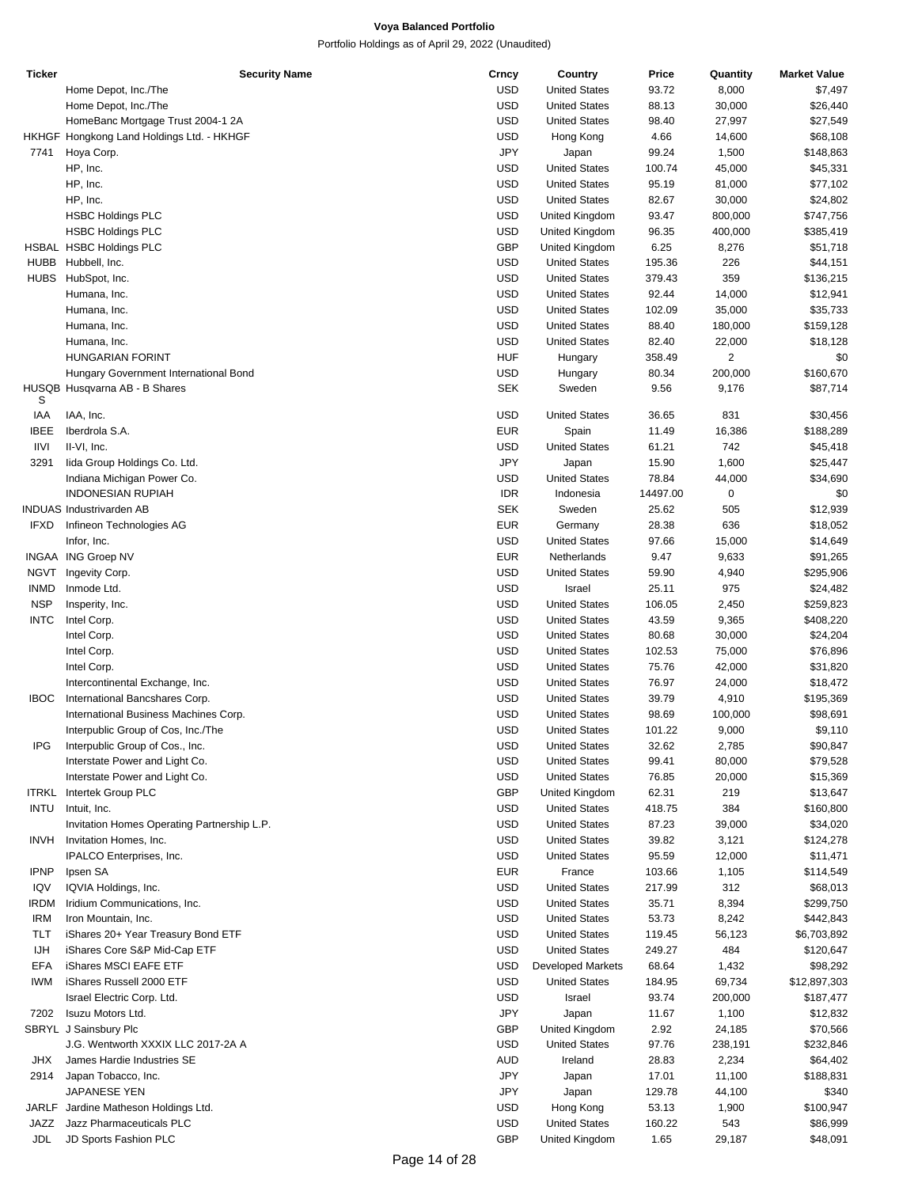# Voya Balanced Portfolio

Portfolio Holdings as of April 29, 2022 (Unaudited)

| Ticker | Security Name | Crncy | Country | Price | Quantity | Market Value |
|---|---|---|---|---|---|---|
| | Home Depot, Inc./The | USD | United States | 93.72 | 8,000 | $7,497 |
| | Home Depot, Inc./The | USD | United States | 88.13 | 30,000 | $26,440 |
| | HomeBanc Mortgage Trust 2004-1 2A | USD | United States | 98.40 | 27,997 | $27,549 |
| HKHGF | Hongkong Land Holdings Ltd. - HKHGF | USD | Hong Kong | 4.66 | 14,600 | $68,108 |
| 7741 | Hoya Corp. | JPY | Japan | 99.24 | 1,500 | $148,863 |
| | HP, Inc. | USD | United States | 100.74 | 45,000 | $45,331 |
| | HP, Inc. | USD | United States | 95.19 | 81,000 | $77,102 |
| | HP, Inc. | USD | United States | 82.67 | 30,000 | $24,802 |
| | HSBC Holdings PLC | USD | United Kingdom | 93.47 | 800,000 | $747,756 |
| | HSBC Holdings PLC | USD | United Kingdom | 96.35 | 400,000 | $385,419 |
| HSBAL | HSBC Holdings PLC | GBP | United Kingdom | 6.25 | 8,276 | $51,718 |
| HUBB | Hubbell, Inc. | USD | United States | 195.36 | 226 | $44,151 |
| HUBS | HubSpot, Inc. | USD | United States | 379.43 | 359 | $136,215 |
| | Humana, Inc. | USD | United States | 92.44 | 14,000 | $12,941 |
| | Humana, Inc. | USD | United States | 102.09 | 35,000 | $35,733 |
| | Humana, Inc. | USD | United States | 88.40 | 180,000 | $159,128 |
| | Humana, Inc. | USD | United States | 82.40 | 22,000 | $18,128 |
| | HUNGARIAN FORINT | HUF | Hungary | 358.49 | 2 | $0 |
| | Hungary Government International Bond | USD | Hungary | 80.34 | 200,000 | $160,670 |
| HUSQBS | Husqvarna AB - B Shares | SEK | Sweden | 9.56 | 9,176 | $87,714 |
| IAA | IAA, Inc. | USD | United States | 36.65 | 831 | $30,456 |
| IBEE | Iberdrola S.A. | EUR | Spain | 11.49 | 16,386 | $188,289 |
| IIVI | II-VI, Inc. | USD | United States | 61.21 | 742 | $45,418 |
| 3291 | Iida Group Holdings Co. Ltd. | JPY | Japan | 15.90 | 1,600 | $25,447 |
| | Indiana Michigan Power Co. | USD | United States | 78.84 | 44,000 | $34,690 |
| | INDONESIAN RUPIAH | IDR | Indonesia | 14497.00 | 0 | $0 |
| INDUAS | Industrivarden AB | SEK | Sweden | 25.62 | 505 | $12,939 |
| IFXD | Infineon Technologies AG | EUR | Germany | 28.38 | 636 | $18,052 |
| | Infor, Inc. | USD | United States | 97.66 | 15,000 | $14,649 |
| INGAA | ING Groep NV | EUR | Netherlands | 9.47 | 9,633 | $91,265 |
| NGVT | Ingevity Corp. | USD | United States | 59.90 | 4,940 | $295,906 |
| INMD | Inmode Ltd. | USD | Israel | 25.11 | 975 | $24,482 |
| NSP | Insperity, Inc. | USD | United States | 106.05 | 2,450 | $259,823 |
| INTC | Intel Corp. | USD | United States | 43.59 | 9,365 | $408,220 |
| | Intel Corp. | USD | United States | 80.68 | 30,000 | $24,204 |
| | Intel Corp. | USD | United States | 102.53 | 75,000 | $76,896 |
| | Intel Corp. | USD | United States | 75.76 | 42,000 | $31,820 |
| | Intercontinental Exchange, Inc. | USD | United States | 76.97 | 24,000 | $18,472 |
| IBOC | International Bancshares Corp. | USD | United States | 39.79 | 4,910 | $195,369 |
| | International Business Machines Corp. | USD | United States | 98.69 | 100,000 | $98,691 |
| | Interpublic Group of Cos, Inc./The | USD | United States | 101.22 | 9,000 | $9,110 |
| IPG | Interpublic Group of Cos., Inc. | USD | United States | 32.62 | 2,785 | $90,847 |
| | Interstate Power and Light Co. | USD | United States | 99.41 | 80,000 | $79,528 |
| | Interstate Power and Light Co. | USD | United States | 76.85 | 20,000 | $15,369 |
| ITRKL | Intertek Group PLC | GBP | United Kingdom | 62.31 | 219 | $13,647 |
| INTU | Intuit, Inc. | USD | United States | 418.75 | 384 | $160,800 |
| | Invitation Homes Operating Partnership L.P. | USD | United States | 87.23 | 39,000 | $34,020 |
| INVH | Invitation Homes, Inc. | USD | United States | 39.82 | 3,121 | $124,278 |
| | IPALCO Enterprises, Inc. | USD | United States | 95.59 | 12,000 | $11,471 |
| IPNP | Ipsen SA | EUR | France | 103.66 | 1,105 | $114,549 |
| IQV | IQVIA Holdings, Inc. | USD | United States | 217.99 | 312 | $68,013 |
| IRDM | Iridium Communications, Inc. | USD | United States | 35.71 | 8,394 | $299,750 |
| IRM | Iron Mountain, Inc. | USD | United States | 53.73 | 8,242 | $442,843 |
| TLT | iShares 20+ Year Treasury Bond ETF | USD | United States | 119.45 | 56,123 | $6,703,892 |
| IJH | iShares Core S&P Mid-Cap ETF | USD | United States | 249.27 | 484 | $120,647 |
| EFA | iShares MSCI EAFE ETF | USD | Developed Markets | 68.64 | 1,432 | $98,292 |
| IWM | iShares Russell 2000 ETF | USD | United States | 184.95 | 69,734 | $12,897,303 |
| | Israel Electric Corp. Ltd. | USD | Israel | 93.74 | 200,000 | $187,477 |
| 7202 | Isuzu Motors Ltd. | JPY | Japan | 11.67 | 1,100 | $12,832 |
| SBRYL | J Sainsbury Plc | GBP | United Kingdom | 2.92 | 24,185 | $70,566 |
| | J.G. Wentworth XXXIX LLC 2017-2A A | USD | United States | 97.76 | 238,191 | $232,846 |
| JHX | James Hardie Industries SE | AUD | Ireland | 28.83 | 2,234 | $64,402 |
| 2914 | Japan Tobacco, Inc. | JPY | Japan | 17.01 | 11,100 | $188,831 |
| | JAPANESE YEN | JPY | Japan | 129.78 | 44,100 | $340 |
| JARLF | Jardine Matheson Holdings Ltd. | USD | Hong Kong | 53.13 | 1,900 | $100,947 |
| JAZZ | Jazz Pharmaceuticals PLC | USD | United States | 160.22 | 543 | $86,999 |
| JDL | JD Sports Fashion PLC | GBP | United Kingdom | 1.65 | 29,187 | $48,091 |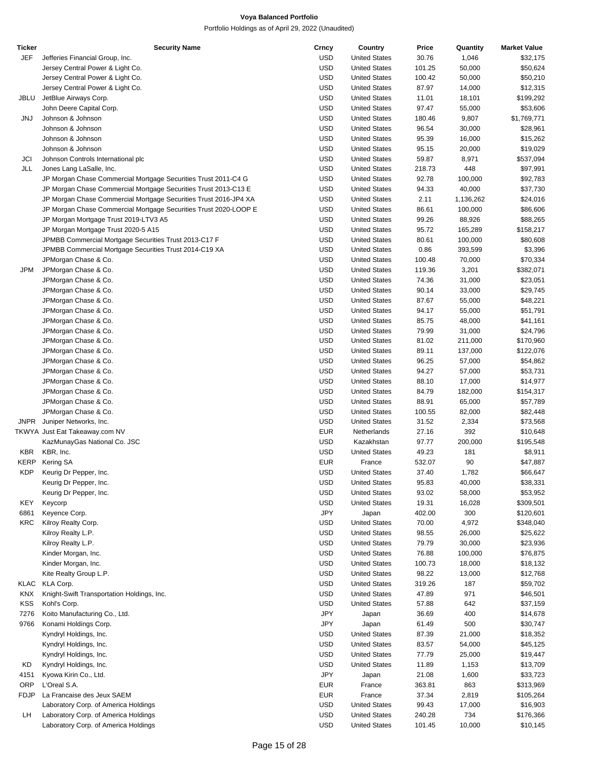**Voya Balanced Portfolio**

Portfolio Holdings as of April 29, 2022 (Unaudited)

| Ticker | Security Name | Crncy | Country | Price | Quantity | Market Value |
|---|---|---|---|---|---|---|
| JEF | Jefferies Financial Group, Inc. | USD | United States | 30.76 | 1,046 | $32,175 |
| | Jersey Central Power & Light Co. | USD | United States | 101.25 | 50,000 | $50,624 |
| | Jersey Central Power & Light Co. | USD | United States | 100.42 | 50,000 | $50,210 |
| | Jersey Central Power & Light Co. | USD | United States | 87.97 | 14,000 | $12,315 |
| JBLU | JetBlue Airways Corp. | USD | United States | 11.01 | 18,101 | $199,292 |
| | John Deere Capital Corp. | USD | United States | 97.47 | 55,000 | $53,606 |
| JNJ | Johnson & Johnson | USD | United States | 180.46 | 9,807 | $1,769,771 |
| | Johnson & Johnson | USD | United States | 96.54 | 30,000 | $28,961 |
| | Johnson & Johnson | USD | United States | 95.39 | 16,000 | $15,262 |
| | Johnson & Johnson | USD | United States | 95.15 | 20,000 | $19,029 |
| JCI | Johnson Controls International plc | USD | United States | 59.87 | 8,971 | $537,094 |
| JLL | Jones Lang LaSalle, Inc. | USD | United States | 218.73 | 448 | $97,991 |
| | JP Morgan Chase Commercial Mortgage Securities Trust 2011-C4 G | USD | United States | 92.78 | 100,000 | $92,783 |
| | JP Morgan Chase Commercial Mortgage Securities Trust 2013-C13 E | USD | United States | 94.33 | 40,000 | $37,730 |
| | JP Morgan Chase Commercial Mortgage Securities Trust 2016-JP4 XA | USD | United States | 2.11 | 1,136,262 | $24,016 |
| | JP Morgan Chase Commercial Mortgage Securities Trust 2020-LOOP E | USD | United States | 86.61 | 100,000 | $86,606 |
| | JP Morgan Mortgage Trust 2019-LTV3 A5 | USD | United States | 99.26 | 88,926 | $88,265 |
| | JP Morgan Mortgage Trust 2020-5 A15 | USD | United States | 95.72 | 165,289 | $158,217 |
| | JPMBB Commercial Mortgage Securities Trust 2013-C17 F | USD | United States | 80.61 | 100,000 | $80,608 |
| | JPMBB Commercial Mortgage Securities Trust 2014-C19 XA | USD | United States | 0.86 | 393,599 | $3,396 |
| | JPMorgan Chase & Co. | USD | United States | 100.48 | 70,000 | $70,334 |
| JPM | JPMorgan Chase & Co. | USD | United States | 119.36 | 3,201 | $382,071 |
| | JPMorgan Chase & Co. | USD | United States | 74.36 | 31,000 | $23,051 |
| | JPMorgan Chase & Co. | USD | United States | 90.14 | 33,000 | $29,745 |
| | JPMorgan Chase & Co. | USD | United States | 87.67 | 55,000 | $48,221 |
| | JPMorgan Chase & Co. | USD | United States | 94.17 | 55,000 | $51,791 |
| | JPMorgan Chase & Co. | USD | United States | 85.75 | 48,000 | $41,161 |
| | JPMorgan Chase & Co. | USD | United States | 79.99 | 31,000 | $24,796 |
| | JPMorgan Chase & Co. | USD | United States | 81.02 | 211,000 | $170,960 |
| | JPMorgan Chase & Co. | USD | United States | 89.11 | 137,000 | $122,076 |
| | JPMorgan Chase & Co. | USD | United States | 96.25 | 57,000 | $54,862 |
| | JPMorgan Chase & Co. | USD | United States | 94.27 | 57,000 | $53,731 |
| | JPMorgan Chase & Co. | USD | United States | 88.10 | 17,000 | $14,977 |
| | JPMorgan Chase & Co. | USD | United States | 84.79 | 182,000 | $154,317 |
| | JPMorgan Chase & Co. | USD | United States | 88.91 | 65,000 | $57,789 |
| | JPMorgan Chase & Co. | USD | United States | 100.55 | 82,000 | $82,448 |
| JNPR | Juniper Networks, Inc. | USD | United States | 31.52 | 2,334 | $73,568 |
| TKWYA | Just Eat Takeaway.com NV | EUR | Netherlands | 27.16 | 392 | $10,648 |
| | KazMunayGas National Co. JSC | USD | Kazakhstan | 97.77 | 200,000 | $195,548 |
| KBR | KBR, Inc. | USD | United States | 49.23 | 181 | $8,911 |
| KERP | Kering SA | EUR | France | 532.07 | 90 | $47,887 |
| KDP | Keurig Dr Pepper, Inc. | USD | United States | 37.40 | 1,782 | $66,647 |
| | Keurig Dr Pepper, Inc. | USD | United States | 95.83 | 40,000 | $38,331 |
| | Keurig Dr Pepper, Inc. | USD | United States | 93.02 | 58,000 | $53,952 |
| KEY | Keycorp | USD | United States | 19.31 | 16,028 | $309,501 |
| 6861 | Keyence Corp. | JPY | Japan | 402.00 | 300 | $120,601 |
| KRC | Kilroy Realty Corp. | USD | United States | 70.00 | 4,972 | $348,040 |
| | Kilroy Realty L.P. | USD | United States | 98.55 | 26,000 | $25,622 |
| | Kilroy Realty L.P. | USD | United States | 79.79 | 30,000 | $23,936 |
| | Kinder Morgan, Inc. | USD | United States | 76.88 | 100,000 | $76,875 |
| | Kinder Morgan, Inc. | USD | United States | 100.73 | 18,000 | $18,132 |
| | Kite Realty Group L.P. | USD | United States | 98.22 | 13,000 | $12,768 |
| KLAC | KLA Corp. | USD | United States | 319.26 | 187 | $59,702 |
| KNX | Knight-Swift Transportation Holdings, Inc. | USD | United States | 47.89 | 971 | $46,501 |
| KSS | Kohl's Corp. | USD | United States | 57.88 | 642 | $37,159 |
| 7276 | Koito Manufacturing Co., Ltd. | JPY | Japan | 36.69 | 400 | $14,678 |
| 9766 | Konami Holdings Corp. | JPY | Japan | 61.49 | 500 | $30,747 |
| | Kyndryl Holdings, Inc. | USD | United States | 87.39 | 21,000 | $18,352 |
| | Kyndryl Holdings, Inc. | USD | United States | 83.57 | 54,000 | $45,125 |
| | Kyndryl Holdings, Inc. | USD | United States | 77.79 | 25,000 | $19,447 |
| KD | Kyndryl Holdings, Inc. | USD | United States | 11.89 | 1,153 | $13,709 |
| 4151 | Kyowa Kirin Co., Ltd. | JPY | Japan | 21.08 | 1,600 | $33,723 |
| ORP | L'Oreal S.A. | EUR | France | 363.81 | 863 | $313,969 |
| FDJP | La Francaise des Jeux SAEM | EUR | France | 37.34 | 2,819 | $105,264 |
| | Laboratory Corp. of America Holdings | USD | United States | 99.43 | 17,000 | $16,903 |
| LH | Laboratory Corp. of America Holdings | USD | United States | 240.28 | 734 | $176,366 |
| | Laboratory Corp. of America Holdings | USD | United States | 101.45 | 10,000 | $10,145 |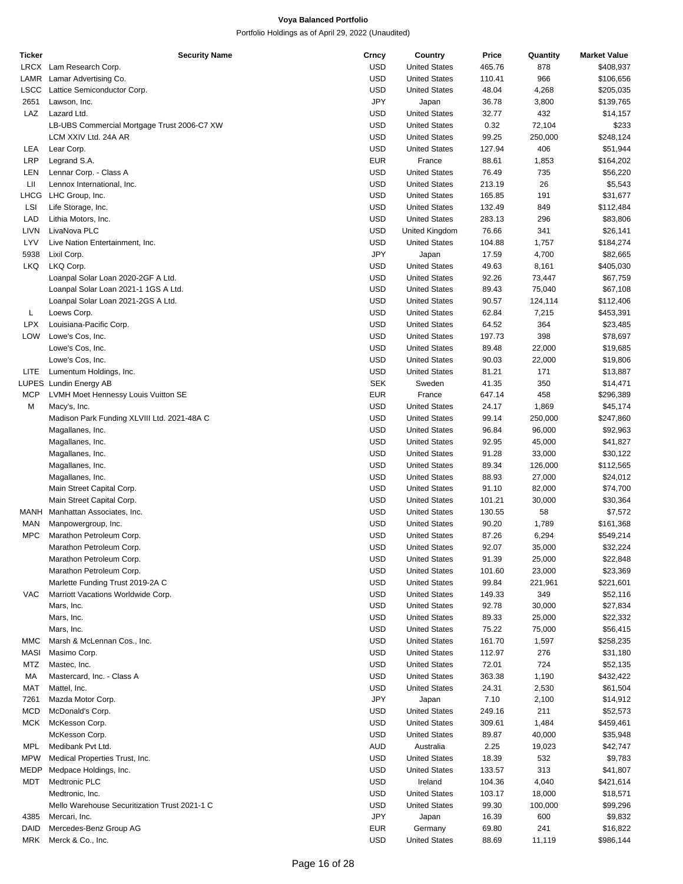**Voya Balanced Portfolio**

Portfolio Holdings as of April 29, 2022 (Unaudited)

| Ticker | Security Name | Crncy | Country | Price | Quantity | Market Value |
|---|---|---|---|---|---|---|
| LRCX | Lam Research Corp. | USD | United States | 465.76 | 878 | $408,937 |
| LAMR | Lamar Advertising Co. | USD | United States | 110.41 | 966 | $106,656 |
| LSCC | Lattice Semiconductor Corp. | USD | United States | 48.04 | 4,268 | $205,035 |
| 2651 | Lawson, Inc. | JPY | Japan | 36.78 | 3,800 | $139,765 |
| LAZ | Lazard Ltd. | USD | United States | 32.77 | 432 | $14,157 |
| | LB-UBS Commercial Mortgage Trust 2006-C7 XW | USD | United States | 0.32 | 72,104 | $233 |
| | LCM XXIV Ltd. 24A AR | USD | United States | 99.25 | 250,000 | $248,124 |
| LEA | Lear Corp. | USD | United States | 127.94 | 406 | $51,944 |
| LRP | Legrand S.A. | EUR | France | 88.61 | 1,853 | $164,202 |
| LEN | Lennar Corp. - Class A | USD | United States | 76.49 | 735 | $56,220 |
| LII | Lennox International, Inc. | USD | United States | 213.19 | 26 | $5,543 |
| LHCG | LHC Group, Inc. | USD | United States | 165.85 | 191 | $31,677 |
| LSI | Life Storage, Inc. | USD | United States | 132.49 | 849 | $112,484 |
| LAD | Lithia Motors, Inc. | USD | United States | 283.13 | 296 | $83,806 |
| LIVN | LivaNova PLC | USD | United Kingdom | 76.66 | 341 | $26,141 |
| LYV | Live Nation Entertainment, Inc. | USD | United States | 104.88 | 1,757 | $184,274 |
| 5938 | Lixil Corp. | JPY | Japan | 17.59 | 4,700 | $82,665 |
| LKQ | LKQ Corp. | USD | United States | 49.63 | 8,161 | $405,030 |
| | Loanpal Solar Loan 2020-2GF A Ltd. | USD | United States | 92.26 | 73,447 | $67,759 |
| | Loanpal Solar Loan 2021-1 1GS A Ltd. | USD | United States | 89.43 | 75,040 | $67,108 |
| | Loanpal Solar Loan 2021-2GS A Ltd. | USD | United States | 90.57 | 124,114 | $112,406 |
| L | Loews Corp. | USD | United States | 62.84 | 7,215 | $453,391 |
| LPX | Louisiana-Pacific Corp. | USD | United States | 64.52 | 364 | $23,485 |
| LOW | Lowe's Cos, Inc. | USD | United States | 197.73 | 398 | $78,697 |
| | Lowe's Cos, Inc. | USD | United States | 89.48 | 22,000 | $19,685 |
| | Lowe's Cos, Inc. | USD | United States | 90.03 | 22,000 | $19,806 |
| LITE | Lumentum Holdings, Inc. | USD | United States | 81.21 | 171 | $13,887 |
| LUPES | Lundin Energy AB | SEK | Sweden | 41.35 | 350 | $14,471 |
| MCP | LVMH Moet Hennessy Louis Vuitton SE | EUR | France | 647.14 | 458 | $296,389 |
| M | Macy's, Inc. | USD | United States | 24.17 | 1,869 | $45,174 |
| | Madison Park Funding XLVIII Ltd. 2021-48A C | USD | United States | 99.14 | 250,000 | $247,860 |
| | Magallanes, Inc. | USD | United States | 96.84 | 96,000 | $92,963 |
| | Magallanes, Inc. | USD | United States | 92.95 | 45,000 | $41,827 |
| | Magallanes, Inc. | USD | United States | 91.28 | 33,000 | $30,122 |
| | Magallanes, Inc. | USD | United States | 89.34 | 126,000 | $112,565 |
| | Magallanes, Inc. | USD | United States | 88.93 | 27,000 | $24,012 |
| | Main Street Capital Corp. | USD | United States | 91.10 | 82,000 | $74,700 |
| | Main Street Capital Corp. | USD | United States | 101.21 | 30,000 | $30,364 |
| MANH | Manhattan Associates, Inc. | USD | United States | 130.55 | 58 | $7,572 |
| MAN | Manpowergroup, Inc. | USD | United States | 90.20 | 1,789 | $161,368 |
| MPC | Marathon Petroleum Corp. | USD | United States | 87.26 | 6,294 | $549,214 |
| | Marathon Petroleum Corp. | USD | United States | 92.07 | 35,000 | $32,224 |
| | Marathon Petroleum Corp. | USD | United States | 91.39 | 25,000 | $22,848 |
| | Marathon Petroleum Corp. | USD | United States | 101.60 | 23,000 | $23,369 |
| | Marlette Funding Trust 2019-2A C | USD | United States | 99.84 | 221,961 | $221,601 |
| VAC | Marriott Vacations Worldwide Corp. | USD | United States | 149.33 | 349 | $52,116 |
| | Mars, Inc. | USD | United States | 92.78 | 30,000 | $27,834 |
| | Mars, Inc. | USD | United States | 89.33 | 25,000 | $22,332 |
| | Mars, Inc. | USD | United States | 75.22 | 75,000 | $56,415 |
| MMC | Marsh & McLennan Cos., Inc. | USD | United States | 161.70 | 1,597 | $258,235 |
| MASI | Masimo Corp. | USD | United States | 112.97 | 276 | $31,180 |
| MTZ | Mastec, Inc. | USD | United States | 72.01 | 724 | $52,135 |
| MA | Mastercard, Inc. - Class A | USD | United States | 363.38 | 1,190 | $432,422 |
| MAT | Mattel, Inc. | USD | United States | 24.31 | 2,530 | $61,504 |
| 7261 | Mazda Motor Corp. | JPY | Japan | 7.10 | 2,100 | $14,912 |
| MCD | McDonald's Corp. | USD | United States | 249.16 | 211 | $52,573 |
| MCK | McKesson Corp. | USD | United States | 309.61 | 1,484 | $459,461 |
| | McKesson Corp. | USD | United States | 89.87 | 40,000 | $35,948 |
| MPL | Medibank Pvt Ltd. | AUD | Australia | 2.25 | 19,023 | $42,747 |
| MPW | Medical Properties Trust, Inc. | USD | United States | 18.39 | 532 | $9,783 |
| MEDP | Medpace Holdings, Inc. | USD | United States | 133.57 | 313 | $41,807 |
| MDT | Medtronic PLC | USD | Ireland | 104.36 | 4,040 | $421,614 |
| | Medtronic, Inc. | USD | United States | 103.17 | 18,000 | $18,571 |
| | Mello Warehouse Securitization Trust 2021-1 C | USD | United States | 99.30 | 100,000 | $99,296 |
| 4385 | Mercari, Inc. | JPY | Japan | 16.39 | 600 | $9,832 |
| DAID | Mercedes-Benz Group AG | EUR | Germany | 69.80 | 241 | $16,822 |
| MRK | Merck & Co., Inc. | USD | United States | 88.69 | 11,119 | $986,144 |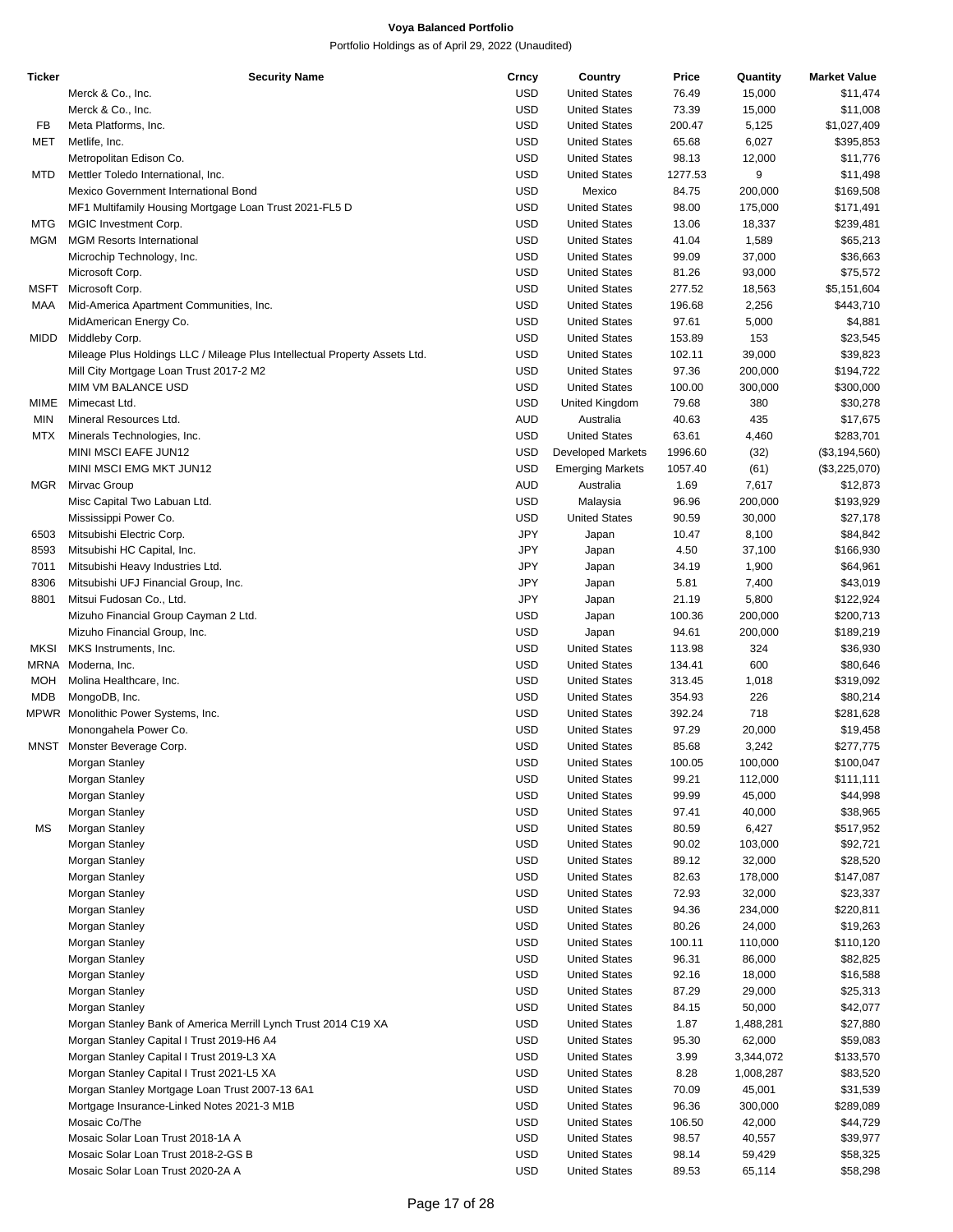# Voya Balanced Portfolio

Portfolio Holdings as of April 29, 2022 (Unaudited)

| Ticker | Security Name | Crncy | Country | Price | Quantity | Market Value |
|---|---|---|---|---|---|---|
| | Merck & Co., Inc. | USD | United States | 76.49 | 15,000 | $11,474 |
| | Merck & Co., Inc. | USD | United States | 73.39 | 15,000 | $11,008 |
| FB | Meta Platforms, Inc. | USD | United States | 200.47 | 5,125 | $1,027,409 |
| MET | Metlife, Inc. | USD | United States | 65.68 | 6,027 | $395,853 |
| | Metropolitan Edison Co. | USD | United States | 98.13 | 12,000 | $11,776 |
| MTD | Mettler Toledo International, Inc. | USD | United States | 1277.53 | 9 | $11,498 |
| | Mexico Government International Bond | USD | Mexico | 84.75 | 200,000 | $169,508 |
| | MF1 Multifamily Housing Mortgage Loan Trust 2021-FL5 D | USD | United States | 98.00 | 175,000 | $171,491 |
| MTG | MGIC Investment Corp. | USD | United States | 13.06 | 18,337 | $239,481 |
| MGM | MGM Resorts International | USD | United States | 41.04 | 1,589 | $65,213 |
| | Microchip Technology, Inc. | USD | United States | 99.09 | 37,000 | $36,663 |
| | Microsoft Corp. | USD | United States | 81.26 | 93,000 | $75,572 |
| MSFT | Microsoft Corp. | USD | United States | 277.52 | 18,563 | $5,151,604 |
| MAA | Mid-America Apartment Communities, Inc. | USD | United States | 196.68 | 2,256 | $443,710 |
| | MidAmerican Energy Co. | USD | United States | 97.61 | 5,000 | $4,881 |
| MIDD | Middleby Corp. | USD | United States | 153.89 | 153 | $23,545 |
| | Mileage Plus Holdings LLC / Mileage Plus Intellectual Property Assets Ltd. | USD | United States | 102.11 | 39,000 | $39,823 |
| | Mill City Mortgage Loan Trust 2017-2 M2 | USD | United States | 97.36 | 200,000 | $194,722 |
| | MIM VM BALANCE USD | USD | United States | 100.00 | 300,000 | $300,000 |
| MIME | Mimecast Ltd. | USD | United Kingdom | 79.68 | 380 | $30,278 |
| MIN | Mineral Resources Ltd. | AUD | Australia | 40.63 | 435 | $17,675 |
| MTX | Minerals Technologies, Inc. | USD | United States | 63.61 | 4,460 | $283,701 |
| | MINI MSCI EAFE JUN12 | USD | Developed Markets | 1996.60 | (32) | ($3,194,560) |
| | MINI MSCI EMG MKT JUN12 | USD | Emerging Markets | 1057.40 | (61) | ($3,225,070) |
| MGR | Mirvac Group | AUD | Australia | 1.69 | 7,617 | $12,873 |
| | Misc Capital Two Labuan Ltd. | USD | Malaysia | 96.96 | 200,000 | $193,929 |
| | Mississippi Power Co. | USD | United States | 90.59 | 30,000 | $27,178 |
| 6503 | Mitsubishi Electric Corp. | JPY | Japan | 10.47 | 8,100 | $84,842 |
| 8593 | Mitsubishi HC Capital, Inc. | JPY | Japan | 4.50 | 37,100 | $166,930 |
| 7011 | Mitsubishi Heavy Industries Ltd. | JPY | Japan | 34.19 | 1,900 | $64,961 |
| 8306 | Mitsubishi UFJ Financial Group, Inc. | JPY | Japan | 5.81 | 7,400 | $43,019 |
| 8801 | Mitsui Fudosan Co., Ltd. | JPY | Japan | 21.19 | 5,800 | $122,924 |
| | Mizuho Financial Group Cayman 2 Ltd. | USD | Japan | 100.36 | 200,000 | $200,713 |
| | Mizuho Financial Group, Inc. | USD | Japan | 94.61 | 200,000 | $189,219 |
| MKSI | MKS Instruments, Inc. | USD | United States | 113.98 | 324 | $36,930 |
| MRNA | Moderna, Inc. | USD | United States | 134.41 | 600 | $80,646 |
| MOH | Molina Healthcare, Inc. | USD | United States | 313.45 | 1,018 | $319,092 |
| MDB | MongoDB, Inc. | USD | United States | 354.93 | 226 | $80,214 |
| MPWR | Monolithic Power Systems, Inc. | USD | United States | 392.24 | 718 | $281,628 |
| | Monongahela Power Co. | USD | United States | 97.29 | 20,000 | $19,458 |
| MNST | Monster Beverage Corp. | USD | United States | 85.68 | 3,242 | $277,775 |
| | Morgan Stanley | USD | United States | 100.05 | 100,000 | $100,047 |
| | Morgan Stanley | USD | United States | 99.21 | 112,000 | $111,111 |
| | Morgan Stanley | USD | United States | 99.99 | 45,000 | $44,998 |
| | Morgan Stanley | USD | United States | 97.41 | 40,000 | $38,965 |
| MS | Morgan Stanley | USD | United States | 80.59 | 6,427 | $517,952 |
| | Morgan Stanley | USD | United States | 90.02 | 103,000 | $92,721 |
| | Morgan Stanley | USD | United States | 89.12 | 32,000 | $28,520 |
| | Morgan Stanley | USD | United States | 82.63 | 178,000 | $147,087 |
| | Morgan Stanley | USD | United States | 72.93 | 32,000 | $23,337 |
| | Morgan Stanley | USD | United States | 94.36 | 234,000 | $220,811 |
| | Morgan Stanley | USD | United States | 80.26 | 24,000 | $19,263 |
| | Morgan Stanley | USD | United States | 100.11 | 110,000 | $110,120 |
| | Morgan Stanley | USD | United States | 96.31 | 86,000 | $82,825 |
| | Morgan Stanley | USD | United States | 92.16 | 18,000 | $16,588 |
| | Morgan Stanley | USD | United States | 87.29 | 29,000 | $25,313 |
| | Morgan Stanley | USD | United States | 84.15 | 50,000 | $42,077 |
| | Morgan Stanley Bank of America Merrill Lynch Trust 2014 C19 XA | USD | United States | 1.87 | 1,488,281 | $27,880 |
| | Morgan Stanley Capital I Trust 2019-H6 A4 | USD | United States | 95.30 | 62,000 | $59,083 |
| | Morgan Stanley Capital I Trust 2019-L3 XA | USD | United States | 3.99 | 3,344,072 | $133,570 |
| | Morgan Stanley Capital I Trust 2021-L5 XA | USD | United States | 8.28 | 1,008,287 | $83,520 |
| | Morgan Stanley Mortgage Loan Trust 2007-13 6A1 | USD | United States | 70.09 | 45,001 | $31,539 |
| | Mortgage Insurance-Linked Notes 2021-3 M1B | USD | United States | 96.36 | 300,000 | $289,089 |
| | Mosaic Co/The | USD | United States | 106.50 | 42,000 | $44,729 |
| | Mosaic Solar Loan Trust 2018-1A A | USD | United States | 98.57 | 40,557 | $39,977 |
| | Mosaic Solar Loan Trust 2018-2-GS B | USD | United States | 98.14 | 59,429 | $58,325 |
| | Mosaic Solar Loan Trust 2020-2A A | USD | United States | 89.53 | 65,114 | $58,298 |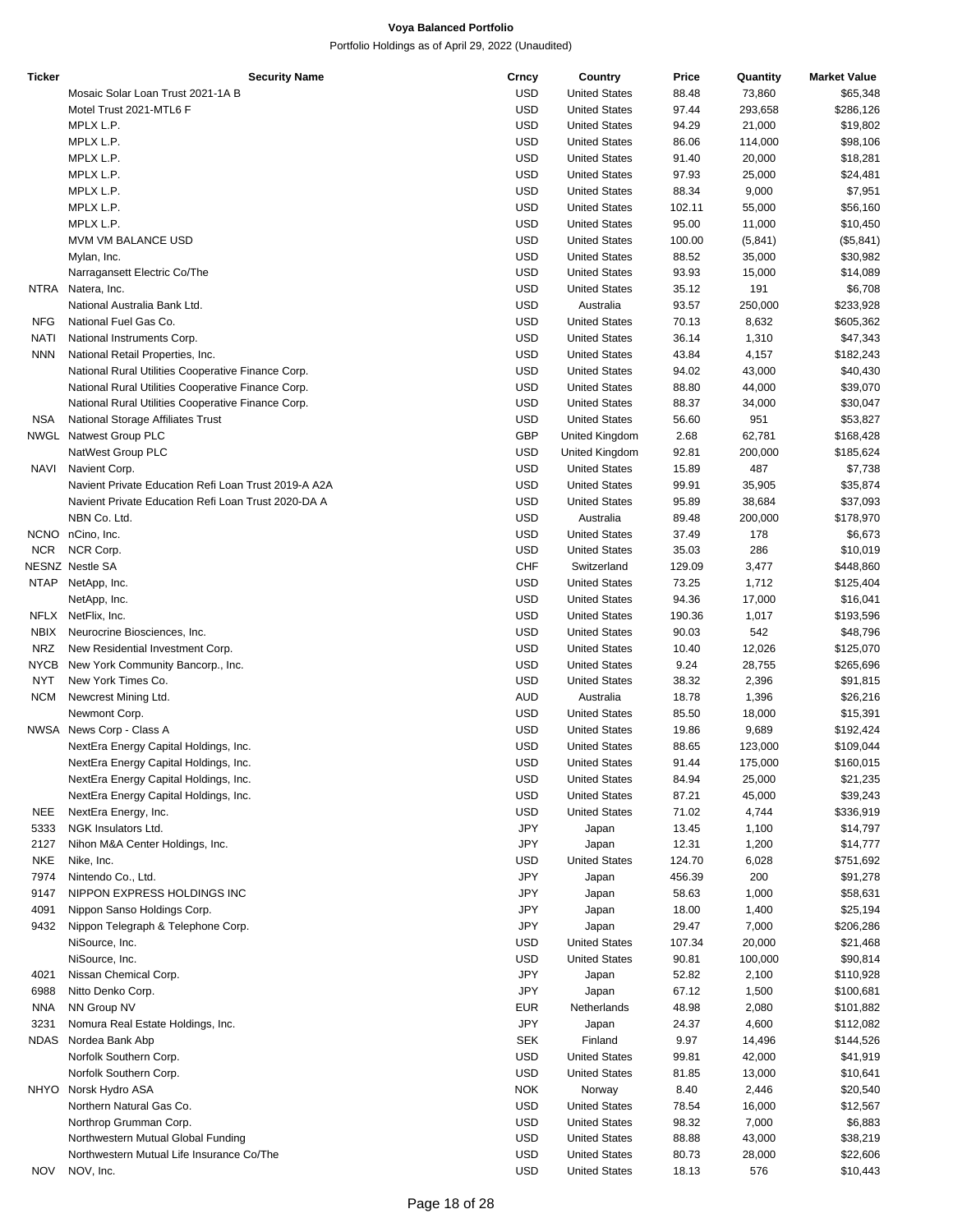**Voya Balanced Portfolio**

Portfolio Holdings as of April 29, 2022 (Unaudited)

| Ticker | Security Name | Crncy | Country | Price | Quantity | Market Value |
|---|---|---|---|---|---|---|
| | Mosaic Solar Loan Trust 2021-1A B | USD | United States | 88.48 | 73,860 | $65,348 |
| | Motel Trust 2021-MTL6 F | USD | United States | 97.44 | 293,658 | $286,126 |
| | MPLX L.P. | USD | United States | 94.29 | 21,000 | $19,802 |
| | MPLX L.P. | USD | United States | 86.06 | 114,000 | $98,106 |
| | MPLX L.P. | USD | United States | 91.40 | 20,000 | $18,281 |
| | MPLX L.P. | USD | United States | 97.93 | 25,000 | $24,481 |
| | MPLX L.P. | USD | United States | 88.34 | 9,000 | $7,951 |
| | MPLX L.P. | USD | United States | 102.11 | 55,000 | $56,160 |
| | MPLX L.P. | USD | United States | 95.00 | 11,000 | $10,450 |
| | MVM VM BALANCE USD | USD | United States | 100.00 | (5,841) | ($5,841) |
| | Mylan, Inc. | USD | United States | 88.52 | 35,000 | $30,982 |
| | Narragansett Electric Co/The | USD | United States | 93.93 | 15,000 | $14,089 |
| NTRA | Natera, Inc. | USD | United States | 35.12 | 191 | $6,708 |
| | National Australia Bank Ltd. | USD | Australia | 93.57 | 250,000 | $233,928 |
| NFG | National Fuel Gas Co. | USD | United States | 70.13 | 8,632 | $605,362 |
| NATI | National Instruments Corp. | USD | United States | 36.14 | 1,310 | $47,343 |
| NNN | National Retail Properties, Inc. | USD | United States | 43.84 | 4,157 | $182,243 |
| | National Rural Utilities Cooperative Finance Corp. | USD | United States | 94.02 | 43,000 | $40,430 |
| | National Rural Utilities Cooperative Finance Corp. | USD | United States | 88.80 | 44,000 | $39,070 |
| | National Rural Utilities Cooperative Finance Corp. | USD | United States | 88.37 | 34,000 | $30,047 |
| NSA | National Storage Affiliates Trust | USD | United States | 56.60 | 951 | $53,827 |
| NWGL | Natwest Group PLC | GBP | United Kingdom | 2.68 | 62,781 | $168,428 |
| | NatWest Group PLC | USD | United Kingdom | 92.81 | 200,000 | $185,624 |
| NAVI | Navient Corp. | USD | United States | 15.89 | 487 | $7,738 |
| | Navient Private Education Refi Loan Trust 2019-A A2A | USD | United States | 99.91 | 35,905 | $35,874 |
| | Navient Private Education Refi Loan Trust 2020-DA A | USD | United States | 95.89 | 38,684 | $37,093 |
| | NBN Co. Ltd. | USD | Australia | 89.48 | 200,000 | $178,970 |
| NCNO | nCino, Inc. | USD | United States | 37.49 | 178 | $6,673 |
| NCR | NCR Corp. | USD | United States | 35.03 | 286 | $10,019 |
| NESNZ | Nestle SA | CHF | Switzerland | 129.09 | 3,477 | $448,860 |
| NTAP | NetApp, Inc. | USD | United States | 73.25 | 1,712 | $125,404 |
| | NetApp, Inc. | USD | United States | 94.36 | 17,000 | $16,041 |
| NFLX | NetFlix, Inc. | USD | United States | 190.36 | 1,017 | $193,596 |
| NBIX | Neurocrine Biosciences, Inc. | USD | United States | 90.03 | 542 | $48,796 |
| NRZ | New Residential Investment Corp. | USD | United States | 10.40 | 12,026 | $125,070 |
| NYCB | New York Community Bancorp., Inc. | USD | United States | 9.24 | 28,755 | $265,696 |
| NYT | New York Times Co. | USD | United States | 38.32 | 2,396 | $91,815 |
| NCM | Newcrest Mining Ltd. | AUD | Australia | 18.78 | 1,396 | $26,216 |
| | Newmont Corp. | USD | United States | 85.50 | 18,000 | $15,391 |
| NWSA | News Corp - Class A | USD | United States | 19.86 | 9,689 | $192,424 |
| | NextEra Energy Capital Holdings, Inc. | USD | United States | 88.65 | 123,000 | $109,044 |
| | NextEra Energy Capital Holdings, Inc. | USD | United States | 91.44 | 175,000 | $160,015 |
| | NextEra Energy Capital Holdings, Inc. | USD | United States | 84.94 | 25,000 | $21,235 |
| | NextEra Energy Capital Holdings, Inc. | USD | United States | 87.21 | 45,000 | $39,243 |
| NEE | NextEra Energy, Inc. | USD | United States | 71.02 | 4,744 | $336,919 |
| 5333 | NGK Insulators Ltd. | JPY | Japan | 13.45 | 1,100 | $14,797 |
| 2127 | Nihon M&A Center Holdings, Inc. | JPY | Japan | 12.31 | 1,200 | $14,777 |
| NKE | Nike, Inc. | USD | United States | 124.70 | 6,028 | $751,692 |
| 7974 | Nintendo Co., Ltd. | JPY | Japan | 456.39 | 200 | $91,278 |
| 9147 | NIPPON EXPRESS HOLDINGS INC | JPY | Japan | 58.63 | 1,000 | $58,631 |
| 4091 | Nippon Sanso Holdings Corp. | JPY | Japan | 18.00 | 1,400 | $25,194 |
| 9432 | Nippon Telegraph & Telephone Corp. | JPY | Japan | 29.47 | 7,000 | $206,286 |
| | NiSource, Inc. | USD | United States | 107.34 | 20,000 | $21,468 |
| | NiSource, Inc. | USD | United States | 90.81 | 100,000 | $90,814 |
| 4021 | Nissan Chemical Corp. | JPY | Japan | 52.82 | 2,100 | $110,928 |
| 6988 | Nitto Denko Corp. | JPY | Japan | 67.12 | 1,500 | $100,681 |
| NNA | NN Group NV | EUR | Netherlands | 48.98 | 2,080 | $101,882 |
| 3231 | Nomura Real Estate Holdings, Inc. | JPY | Japan | 24.37 | 4,600 | $112,082 |
| NDAS | Nordea Bank Abp | SEK | Finland | 9.97 | 14,496 | $144,526 |
| | Norfolk Southern Corp. | USD | United States | 99.81 | 42,000 | $41,919 |
| | Norfolk Southern Corp. | USD | United States | 81.85 | 13,000 | $10,641 |
| NHYO | Norsk Hydro ASA | NOK | Norway | 8.40 | 2,446 | $20,540 |
| | Northern Natural Gas Co. | USD | United States | 78.54 | 16,000 | $12,567 |
| | Northrop Grumman Corp. | USD | United States | 98.32 | 7,000 | $6,883 |
| | Northwestern Mutual Global Funding | USD | United States | 88.88 | 43,000 | $38,219 |
| | Northwestern Mutual Life Insurance Co/The | USD | United States | 80.73 | 28,000 | $22,606 |
| NOV | NOV, Inc. | USD | United States | 18.13 | 576 | $10,443 |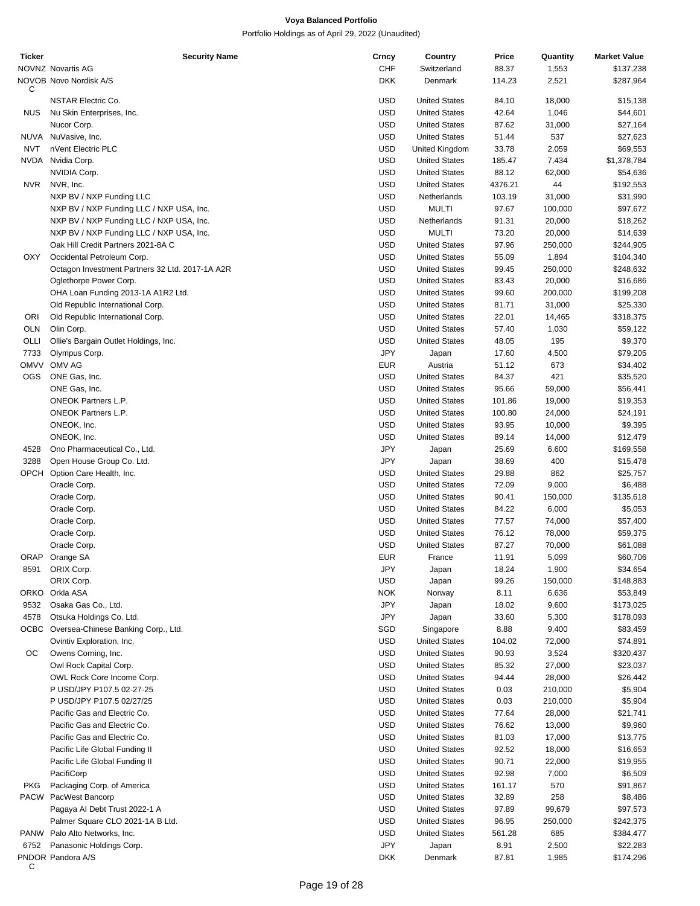# Voya Balanced Portfolio

Portfolio Holdings as of April 29, 2022 (Unaudited)

| Ticker | Security Name | Crncy | Country | Price | Quantity | Market Value |
|---|---|---|---|---|---|---|
| NOVNZ | Novartis AG | CHF | Switzerland | 88.37 | 1,553 | $137,238 |
| NOVOBC | Novo Nordisk A/S | DKK | Denmark | 114.23 | 2,521 | $287,964 |
| | NSTAR Electric Co. | USD | United States | 84.10 | 18,000 | $15,138 |
| NUS | Nu Skin Enterprises, Inc. | USD | United States | 42.64 | 1,046 | $44,601 |
| | Nucor Corp. | USD | United States | 87.62 | 31,000 | $27,164 |
| NUVA | NuVasive, Inc. | USD | United States | 51.44 | 537 | $27,623 |
| NVT | nVent Electric PLC | USD | United Kingdom | 33.78 | 2,059 | $69,553 |
| NVDA | Nvidia Corp. | USD | United States | 185.47 | 7,434 | $1,378,784 |
| | NVIDIA Corp. | USD | United States | 88.12 | 62,000 | $54,636 |
| NVR | NVR, Inc. | USD | United States | 4376.21 | 44 | $192,553 |
| | NXP BV / NXP Funding LLC | USD | Netherlands | 103.19 | 31,000 | $31,990 |
| | NXP BV / NXP Funding LLC / NXP USA, Inc. | USD | MULTI | 97.67 | 100,000 | $97,672 |
| | NXP BV / NXP Funding LLC / NXP USA, Inc. | USD | Netherlands | 91.31 | 20,000 | $18,262 |
| | NXP BV / NXP Funding LLC / NXP USA, Inc. | USD | MULTI | 73.20 | 20,000 | $14,639 |
| | Oak Hill Credit Partners 2021-8A C | USD | United States | 97.96 | 250,000 | $244,905 |
| OXY | Occidental Petroleum Corp. | USD | United States | 55.09 | 1,894 | $104,340 |
| | Octagon Investment Partners 32 Ltd. 2017-1A A2R | USD | United States | 99.45 | 250,000 | $248,632 |
| | Oglethorpe Power Corp. | USD | United States | 83.43 | 20,000 | $16,686 |
| | OHA Loan Funding 2013-1A A1R2 Ltd. | USD | United States | 99.60 | 200,000 | $199,208 |
| | Old Republic International Corp. | USD | United States | 81.71 | 31,000 | $25,330 |
| ORI | Old Republic International Corp. | USD | United States | 22.01 | 14,465 | $318,375 |
| OLN | Olin Corp. | USD | United States | 57.40 | 1,030 | $59,122 |
| OLLI | Ollie's Bargain Outlet Holdings, Inc. | USD | United States | 48.05 | 195 | $9,370 |
| 7733 | Olympus Corp. | JPY | Japan | 17.60 | 4,500 | $79,205 |
| OMVV | OMV AG | EUR | Austria | 51.12 | 673 | $34,402 |
| OGS | ONE Gas, Inc. | USD | United States | 84.37 | 421 | $35,520 |
| | ONE Gas, Inc. | USD | United States | 95.66 | 59,000 | $56,441 |
| | ONEOK Partners L.P. | USD | United States | 101.86 | 19,000 | $19,353 |
| | ONEOK Partners L.P. | USD | United States | 100.80 | 24,000 | $24,191 |
| | ONEOK, Inc. | USD | United States | 93.95 | 10,000 | $9,395 |
| | ONEOK, Inc. | USD | United States | 89.14 | 14,000 | $12,479 |
| 4528 | Ono Pharmaceutical Co., Ltd. | JPY | Japan | 25.69 | 6,600 | $169,558 |
| 3288 | Open House Group Co. Ltd. | JPY | Japan | 38.69 | 400 | $15,478 |
| OPCH | Option Care Health, Inc. | USD | United States | 29.88 | 862 | $25,757 |
| | Oracle Corp. | USD | United States | 72.09 | 9,000 | $6,488 |
| | Oracle Corp. | USD | United States | 90.41 | 150,000 | $135,618 |
| | Oracle Corp. | USD | United States | 84.22 | 6,000 | $5,053 |
| | Oracle Corp. | USD | United States | 77.57 | 74,000 | $57,400 |
| | Oracle Corp. | USD | United States | 76.12 | 78,000 | $59,375 |
| | Oracle Corp. | USD | United States | 87.27 | 70,000 | $61,088 |
| ORAP | Orange SA | EUR | France | 11.91 | 5,099 | $60,706 |
| 8591 | ORIX Corp. | JPY | Japan | 18.24 | 1,900 | $34,654 |
| | ORIX Corp. | USD | Japan | 99.26 | 150,000 | $148,883 |
| ORKO | Orkla ASA | NOK | Norway | 8.11 | 6,636 | $53,849 |
| 9532 | Osaka Gas Co., Ltd. | JPY | Japan | 18.02 | 9,600 | $173,025 |
| 4578 | Otsuka Holdings Co. Ltd. | JPY | Japan | 33.60 | 5,300 | $178,093 |
| OCBC | Oversea-Chinese Banking Corp., Ltd. | SGD | Singapore | 8.88 | 9,400 | $83,459 |
| | Ovintiv Exploration, Inc. | USD | United States | 104.02 | 72,000 | $74,891 |
| OC | Owens Corning, Inc. | USD | United States | 90.93 | 3,524 | $320,437 |
| | Owl Rock Capital Corp. | USD | United States | 85.32 | 27,000 | $23,037 |
| | OWL Rock Core Income Corp. | USD | United States | 94.44 | 28,000 | $26,442 |
| | P USD/JPY P107.5 02-27-25 | USD | United States | 0.03 | 210,000 | $5,904 |
| | P USD/JPY P107.5 02/27/25 | USD | United States | 0.03 | 210,000 | $5,904 |
| | Pacific Gas and Electric Co. | USD | United States | 77.64 | 28,000 | $21,741 |
| | Pacific Gas and Electric Co. | USD | United States | 76.62 | 13,000 | $9,960 |
| | Pacific Gas and Electric Co. | USD | United States | 81.03 | 17,000 | $13,775 |
| | Pacific Life Global Funding II | USD | United States | 92.52 | 18,000 | $16,653 |
| | Pacific Life Global Funding II | USD | United States | 90.71 | 22,000 | $19,955 |
| | PacifiCorp | USD | United States | 92.98 | 7,000 | $6,509 |
| PKG | Packaging Corp. of America | USD | United States | 161.17 | 570 | $91,867 |
| PACW | PacWest Bancorp | USD | United States | 32.89 | 258 | $8,486 |
| | Pagaya AI Debt Trust 2022-1 A | USD | United States | 97.89 | 99,679 | $97,573 |
| | Palmer Square CLO 2021-1A B Ltd. | USD | United States | 96.95 | 250,000 | $242,375 |
| PANW | Palo Alto Networks, Inc. | USD | United States | 561.28 | 685 | $384,477 |
| 6752 | Panasonic Holdings Corp. | JPY | Japan | 8.91 | 2,500 | $22,283 |
| PNDORC | Pandora A/S | DKK | Denmark | 87.81 | 1,985 | $174,296 |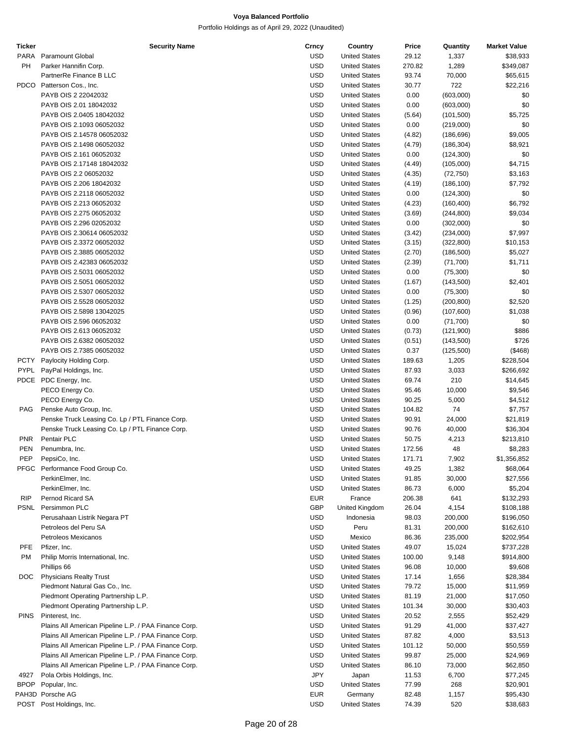# Voya Balanced Portfolio

Portfolio Holdings as of April 29, 2022 (Unaudited)

| Ticker | Security Name | Crncy | Country | Price | Quantity | Market Value |
|---|---|---|---|---|---|---|
| PARA | Paramount Global | USD | United States | 29.12 | 1,337 | $38,933 |
| PH | Parker Hannifin Corp. | USD | United States | 270.82 | 1,289 | $349,087 |
| | PartnerRe Finance B LLC | USD | United States | 93.74 | 70,000 | $65,615 |
| PDCO | Patterson Cos., Inc. | USD | United States | 30.77 | 722 | $22,216 |
| | PAYB OIS 2 22042032 | USD | United States | 0.00 | (603,000) | $0 |
| | PAYB OIS 2.01 18042032 | USD | United States | 0.00 | (603,000) | $0 |
| | PAYB OIS 2.0405 18042032 | USD | United States | (5.64) | (101,500) | $5,725 |
| | PAYB OIS 2.1093 06052032 | USD | United States | 0.00 | (219,000) | $0 |
| | PAYB OIS 2.14578 06052032 | USD | United States | (4.82) | (186,696) | $9,005 |
| | PAYB OIS 2.1498 06052032 | USD | United States | (4.79) | (186,304) | $8,921 |
| | PAYB OIS 2.161 06052032 | USD | United States | 0.00 | (124,300) | $0 |
| | PAYB OIS 2.17148 18042032 | USD | United States | (4.49) | (105,000) | $4,715 |
| | PAYB OIS 2.2 06052032 | USD | United States | (4.35) | (72,750) | $3,163 |
| | PAYB OIS 2.206 18042032 | USD | United States | (4.19) | (186,100) | $7,792 |
| | PAYB OIS 2.2118 06052032 | USD | United States | 0.00 | (124,300) | $0 |
| | PAYB OIS 2.213 06052032 | USD | United States | (4.23) | (160,400) | $6,792 |
| | PAYB OIS 2.275 06052032 | USD | United States | (3.69) | (244,800) | $9,034 |
| | PAYB OIS 2.296 02052032 | USD | United States | 0.00 | (302,000) | $0 |
| | PAYB OIS 2.30614 06052032 | USD | United States | (3.42) | (234,000) | $7,997 |
| | PAYB OIS 2.3372 06052032 | USD | United States | (3.15) | (322,800) | $10,153 |
| | PAYB OIS 2.3885 06052032 | USD | United States | (2.70) | (186,500) | $5,027 |
| | PAYB OIS 2.42383 06052032 | USD | United States | (2.39) | (71,700) | $1,711 |
| | PAYB OIS 2.5031 06052032 | USD | United States | 0.00 | (75,300) | $0 |
| | PAYB OIS 2.5051 06052032 | USD | United States | (1.67) | (143,500) | $2,401 |
| | PAYB OIS 2.5307 06052032 | USD | United States | 0.00 | (75,300) | $0 |
| | PAYB OIS 2.5528 06052032 | USD | United States | (1.25) | (200,800) | $2,520 |
| | PAYB OIS 2.5898 13042025 | USD | United States | (0.96) | (107,600) | $1,038 |
| | PAYB OIS 2.596 06052032 | USD | United States | 0.00 | (71,700) | $0 |
| | PAYB OIS 2.613 06052032 | USD | United States | (0.73) | (121,900) | $886 |
| | PAYB OIS 2.6382 06052032 | USD | United States | (0.51) | (143,500) | $726 |
| | PAYB OIS 2.7385 06052032 | USD | United States | 0.37 | (125,500) | ($468) |
| PCTY | Paylocity Holding Corp. | USD | United States | 189.63 | 1,205 | $228,504 |
| PYPL | PayPal Holdings, Inc. | USD | United States | 87.93 | 3,033 | $266,692 |
| PDCE | PDC Energy, Inc. | USD | United States | 69.74 | 210 | $14,645 |
| | PECO Energy Co. | USD | United States | 95.46 | 10,000 | $9,546 |
| | PECO Energy Co. | USD | United States | 90.25 | 5,000 | $4,512 |
| PAG | Penske Auto Group, Inc. | USD | United States | 104.82 | 74 | $7,757 |
| | Penske Truck Leasing Co. Lp / PTL Finance Corp. | USD | United States | 90.91 | 24,000 | $21,819 |
| | Penske Truck Leasing Co. Lp / PTL Finance Corp. | USD | United States | 90.76 | 40,000 | $36,304 |
| PNR | Pentair PLC | USD | United States | 50.75 | 4,213 | $213,810 |
| PEN | Penumbra, Inc. | USD | United States | 172.56 | 48 | $8,283 |
| PEP | PepsiCo, Inc. | USD | United States | 171.71 | 7,902 | $1,356,852 |
| PFGC | Performance Food Group Co. | USD | United States | 49.25 | 1,382 | $68,064 |
| | PerkinElmer, Inc. | USD | United States | 91.85 | 30,000 | $27,556 |
| | PerkinElmer, Inc. | USD | United States | 86.73 | 6,000 | $5,204 |
| RIP | Pernod Ricard SA | EUR | France | 206.38 | 641 | $132,293 |
| PSNL | Persimmon PLC | GBP | United Kingdom | 26.04 | 4,154 | $108,188 |
| | Perusahaan Listrik Negara PT | USD | Indonesia | 98.03 | 200,000 | $196,050 |
| | Petroleos del Peru SA | USD | Peru | 81.31 | 200,000 | $162,610 |
| | Petroleos Mexicanos | USD | Mexico | 86.36 | 235,000 | $202,954 |
| PFE | Pfizer, Inc. | USD | United States | 49.07 | 15,024 | $737,228 |
| PM | Philip Morris International, Inc. | USD | United States | 100.00 | 9,148 | $914,800 |
| | Phillips 66 | USD | United States | 96.08 | 10,000 | $9,608 |
| DOC | Physicians Realty Trust | USD | United States | 17.14 | 1,656 | $28,384 |
| | Piedmont Natural Gas Co., Inc. | USD | United States | 79.72 | 15,000 | $11,959 |
| | Piedmont Operating Partnership L.P. | USD | United States | 81.19 | 21,000 | $17,050 |
| | Piedmont Operating Partnership L.P. | USD | United States | 101.34 | 30,000 | $30,403 |
| PINS | Pinterest, Inc. | USD | United States | 20.52 | 2,555 | $52,429 |
| | Plains All American Pipeline L.P. / PAA Finance Corp. | USD | United States | 91.29 | 41,000 | $37,427 |
| | Plains All American Pipeline L.P. / PAA Finance Corp. | USD | United States | 87.82 | 4,000 | $3,513 |
| | Plains All American Pipeline L.P. / PAA Finance Corp. | USD | United States | 101.12 | 50,000 | $50,559 |
| | Plains All American Pipeline L.P. / PAA Finance Corp. | USD | United States | 99.87 | 25,000 | $24,969 |
| | Plains All American Pipeline L.P. / PAA Finance Corp. | USD | United States | 86.10 | 73,000 | $62,850 |
| 4927 | Pola Orbis Holdings, Inc. | JPY | Japan | 11.53 | 6,700 | $77,245 |
| BPOP | Popular, Inc. | USD | United States | 77.99 | 268 | $20,901 |
| PAH3D | Porsche AG | EUR | Germany | 82.48 | 1,157 | $95,430 |
| POST | Post Holdings, Inc. | USD | United States | 74.39 | 520 | $38,683 |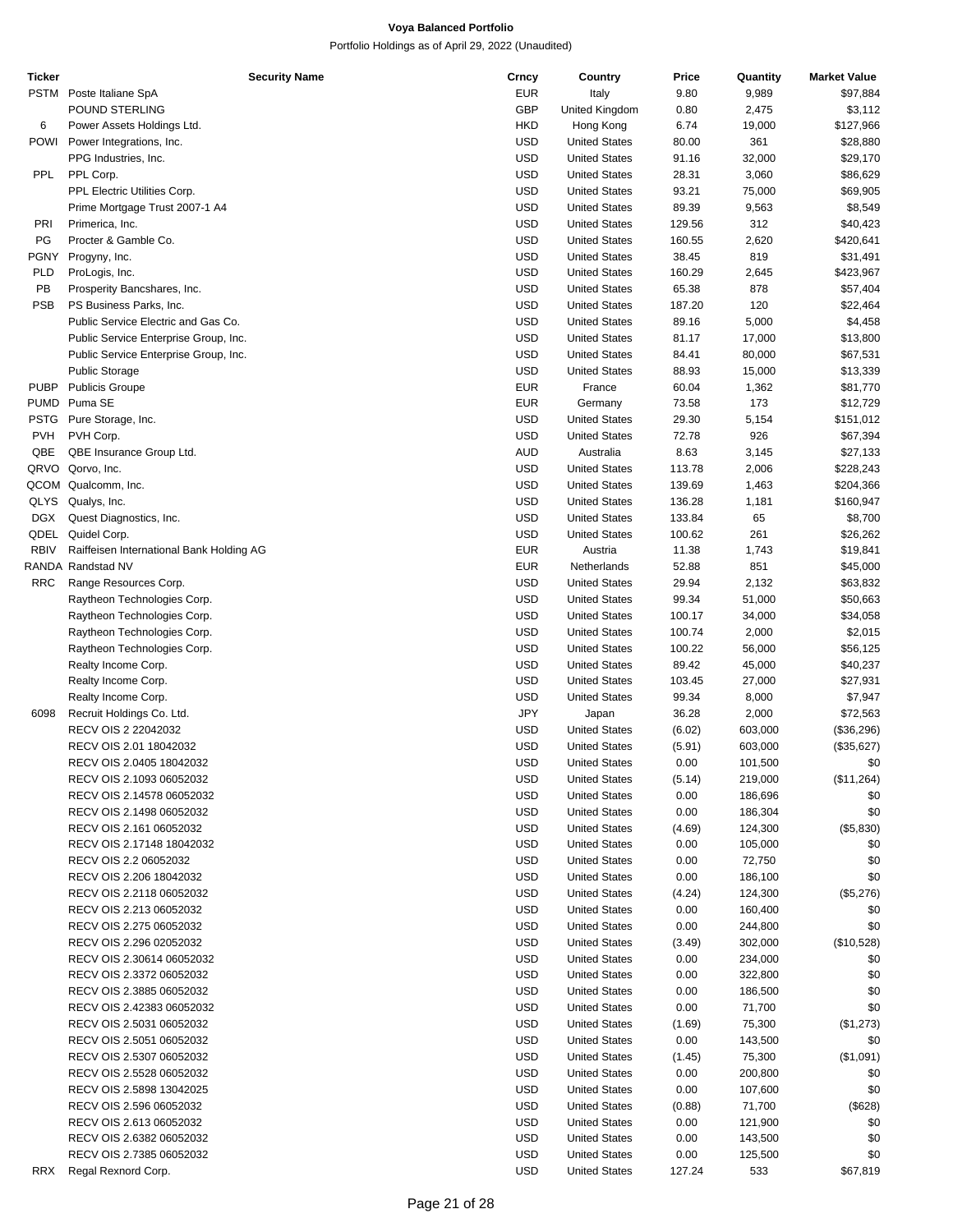**Voya Balanced Portfolio**

Portfolio Holdings as of April 29, 2022 (Unaudited)

| Ticker | Security Name | Crncy | Country | Price | Quantity | Market Value |
|---|---|---|---|---|---|---|
| PSTM | Poste Italiane SpA | EUR | Italy | 9.80 | 9,989 | $97,884 |
| | POUND STERLING | GBP | United Kingdom | 0.80 | 2,475 | $3,112 |
| 6 | Power Assets Holdings Ltd. | HKD | Hong Kong | 6.74 | 19,000 | $127,966 |
| POWI | Power Integrations, Inc. | USD | United States | 80.00 | 361 | $28,880 |
| | PPG Industries, Inc. | USD | United States | 91.16 | 32,000 | $29,170 |
| PPL | PPL Corp. | USD | United States | 28.31 | 3,060 | $86,629 |
| | PPL Electric Utilities Corp. | USD | United States | 93.21 | 75,000 | $69,905 |
| | Prime Mortgage Trust 2007-1 A4 | USD | United States | 89.39 | 9,563 | $8,549 |
| PRI | Primerica, Inc. | USD | United States | 129.56 | 312 | $40,423 |
| PG | Procter & Gamble Co. | USD | United States | 160.55 | 2,620 | $420,641 |
| PGNY | Progyny, Inc. | USD | United States | 38.45 | 819 | $31,491 |
| PLD | ProLogis, Inc. | USD | United States | 160.29 | 2,645 | $423,967 |
| PB | Prosperity Bancshares, Inc. | USD | United States | 65.38 | 878 | $57,404 |
| PSB | PS Business Parks, Inc. | USD | United States | 187.20 | 120 | $22,464 |
| | Public Service Electric and Gas Co. | USD | United States | 89.16 | 5,000 | $4,458 |
| | Public Service Enterprise Group, Inc. | USD | United States | 81.17 | 17,000 | $13,800 |
| | Public Service Enterprise Group, Inc. | USD | United States | 84.41 | 80,000 | $67,531 |
| | Public Storage | USD | United States | 88.93 | 15,000 | $13,339 |
| PUBP | Publicis Groupe | EUR | France | 60.04 | 1,362 | $81,770 |
| PUMD | Puma SE | EUR | Germany | 73.58 | 173 | $12,729 |
| PSTG | Pure Storage, Inc. | USD | United States | 29.30 | 5,154 | $151,012 |
| PVH | PVH Corp. | USD | United States | 72.78 | 926 | $67,394 |
| QBE | QBE Insurance Group Ltd. | AUD | Australia | 8.63 | 3,145 | $27,133 |
| QRVO | Qorvo, Inc. | USD | United States | 113.78 | 2,006 | $228,243 |
| QCOM | Qualcomm, Inc. | USD | United States | 139.69 | 1,463 | $204,366 |
| QLYS | Qualys, Inc. | USD | United States | 136.28 | 1,181 | $160,947 |
| DGX | Quest Diagnostics, Inc. | USD | United States | 133.84 | 65 | $8,700 |
| QDEL | Quidel Corp. | USD | United States | 100.62 | 261 | $26,262 |
| RBIV | Raiffeisen International Bank Holding AG | EUR | Austria | 11.38 | 1,743 | $19,841 |
| RANDA | Randstad NV | EUR | Netherlands | 52.88 | 851 | $45,000 |
| RRC | Range Resources Corp. | USD | United States | 29.94 | 2,132 | $63,832 |
| | Raytheon Technologies Corp. | USD | United States | 99.34 | 51,000 | $50,663 |
| | Raytheon Technologies Corp. | USD | United States | 100.17 | 34,000 | $34,058 |
| | Raytheon Technologies Corp. | USD | United States | 100.74 | 2,000 | $2,015 |
| | Raytheon Technologies Corp. | USD | United States | 100.22 | 56,000 | $56,125 |
| | Realty Income Corp. | USD | United States | 89.42 | 45,000 | $40,237 |
| | Realty Income Corp. | USD | United States | 103.45 | 27,000 | $27,931 |
| | Realty Income Corp. | USD | United States | 99.34 | 8,000 | $7,947 |
| 6098 | Recruit Holdings Co. Ltd. | JPY | Japan | 36.28 | 2,000 | $72,563 |
| | RECV OIS 2 22042032 | USD | United States | (6.02) | 603,000 | ($36,296) |
| | RECV OIS 2.01 18042032 | USD | United States | (5.91) | 603,000 | ($35,627) |
| | RECV OIS 2.0405 18042032 | USD | United States | 0.00 | 101,500 | $0 |
| | RECV OIS 2.1093 06052032 | USD | United States | (5.14) | 219,000 | ($11,264) |
| | RECV OIS 2.14578 06052032 | USD | United States | 0.00 | 186,696 | $0 |
| | RECV OIS 2.1498 06052032 | USD | United States | 0.00 | 186,304 | $0 |
| | RECV OIS 2.161 06052032 | USD | United States | (4.69) | 124,300 | ($5,830) |
| | RECV OIS 2.17148 18042032 | USD | United States | 0.00 | 105,000 | $0 |
| | RECV OIS 2.2 06052032 | USD | United States | 0.00 | 72,750 | $0 |
| | RECV OIS 2.206 18042032 | USD | United States | 0.00 | 186,100 | $0 |
| | RECV OIS 2.2118 06052032 | USD | United States | (4.24) | 124,300 | ($5,276) |
| | RECV OIS 2.213 06052032 | USD | United States | 0.00 | 160,400 | $0 |
| | RECV OIS 2.275 06052032 | USD | United States | 0.00 | 244,800 | $0 |
| | RECV OIS 2.296 02052032 | USD | United States | (3.49) | 302,000 | ($10,528) |
| | RECV OIS 2.30614 06052032 | USD | United States | 0.00 | 234,000 | $0 |
| | RECV OIS 2.3372 06052032 | USD | United States | 0.00 | 322,800 | $0 |
| | RECV OIS 2.3885 06052032 | USD | United States | 0.00 | 186,500 | $0 |
| | RECV OIS 2.42383 06052032 | USD | United States | 0.00 | 71,700 | $0 |
| | RECV OIS 2.5031 06052032 | USD | United States | (1.69) | 75,300 | ($1,273) |
| | RECV OIS 2.5051 06052032 | USD | United States | 0.00 | 143,500 | $0 |
| | RECV OIS 2.5307 06052032 | USD | United States | (1.45) | 75,300 | ($1,091) |
| | RECV OIS 2.5528 06052032 | USD | United States | 0.00 | 200,800 | $0 |
| | RECV OIS 2.5898 13042025 | USD | United States | 0.00 | 107,600 | $0 |
| | RECV OIS 2.596 06052032 | USD | United States | (0.88) | 71,700 | ($628) |
| | RECV OIS 2.613 06052032 | USD | United States | 0.00 | 121,900 | $0 |
| | RECV OIS 2.6382 06052032 | USD | United States | 0.00 | 143,500 | $0 |
| | RECV OIS 2.7385 06052032 | USD | United States | 0.00 | 125,500 | $0 |
| RRX | Regal Rexnord Corp. | USD | United States | 127.24 | 533 | $67,819 |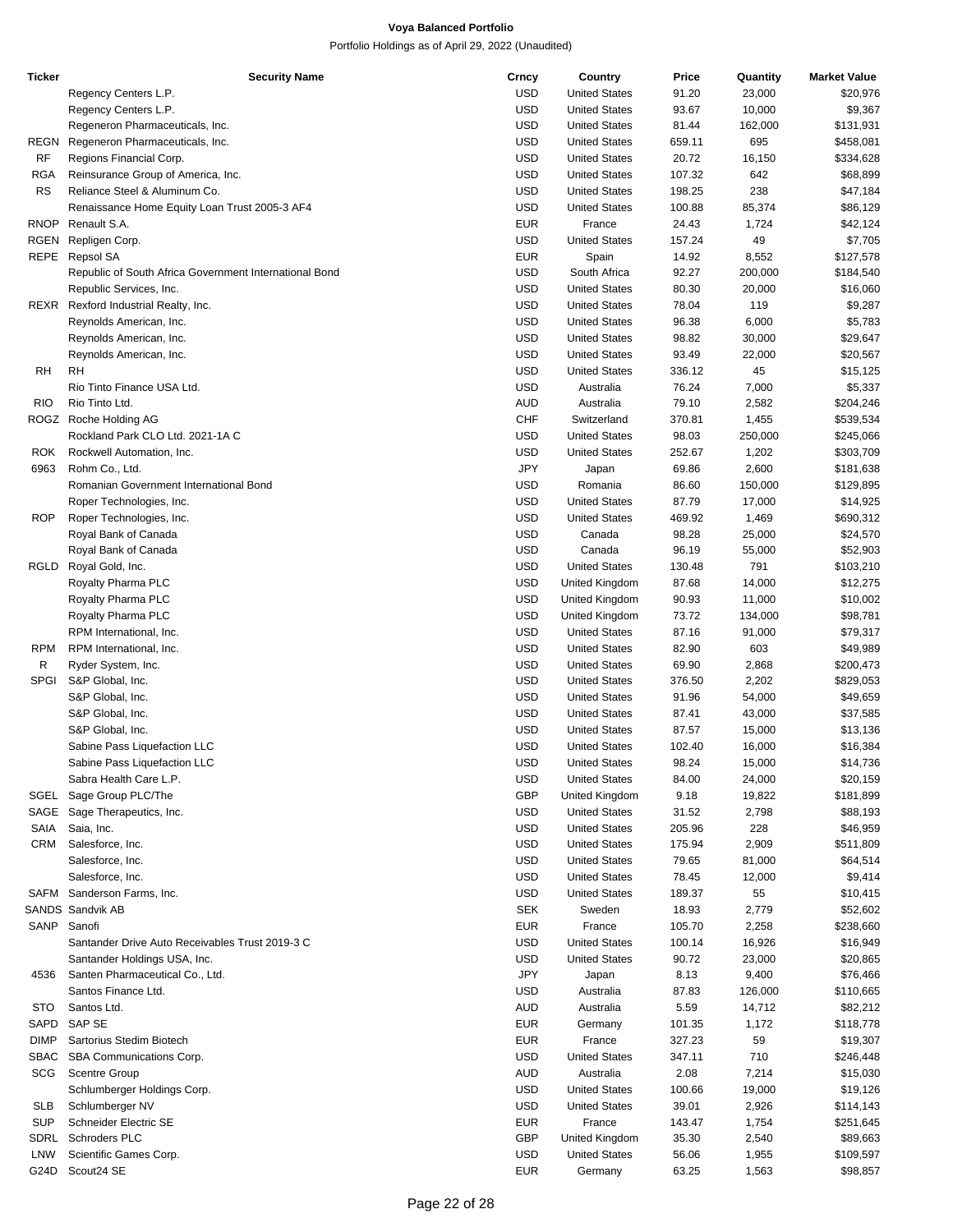# Voya Balanced Portfolio

Portfolio Holdings as of April 29, 2022 (Unaudited)

| Ticker | Security Name | Crncy | Country | Price | Quantity | Market Value |
|---|---|---|---|---|---|---|
| | Regency Centers L.P. | USD | United States | 91.20 | 23,000 | $20,976 |
| | Regency Centers L.P. | USD | United States | 93.67 | 10,000 | $9,367 |
| | Regeneron Pharmaceuticals, Inc. | USD | United States | 81.44 | 162,000 | $131,931 |
| REGN | Regeneron Pharmaceuticals, Inc. | USD | United States | 659.11 | 695 | $458,081 |
| RF | Regions Financial Corp. | USD | United States | 20.72 | 16,150 | $334,628 |
| RGA | Reinsurance Group of America, Inc. | USD | United States | 107.32 | 642 | $68,899 |
| RS | Reliance Steel & Aluminum Co. | USD | United States | 198.25 | 238 | $47,184 |
| | Renaissance Home Equity Loan Trust 2005-3 AF4 | USD | United States | 100.88 | 85,374 | $86,129 |
| RNOP | Renault S.A. | EUR | France | 24.43 | 1,724 | $42,124 |
| RGEN | Repligen Corp. | USD | United States | 157.24 | 49 | $7,705 |
| REPE | Repsol SA | EUR | Spain | 14.92 | 8,552 | $127,578 |
| | Republic of South Africa Government International Bond | USD | South Africa | 92.27 | 200,000 | $184,540 |
| | Republic Services, Inc. | USD | United States | 80.30 | 20,000 | $16,060 |
| REXR | Rexford Industrial Realty, Inc. | USD | United States | 78.04 | 119 | $9,287 |
| | Reynolds American, Inc. | USD | United States | 96.38 | 6,000 | $5,783 |
| | Reynolds American, Inc. | USD | United States | 98.82 | 30,000 | $29,647 |
| | Reynolds American, Inc. | USD | United States | 93.49 | 22,000 | $20,567 |
| RH | RH | USD | United States | 336.12 | 45 | $15,125 |
| | Rio Tinto Finance USA Ltd. | USD | Australia | 76.24 | 7,000 | $5,337 |
| RIO | Rio Tinto Ltd. | AUD | Australia | 79.10 | 2,582 | $204,246 |
| ROGZ | Roche Holding AG | CHF | Switzerland | 370.81 | 1,455 | $539,534 |
| | Rockland Park CLO Ltd. 2021-1A C | USD | United States | 98.03 | 250,000 | $245,066 |
| ROK | Rockwell Automation, Inc. | USD | United States | 252.67 | 1,202 | $303,709 |
| 6963 | Rohm Co., Ltd. | JPY | Japan | 69.86 | 2,600 | $181,638 |
| | Romanian Government International Bond | USD | Romania | 86.60 | 150,000 | $129,895 |
| | Roper Technologies, Inc. | USD | United States | 87.79 | 17,000 | $14,925 |
| ROP | Roper Technologies, Inc. | USD | United States | 469.92 | 1,469 | $690,312 |
| | Royal Bank of Canada | USD | Canada | 98.28 | 25,000 | $24,570 |
| | Royal Bank of Canada | USD | Canada | 96.19 | 55,000 | $52,903 |
| RGLD | Royal Gold, Inc. | USD | United States | 130.48 | 791 | $103,210 |
| | Royalty Pharma PLC | USD | United Kingdom | 87.68 | 14,000 | $12,275 |
| | Royalty Pharma PLC | USD | United Kingdom | 90.93 | 11,000 | $10,002 |
| | Royalty Pharma PLC | USD | United Kingdom | 73.72 | 134,000 | $98,781 |
| | RPM International, Inc. | USD | United States | 87.16 | 91,000 | $79,317 |
| RPM | RPM International, Inc. | USD | United States | 82.90 | 603 | $49,989 |
| R | Ryder System, Inc. | USD | United States | 69.90 | 2,868 | $200,473 |
| SPGI | S&P Global, Inc. | USD | United States | 376.50 | 2,202 | $829,053 |
| | S&P Global, Inc. | USD | United States | 91.96 | 54,000 | $49,659 |
| | S&P Global, Inc. | USD | United States | 87.41 | 43,000 | $37,585 |
| | S&P Global, Inc. | USD | United States | 87.57 | 15,000 | $13,136 |
| | Sabine Pass Liquefaction LLC | USD | United States | 102.40 | 16,000 | $16,384 |
| | Sabine Pass Liquefaction LLC | USD | United States | 98.24 | 15,000 | $14,736 |
| | Sabra Health Care L.P. | USD | United States | 84.00 | 24,000 | $20,159 |
| SGEL | Sage Group PLC/The | GBP | United Kingdom | 9.18 | 19,822 | $181,899 |
| SAGE | Sage Therapeutics, Inc. | USD | United States | 31.52 | 2,798 | $88,193 |
| SAIA | Saia, Inc. | USD | United States | 205.96 | 228 | $46,959 |
| CRM | Salesforce, Inc. | USD | United States | 175.94 | 2,909 | $511,809 |
| | Salesforce, Inc. | USD | United States | 79.65 | 81,000 | $64,514 |
| | Salesforce, Inc. | USD | United States | 78.45 | 12,000 | $9,414 |
| SAFM | Sanderson Farms, Inc. | USD | United States | 189.37 | 55 | $10,415 |
| SANDS | Sandvik AB | SEK | Sweden | 18.93 | 2,779 | $52,602 |
| SANP | Sanofi | EUR | France | 105.70 | 2,258 | $238,660 |
| | Santander Drive Auto Receivables Trust 2019-3 C | USD | United States | 100.14 | 16,926 | $16,949 |
| | Santander Holdings USA, Inc. | USD | United States | 90.72 | 23,000 | $20,865 |
| 4536 | Santen Pharmaceutical Co., Ltd. | JPY | Japan | 8.13 | 9,400 | $76,466 |
| | Santos Finance Ltd. | USD | Australia | 87.83 | 126,000 | $110,665 |
| STO | Santos Ltd. | AUD | Australia | 5.59 | 14,712 | $82,212 |
| SAPD | SAP SE | EUR | Germany | 101.35 | 1,172 | $118,778 |
| DIMP | Sartorius Stedim Biotech | EUR | France | 327.23 | 59 | $19,307 |
| SBAC | SBA Communications Corp. | USD | United States | 347.11 | 710 | $246,448 |
| SCG | Scentre Group | AUD | Australia | 2.08 | 7,214 | $15,030 |
| | Schlumberger Holdings Corp. | USD | United States | 100.66 | 19,000 | $19,126 |
| SLB | Schlumberger NV | USD | United States | 39.01 | 2,926 | $114,143 |
| SUP | Schneider Electric SE | EUR | France | 143.47 | 1,754 | $251,645 |
| SDRL | Schroders PLC | GBP | United Kingdom | 35.30 | 2,540 | $89,663 |
| LNW | Scientific Games Corp. | USD | United States | 56.06 | 1,955 | $109,597 |
| G24D | Scout24 SE | EUR | Germany | 63.25 | 1,563 | $98,857 |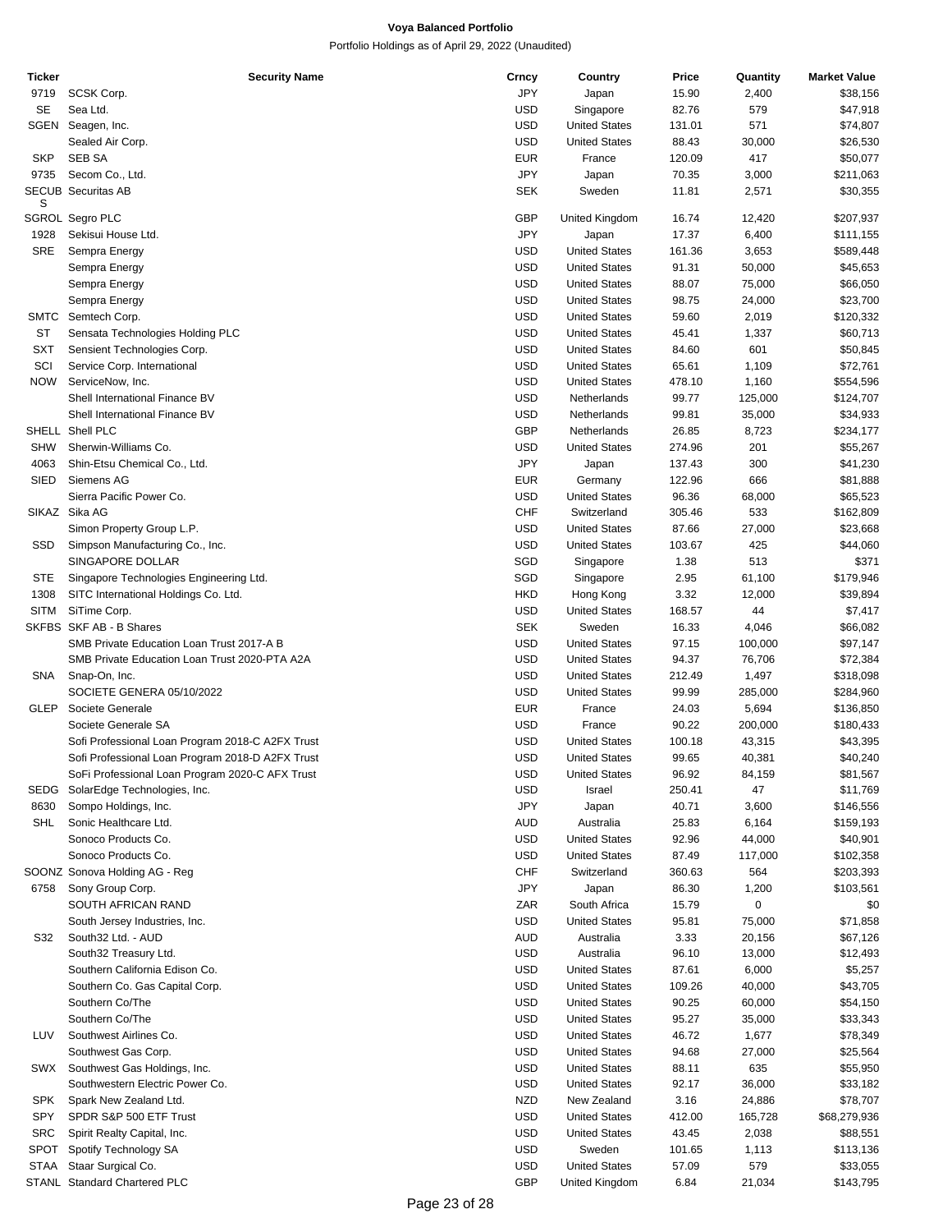# Voya Balanced Portfolio

Portfolio Holdings as of April 29, 2022 (Unaudited)

| Ticker | Security Name | Crncy | Country | Price | Quantity | Market Value |
|---|---|---|---|---|---|---|
| 9719 | SCSK Corp. | JPY | Japan | 15.90 | 2,400 | $38,156 |
| SE | Sea Ltd. | USD | Singapore | 82.76 | 579 | $47,918 |
| SGEN | Seagen, Inc. | USD | United States | 131.01 | 571 | $74,807 |
| | Sealed Air Corp. | USD | United States | 88.43 | 30,000 | $26,530 |
| SKP | SEB SA | EUR | France | 120.09 | 417 | $50,077 |
| 9735 | Secom Co., Ltd. | JPY | Japan | 70.35 | 3,000 | $211,063 |
| SECUBS | Securitas AB | SEK | Sweden | 11.81 | 2,571 | $30,355 |
| SGROL | Segro PLC | GBP | United Kingdom | 16.74 | 12,420 | $207,937 |
| 1928 | Sekisui House Ltd. | JPY | Japan | 17.37 | 6,400 | $111,155 |
| SRE | Sempra Energy | USD | United States | 161.36 | 3,653 | $589,448 |
| | Sempra Energy | USD | United States | 91.31 | 50,000 | $45,653 |
| | Sempra Energy | USD | United States | 88.07 | 75,000 | $66,050 |
| | Sempra Energy | USD | United States | 98.75 | 24,000 | $23,700 |
| SMTC | Semtech Corp. | USD | United States | 59.60 | 2,019 | $120,332 |
| ST | Sensata Technologies Holding PLC | USD | United States | 45.41 | 1,337 | $60,713 |
| SXT | Sensient Technologies Corp. | USD | United States | 84.60 | 601 | $50,845 |
| SCI | Service Corp. International | USD | United States | 65.61 | 1,109 | $72,761 |
| NOW | ServiceNow, Inc. | USD | United States | 478.10 | 1,160 | $554,596 |
| | Shell International Finance BV | USD | Netherlands | 99.77 | 125,000 | $124,707 |
| | Shell International Finance BV | USD | Netherlands | 99.81 | 35,000 | $34,933 |
| SHELL | Shell PLC | GBP | Netherlands | 26.85 | 8,723 | $234,177 |
| SHW | Sherwin-Williams Co. | USD | United States | 274.96 | 201 | $55,267 |
| 4063 | Shin-Etsu Chemical Co., Ltd. | JPY | Japan | 137.43 | 300 | $41,230 |
| SIED | Siemens AG | EUR | Germany | 122.96 | 666 | $81,888 |
| | Sierra Pacific Power Co. | USD | United States | 96.36 | 68,000 | $65,523 |
| SIKAZ | Sika AG | CHF | Switzerland | 305.46 | 533 | $162,809 |
| | Simon Property Group L.P. | USD | United States | 87.66 | 27,000 | $23,668 |
| SSD | Simpson Manufacturing Co., Inc. | USD | United States | 103.67 | 425 | $44,060 |
| | SINGAPORE DOLLAR | SGD | Singapore | 1.38 | 513 | $371 |
| STE | Singapore Technologies Engineering Ltd. | SGD | Singapore | 2.95 | 61,100 | $179,946 |
| 1308 | SITC International Holdings Co. Ltd. | HKD | Hong Kong | 3.32 | 12,000 | $39,894 |
| SITM | SiTime Corp. | USD | United States | 168.57 | 44 | $7,417 |
| SKFBS | SKF AB - B Shares | SEK | Sweden | 16.33 | 4,046 | $66,082 |
| | SMB Private Education Loan Trust 2017-A B | USD | United States | 97.15 | 100,000 | $97,147 |
| | SMB Private Education Loan Trust 2020-PTA A2A | USD | United States | 94.37 | 76,706 | $72,384 |
| SNA | Snap-On, Inc. | USD | United States | 212.49 | 1,497 | $318,098 |
| | SOCIETE GENERA 05/10/2022 | USD | United States | 99.99 | 285,000 | $284,960 |
| GLEP | Societe Generale | EUR | France | 24.03 | 5,694 | $136,850 |
| | Societe Generale SA | USD | France | 90.22 | 200,000 | $180,433 |
| | Sofi Professional Loan Program 2018-C A2FX Trust | USD | United States | 100.18 | 43,315 | $43,395 |
| | Sofi Professional Loan Program 2018-D A2FX Trust | USD | United States | 99.65 | 40,381 | $40,240 |
| | SoFi Professional Loan Program 2020-C AFX Trust | USD | United States | 96.92 | 84,159 | $81,567 |
| SEDG | SolarEdge Technologies, Inc. | USD | Israel | 250.41 | 47 | $11,769 |
| 8630 | Sompo Holdings, Inc. | JPY | Japan | 40.71 | 3,600 | $146,556 |
| SHL | Sonic Healthcare Ltd. | AUD | Australia | 25.83 | 6,164 | $159,193 |
| | Sonoco Products Co. | USD | United States | 92.96 | 44,000 | $40,901 |
| | Sonoco Products Co. | USD | United States | 87.49 | 117,000 | $102,358 |
| SOONZ | Sonova Holding AG - Reg | CHF | Switzerland | 360.63 | 564 | $203,393 |
| 6758 | Sony Group Corp. | JPY | Japan | 86.30 | 1,200 | $103,561 |
| | SOUTH AFRICAN RAND | ZAR | South Africa | 15.79 | 0 | $0 |
| | South Jersey Industries, Inc. | USD | United States | 95.81 | 75,000 | $71,858 |
| S32 | South32 Ltd. - AUD | AUD | Australia | 3.33 | 20,156 | $67,126 |
| | South32 Treasury Ltd. | USD | Australia | 96.10 | 13,000 | $12,493 |
| | Southern California Edison Co. | USD | United States | 87.61 | 6,000 | $5,257 |
| | Southern Co. Gas Capital Corp. | USD | United States | 109.26 | 40,000 | $43,705 |
| | Southern Co/The | USD | United States | 90.25 | 60,000 | $54,150 |
| | Southern Co/The | USD | United States | 95.27 | 35,000 | $33,343 |
| LUV | Southwest Airlines Co. | USD | United States | 46.72 | 1,677 | $78,349 |
| | Southwest Gas Corp. | USD | United States | 94.68 | 27,000 | $25,564 |
| SWX | Southwest Gas Holdings, Inc. | USD | United States | 88.11 | 635 | $55,950 |
| | Southwestern Electric Power Co. | USD | United States | 92.17 | 36,000 | $33,182 |
| SPK | Spark New Zealand Ltd. | NZD | New Zealand | 3.16 | 24,886 | $78,707 |
| SPY | SPDR S&P 500 ETF Trust | USD | United States | 412.00 | 165,728 | $68,279,936 |
| SRC | Spirit Realty Capital, Inc. | USD | United States | 43.45 | 2,038 | $88,551 |
| SPOT | Spotify Technology SA | USD | Sweden | 101.65 | 1,113 | $113,136 |
| STAA | Staar Surgical Co. | USD | United States | 57.09 | 579 | $33,055 |
| STANL | Standard Chartered PLC | GBP | United Kingdom | 6.84 | 21,034 | $143,795 |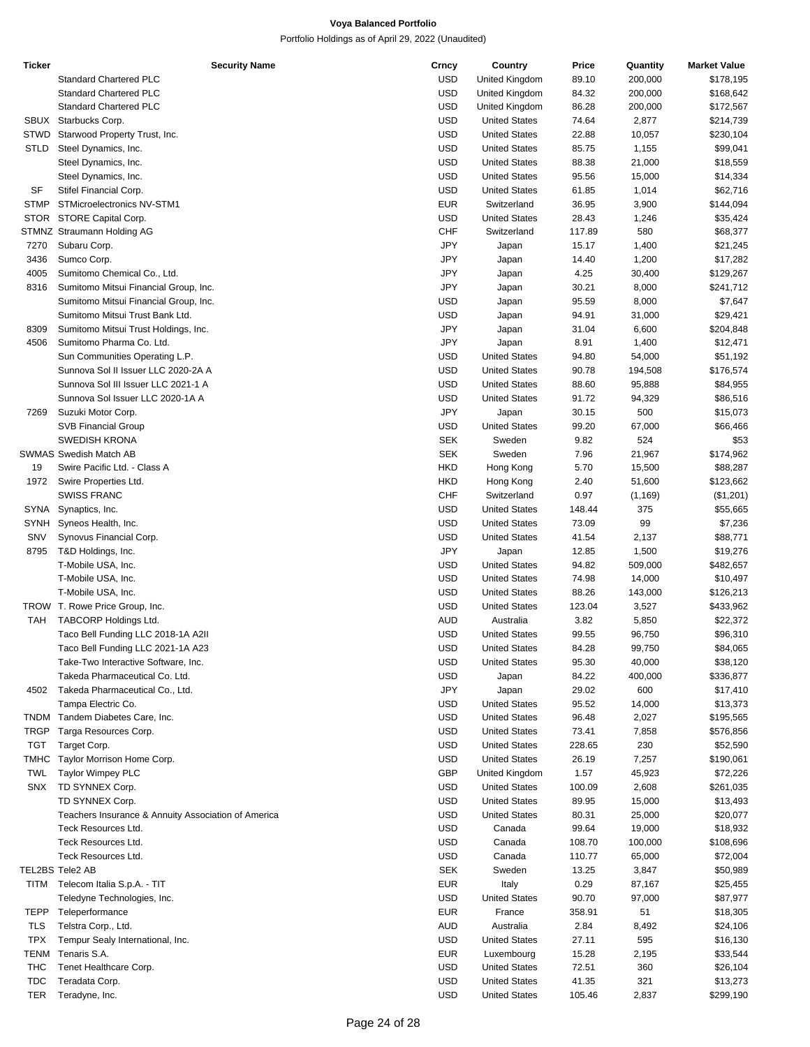# Voya Balanced Portfolio

Portfolio Holdings as of April 29, 2022 (Unaudited)

| Ticker | Security Name | Crncy | Country | Price | Quantity | Market Value |
|---|---|---|---|---|---|---|
| | Standard Chartered PLC | USD | United Kingdom | 89.10 | 200,000 | $178,195 |
| | Standard Chartered PLC | USD | United Kingdom | 84.32 | 200,000 | $168,642 |
| | Standard Chartered PLC | USD | United Kingdom | 86.28 | 200,000 | $172,567 |
| SBUX | Starbucks Corp. | USD | United States | 74.64 | 2,877 | $214,739 |
| STWD | Starwood Property Trust, Inc. | USD | United States | 22.88 | 10,057 | $230,104 |
| STLD | Steel Dynamics, Inc. | USD | United States | 85.75 | 1,155 | $99,041 |
| | Steel Dynamics, Inc. | USD | United States | 88.38 | 21,000 | $18,559 |
| | Steel Dynamics, Inc. | USD | United States | 95.56 | 15,000 | $14,334 |
| SF | Stifel Financial Corp. | USD | United States | 61.85 | 1,014 | $62,716 |
| STMP | STMicroelectronics NV-STM1 | EUR | Switzerland | 36.95 | 3,900 | $144,094 |
| STOR | STORE Capital Corp. | USD | United States | 28.43 | 1,246 | $35,424 |
| STMNZ | Straumann Holding AG | CHF | Switzerland | 117.89 | 580 | $68,377 |
| 7270 | Subaru Corp. | JPY | Japan | 15.17 | 1,400 | $21,245 |
| 3436 | Sumco Corp. | JPY | Japan | 14.40 | 1,200 | $17,282 |
| 4005 | Sumitomo Chemical Co., Ltd. | JPY | Japan | 4.25 | 30,400 | $129,267 |
| 8316 | Sumitomo Mitsui Financial Group, Inc. | JPY | Japan | 30.21 | 8,000 | $241,712 |
| | Sumitomo Mitsui Financial Group, Inc. | USD | Japan | 95.59 | 8,000 | $7,647 |
| | Sumitomo Mitsui Trust Bank Ltd. | USD | Japan | 94.91 | 31,000 | $29,421 |
| 8309 | Sumitomo Mitsui Trust Holdings, Inc. | JPY | Japan | 31.04 | 6,600 | $204,848 |
| 4506 | Sumitomo Pharma Co. Ltd. | JPY | Japan | 8.91 | 1,400 | $12,471 |
| | Sun Communities Operating L.P. | USD | United States | 94.80 | 54,000 | $51,192 |
| | Sunnova Sol II Issuer LLC 2020-2A A | USD | United States | 90.78 | 194,508 | $176,574 |
| | Sunnova Sol III Issuer LLC 2021-1 A | USD | United States | 88.60 | 95,888 | $84,955 |
| | Sunnova Sol Issuer LLC 2020-1A A | USD | United States | 91.72 | 94,329 | $86,516 |
| 7269 | Suzuki Motor Corp. | JPY | Japan | 30.15 | 500 | $15,073 |
| | SVB Financial Group | USD | United States | 99.20 | 67,000 | $66,466 |
| | SWEDISH KRONA | SEK | Sweden | 9.82 | 524 | $53 |
| SWMAS | Swedish Match AB | SEK | Sweden | 7.96 | 21,967 | $174,962 |
| 19 | Swire Pacific Ltd. - Class A | HKD | Hong Kong | 5.70 | 15,500 | $88,287 |
| 1972 | Swire Properties Ltd. | HKD | Hong Kong | 2.40 | 51,600 | $123,662 |
| | SWISS FRANC | CHF | Switzerland | 0.97 | (1,169) | ($1,201) |
| SYNA | Synaptics, Inc. | USD | United States | 148.44 | 375 | $55,665 |
| SYNH | Syneos Health, Inc. | USD | United States | 73.09 | 99 | $7,236 |
| SNV | Synovus Financial Corp. | USD | United States | 41.54 | 2,137 | $88,771 |
| 8795 | T&D Holdings, Inc. | JPY | Japan | 12.85 | 1,500 | $19,276 |
| | T-Mobile USA, Inc. | USD | United States | 94.82 | 509,000 | $482,657 |
| | T-Mobile USA, Inc. | USD | United States | 74.98 | 14,000 | $10,497 |
| | T-Mobile USA, Inc. | USD | United States | 88.26 | 143,000 | $126,213 |
| TROW | T. Rowe Price Group, Inc. | USD | United States | 123.04 | 3,527 | $433,962 |
| TAH | TABCORP Holdings Ltd. | AUD | Australia | 3.82 | 5,850 | $22,372 |
| | Taco Bell Funding LLC 2018-1A A2II | USD | United States | 99.55 | 96,750 | $96,310 |
| | Taco Bell Funding LLC 2021-1A A23 | USD | United States | 84.28 | 99,750 | $84,065 |
| | Take-Two Interactive Software, Inc. | USD | United States | 95.30 | 40,000 | $38,120 |
| | Takeda Pharmaceutical Co. Ltd. | USD | Japan | 84.22 | 400,000 | $336,877 |
| 4502 | Takeda Pharmaceutical Co., Ltd. | JPY | Japan | 29.02 | 600 | $17,410 |
| | Tampa Electric Co. | USD | United States | 95.52 | 14,000 | $13,373 |
| TNDM | Tandem Diabetes Care, Inc. | USD | United States | 96.48 | 2,027 | $195,565 |
| TRGP | Targa Resources Corp. | USD | United States | 73.41 | 7,858 | $576,856 |
| TGT | Target Corp. | USD | United States | 228.65 | 230 | $52,590 |
| TMHC | Taylor Morrison Home Corp. | USD | United States | 26.19 | 7,257 | $190,061 |
| TWL | Taylor Wimpey PLC | GBP | United Kingdom | 1.57 | 45,923 | $72,226 |
| SNX | TD SYNNEX Corp. | USD | United States | 100.09 | 2,608 | $261,035 |
| | TD SYNNEX Corp. | USD | United States | 89.95 | 15,000 | $13,493 |
| | Teachers Insurance & Annuity Association of America | USD | United States | 80.31 | 25,000 | $20,077 |
| | Teck Resources Ltd. | USD | Canada | 99.64 | 19,000 | $18,932 |
| | Teck Resources Ltd. | USD | Canada | 108.70 | 100,000 | $108,696 |
| | Teck Resources Ltd. | USD | Canada | 110.77 | 65,000 | $72,004 |
| TEL2BS | Tele2 AB | SEK | Sweden | 13.25 | 3,847 | $50,989 |
| TITM | Telecom Italia S.p.A. - TIT | EUR | Italy | 0.29 | 87,167 | $25,455 |
| | Teledyne Technologies, Inc. | USD | United States | 90.70 | 97,000 | $87,977 |
| TEPP | Teleperformance | EUR | France | 358.91 | 51 | $18,305 |
| TLS | Telstra Corp., Ltd. | AUD | Australia | 2.84 | 8,492 | $24,106 |
| TPX | Tempur Sealy International, Inc. | USD | United States | 27.11 | 595 | $16,130 |
| TENM | Tenaris S.A. | EUR | Luxembourg | 15.28 | 2,195 | $33,544 |
| THC | Tenet Healthcare Corp. | USD | United States | 72.51 | 360 | $26,104 |
| TDC | Teradata Corp. | USD | United States | 41.35 | 321 | $13,273 |
| TER | Teradyne, Inc. | USD | United States | 105.46 | 2,837 | $299,190 |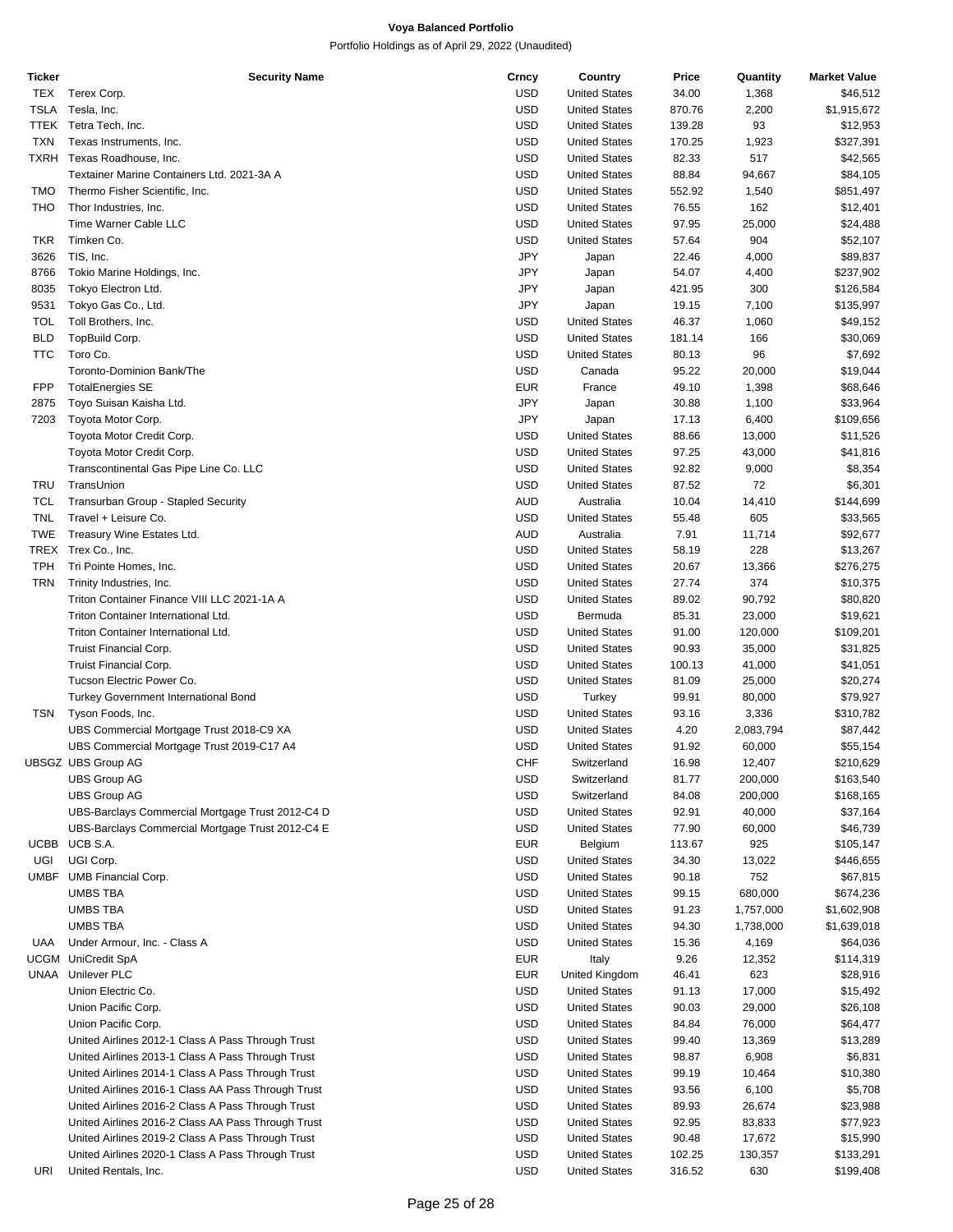# Voya Balanced Portfolio

Portfolio Holdings as of April 29, 2022 (Unaudited)

| Ticker | Security Name | Crncy | Country | Price | Quantity | Market Value |
|---|---|---|---|---|---|---|
| TEX | Terex Corp. | USD | United States | 34.00 | 1,368 | $46,512 |
| TSLA | Tesla, Inc. | USD | United States | 870.76 | 2,200 | $1,915,672 |
| TTEK | Tetra Tech, Inc. | USD | United States | 139.28 | 93 | $12,953 |
| TXN | Texas Instruments, Inc. | USD | United States | 170.25 | 1,923 | $327,391 |
| TXRH | Texas Roadhouse, Inc. | USD | United States | 82.33 | 517 | $42,565 |
| | Textainer Marine Containers Ltd. 2021-3A A | USD | United States | 88.84 | 94,667 | $84,105 |
| TMO | Thermo Fisher Scientific, Inc. | USD | United States | 552.92 | 1,540 | $851,497 |
| THO | Thor Industries, Inc. | USD | United States | 76.55 | 162 | $12,401 |
| | Time Warner Cable LLC | USD | United States | 97.95 | 25,000 | $24,488 |
| TKR | Timken Co. | USD | United States | 57.64 | 904 | $52,107 |
| 3626 | TIS, Inc. | JPY | Japan | 22.46 | 4,000 | $89,837 |
| 8766 | Tokio Marine Holdings, Inc. | JPY | Japan | 54.07 | 4,400 | $237,902 |
| 8035 | Tokyo Electron Ltd. | JPY | Japan | 421.95 | 300 | $126,584 |
| 9531 | Tokyo Gas Co., Ltd. | JPY | Japan | 19.15 | 7,100 | $135,997 |
| TOL | Toll Brothers, Inc. | USD | United States | 46.37 | 1,060 | $49,152 |
| BLD | TopBuild Corp. | USD | United States | 181.14 | 166 | $30,069 |
| TTC | Toro Co. | USD | United States | 80.13 | 96 | $7,692 |
| | Toronto-Dominion Bank/The | USD | Canada | 95.22 | 20,000 | $19,044 |
| FPP | TotalEnergies SE | EUR | France | 49.10 | 1,398 | $68,646 |
| 2875 | Toyo Suisan Kaisha Ltd. | JPY | Japan | 30.88 | 1,100 | $33,964 |
| 7203 | Toyota Motor Corp. | JPY | Japan | 17.13 | 6,400 | $109,656 |
| | Toyota Motor Credit Corp. | USD | United States | 88.66 | 13,000 | $11,526 |
| | Toyota Motor Credit Corp. | USD | United States | 97.25 | 43,000 | $41,816 |
| | Transcontinental Gas Pipe Line Co. LLC | USD | United States | 92.82 | 9,000 | $8,354 |
| TRU | TransUnion | USD | United States | 87.52 | 72 | $6,301 |
| TCL | Transurban Group - Stapled Security | AUD | Australia | 10.04 | 14,410 | $144,699 |
| TNL | Travel + Leisure Co. | USD | United States | 55.48 | 605 | $33,565 |
| TWE | Treasury Wine Estates Ltd. | AUD | Australia | 7.91 | 11,714 | $92,677 |
| TREX | Trex Co., Inc. | USD | United States | 58.19 | 228 | $13,267 |
| TPH | Tri Pointe Homes, Inc. | USD | United States | 20.67 | 13,366 | $276,275 |
| TRN | Trinity Industries, Inc. | USD | United States | 27.74 | 374 | $10,375 |
| | Triton Container Finance VIII LLC 2021-1A A | USD | United States | 89.02 | 90,792 | $80,820 |
| | Triton Container International Ltd. | USD | Bermuda | 85.31 | 23,000 | $19,621 |
| | Triton Container International Ltd. | USD | United States | 91.00 | 120,000 | $109,201 |
| | Truist Financial Corp. | USD | United States | 90.93 | 35,000 | $31,825 |
| | Truist Financial Corp. | USD | United States | 100.13 | 41,000 | $41,051 |
| | Tucson Electric Power Co. | USD | United States | 81.09 | 25,000 | $20,274 |
| | Turkey Government International Bond | USD | Turkey | 99.91 | 80,000 | $79,927 |
| TSN | Tyson Foods, Inc. | USD | United States | 93.16 | 3,336 | $310,782 |
| | UBS Commercial Mortgage Trust 2018-C9 XA | USD | United States | 4.20 | 2,083,794 | $87,442 |
| | UBS Commercial Mortgage Trust 2019-C17 A4 | USD | United States | 91.92 | 60,000 | $55,154 |
| UBSGZ | UBS Group AG | CHF | Switzerland | 16.98 | 12,407 | $210,629 |
| | UBS Group AG | USD | Switzerland | 81.77 | 200,000 | $163,540 |
| | UBS Group AG | USD | Switzerland | 84.08 | 200,000 | $168,165 |
| | UBS-Barclays Commercial Mortgage Trust 2012-C4 D | USD | United States | 92.91 | 40,000 | $37,164 |
| | UBS-Barclays Commercial Mortgage Trust 2012-C4 E | USD | United States | 77.90 | 60,000 | $46,739 |
| UCBB | UCB S.A. | EUR | Belgium | 113.67 | 925 | $105,147 |
| UGI | UGI Corp. | USD | United States | 34.30 | 13,022 | $446,655 |
| UMBF | UMB Financial Corp. | USD | United States | 90.18 | 752 | $67,815 |
| | UMBS TBA | USD | United States | 99.15 | 680,000 | $674,236 |
| | UMBS TBA | USD | United States | 91.23 | 1,757,000 | $1,602,908 |
| | UMBS TBA | USD | United States | 94.30 | 1,738,000 | $1,639,018 |
| UAA | Under Armour, Inc. - Class A | USD | United States | 15.36 | 4,169 | $64,036 |
| UCGM | UniCredit SpA | EUR | Italy | 9.26 | 12,352 | $114,319 |
| UNAA | Unilever PLC | EUR | United Kingdom | 46.41 | 623 | $28,916 |
| | Union Electric Co. | USD | United States | 91.13 | 17,000 | $15,492 |
| | Union Pacific Corp. | USD | United States | 90.03 | 29,000 | $26,108 |
| | Union Pacific Corp. | USD | United States | 84.84 | 76,000 | $64,477 |
| | United Airlines 2012-1 Class A Pass Through Trust | USD | United States | 99.40 | 13,369 | $13,289 |
| | United Airlines 2013-1 Class A Pass Through Trust | USD | United States | 98.87 | 6,908 | $6,831 |
| | United Airlines 2014-1 Class A Pass Through Trust | USD | United States | 99.19 | 10,464 | $10,380 |
| | United Airlines 2016-1 Class AA Pass Through Trust | USD | United States | 93.56 | 6,100 | $5,708 |
| | United Airlines 2016-2 Class A Pass Through Trust | USD | United States | 89.93 | 26,674 | $23,988 |
| | United Airlines 2016-2 Class AA Pass Through Trust | USD | United States | 92.95 | 83,833 | $77,923 |
| | United Airlines 2019-2 Class A Pass Through Trust | USD | United States | 90.48 | 17,672 | $15,990 |
| | United Airlines 2020-1 Class A Pass Through Trust | USD | United States | 102.25 | 130,357 | $133,291 |
| URI | United Rentals, Inc. | USD | United States | 316.52 | 630 | $199,408 |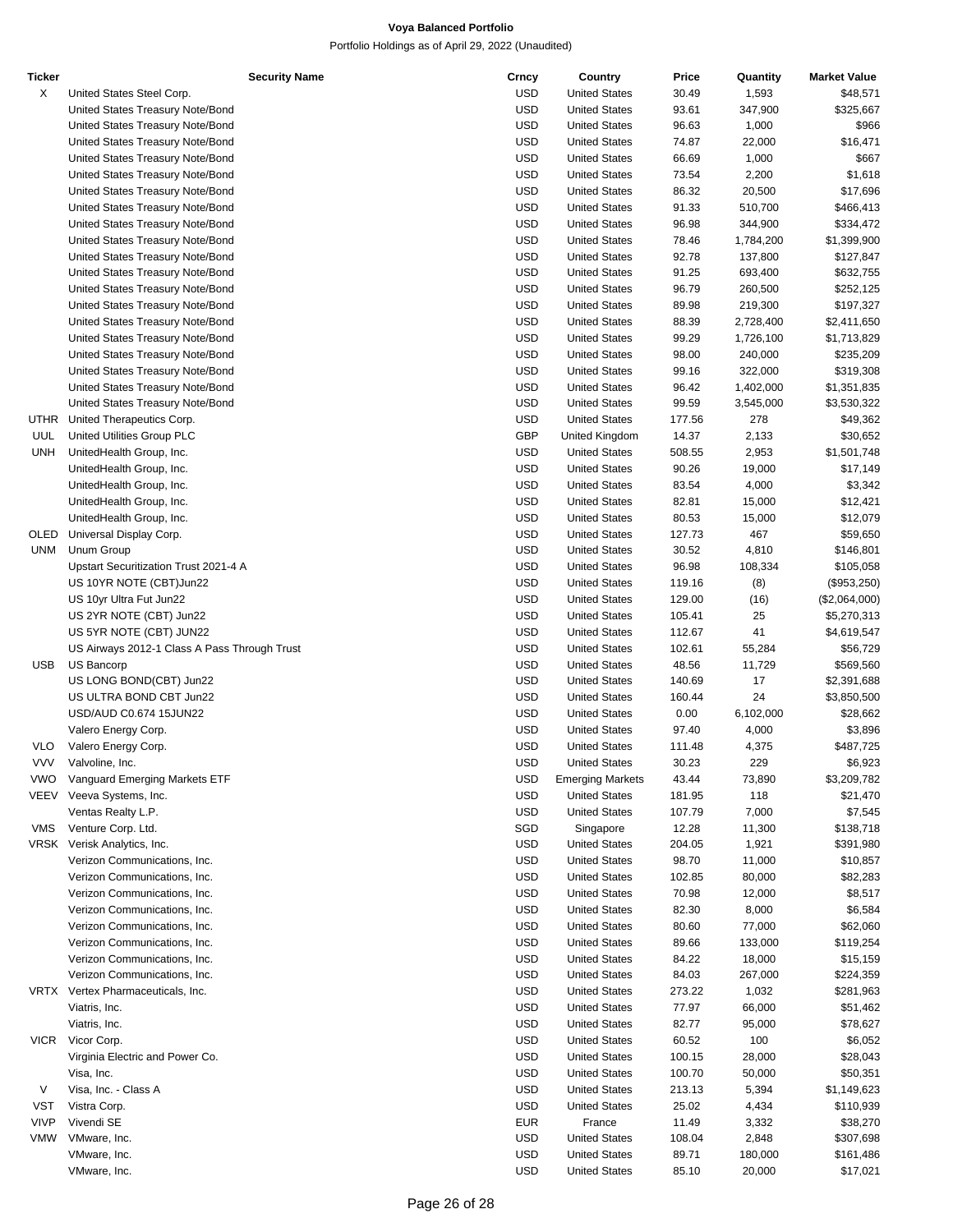**Voya Balanced Portfolio**

Portfolio Holdings as of April 29, 2022 (Unaudited)

| Ticker | Security Name | Crncy | Country | Price | Quantity | Market Value |
|---|---|---|---|---|---|---|
| X | United States Steel Corp. | USD | United States | 30.49 | 1,593 | $48,571 |
| | United States Treasury Note/Bond | USD | United States | 93.61 | 347,900 | $325,667 |
| | United States Treasury Note/Bond | USD | United States | 96.63 | 1,000 | $966 |
| | United States Treasury Note/Bond | USD | United States | 74.87 | 22,000 | $16,471 |
| | United States Treasury Note/Bond | USD | United States | 66.69 | 1,000 | $667 |
| | United States Treasury Note/Bond | USD | United States | 73.54 | 2,200 | $1,618 |
| | United States Treasury Note/Bond | USD | United States | 86.32 | 20,500 | $17,696 |
| | United States Treasury Note/Bond | USD | United States | 91.33 | 510,700 | $466,413 |
| | United States Treasury Note/Bond | USD | United States | 96.98 | 344,900 | $334,472 |
| | United States Treasury Note/Bond | USD | United States | 78.46 | 1,784,200 | $1,399,900 |
| | United States Treasury Note/Bond | USD | United States | 92.78 | 137,800 | $127,847 |
| | United States Treasury Note/Bond | USD | United States | 91.25 | 693,400 | $632,755 |
| | United States Treasury Note/Bond | USD | United States | 96.79 | 260,500 | $252,125 |
| | United States Treasury Note/Bond | USD | United States | 89.98 | 219,300 | $197,327 |
| | United States Treasury Note/Bond | USD | United States | 88.39 | 2,728,400 | $2,411,650 |
| | United States Treasury Note/Bond | USD | United States | 99.29 | 1,726,100 | $1,713,829 |
| | United States Treasury Note/Bond | USD | United States | 98.00 | 240,000 | $235,209 |
| | United States Treasury Note/Bond | USD | United States | 99.16 | 322,000 | $319,308 |
| | United States Treasury Note/Bond | USD | United States | 96.42 | 1,402,000 | $1,351,835 |
| | United States Treasury Note/Bond | USD | United States | 99.59 | 3,545,000 | $3,530,322 |
| UTHR | United Therapeutics Corp. | USD | United States | 177.56 | 278 | $49,362 |
| UUL | United Utilities Group PLC | GBP | United Kingdom | 14.37 | 2,133 | $30,652 |
| UNH | UnitedHealth Group, Inc. | USD | United States | 508.55 | 2,953 | $1,501,748 |
| | UnitedHealth Group, Inc. | USD | United States | 90.26 | 19,000 | $17,149 |
| | UnitedHealth Group, Inc. | USD | United States | 83.54 | 4,000 | $3,342 |
| | UnitedHealth Group, Inc. | USD | United States | 82.81 | 15,000 | $12,421 |
| | UnitedHealth Group, Inc. | USD | United States | 80.53 | 15,000 | $12,079 |
| OLED | Universal Display Corp. | USD | United States | 127.73 | 467 | $59,650 |
| UNM | Unum Group | USD | United States | 30.52 | 4,810 | $146,801 |
| | Upstart Securitization Trust 2021-4 A | USD | United States | 96.98 | 108,334 | $105,058 |
| | US 10YR NOTE (CBT)Jun22 | USD | United States | 119.16 | (8) | ($953,250) |
| | US 10yr Ultra Fut Jun22 | USD | United States | 129.00 | (16) | ($2,064,000) |
| | US 2YR NOTE (CBT) Jun22 | USD | United States | 105.41 | 25 | $5,270,313 |
| | US 5YR NOTE (CBT) JUN22 | USD | United States | 112.67 | 41 | $4,619,547 |
| | US Airways 2012-1 Class A Pass Through Trust | USD | United States | 102.61 | 55,284 | $56,729 |
| USB | US Bancorp | USD | United States | 48.56 | 11,729 | $569,560 |
| | US LONG BOND(CBT) Jun22 | USD | United States | 140.69 | 17 | $2,391,688 |
| | US ULTRA BOND CBT Jun22 | USD | United States | 160.44 | 24 | $3,850,500 |
| | USD/AUD C0.674 15JUN22 | USD | United States | 0.00 | 6,102,000 | $28,662 |
| | Valero Energy Corp. | USD | United States | 97.40 | 4,000 | $3,896 |
| VLO | Valero Energy Corp. | USD | United States | 111.48 | 4,375 | $487,725 |
| VVV | Valvoline, Inc. | USD | United States | 30.23 | 229 | $6,923 |
| VWO | Vanguard Emerging Markets ETF | USD | Emerging Markets | 43.44 | 73,890 | $3,209,782 |
| VEEV | Veeva Systems, Inc. | USD | United States | 181.95 | 118 | $21,470 |
| | Ventas Realty L.P. | USD | United States | 107.79 | 7,000 | $7,545 |
| VMS | Venture Corp. Ltd. | SGD | Singapore | 12.28 | 11,300 | $138,718 |
| VRSK | Verisk Analytics, Inc. | USD | United States | 204.05 | 1,921 | $391,980 |
| | Verizon Communications, Inc. | USD | United States | 98.70 | 11,000 | $10,857 |
| | Verizon Communications, Inc. | USD | United States | 102.85 | 80,000 | $82,283 |
| | Verizon Communications, Inc. | USD | United States | 70.98 | 12,000 | $8,517 |
| | Verizon Communications, Inc. | USD | United States | 82.30 | 8,000 | $6,584 |
| | Verizon Communications, Inc. | USD | United States | 80.60 | 77,000 | $62,060 |
| | Verizon Communications, Inc. | USD | United States | 89.66 | 133,000 | $119,254 |
| | Verizon Communications, Inc. | USD | United States | 84.22 | 18,000 | $15,159 |
| | Verizon Communications, Inc. | USD | United States | 84.03 | 267,000 | $224,359 |
| VRTX | Vertex Pharmaceuticals, Inc. | USD | United States | 273.22 | 1,032 | $281,963 |
| | Viatris, Inc. | USD | United States | 77.97 | 66,000 | $51,462 |
| | Viatris, Inc. | USD | United States | 82.77 | 95,000 | $78,627 |
| VICR | Vicor Corp. | USD | United States | 60.52 | 100 | $6,052 |
| | Virginia Electric and Power Co. | USD | United States | 100.15 | 28,000 | $28,043 |
| | Visa, Inc. | USD | United States | 100.70 | 50,000 | $50,351 |
| V | Visa, Inc. - Class A | USD | United States | 213.13 | 5,394 | $1,149,623 |
| VST | Vistra Corp. | USD | United States | 25.02 | 4,434 | $110,939 |
| VIVP | Vivendi SE | EUR | France | 11.49 | 3,332 | $38,270 |
| VMW | VMware, Inc. | USD | United States | 108.04 | 2,848 | $307,698 |
| | VMware, Inc. | USD | United States | 89.71 | 180,000 | $161,486 |
| | VMware, Inc. | USD | United States | 85.10 | 20,000 | $17,021 |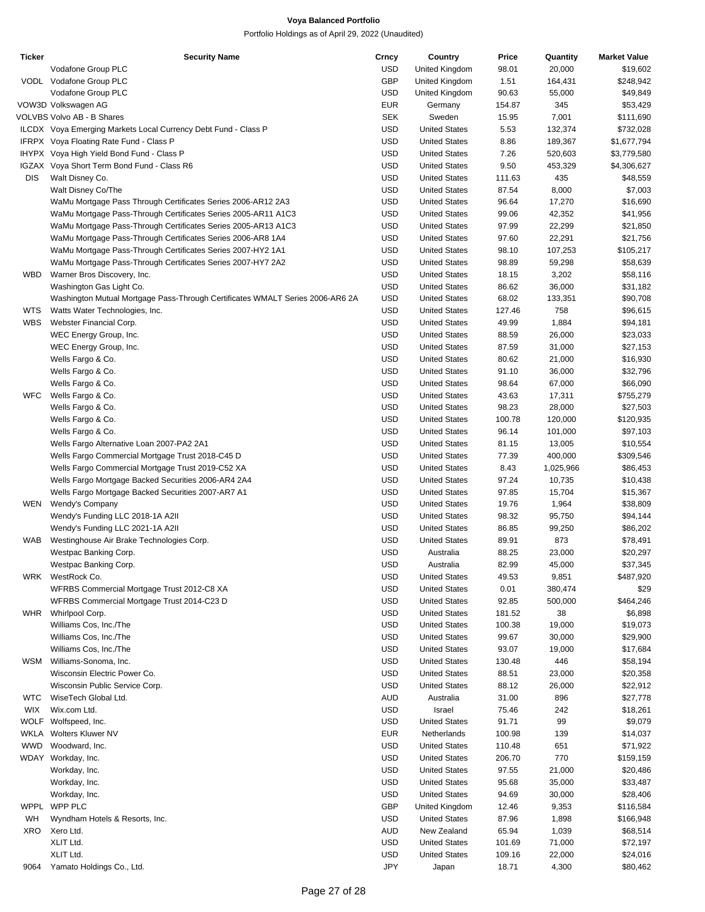# Voya Balanced Portfolio

Portfolio Holdings as of April 29, 2022 (Unaudited)

| Ticker | Security Name | Crncy | Country | Price | Quantity | Market Value |
|---|---|---|---|---|---|---|
| | Vodafone Group PLC | USD | United Kingdom | 98.01 | 20,000 | $19,602 |
| VODL | Vodafone Group PLC | GBP | United Kingdom | 1.51 | 164,431 | $248,942 |
| | Vodafone Group PLC | USD | United Kingdom | 90.63 | 55,000 | $49,849 |
| VOW3D | Volkswagen AG | EUR | Germany | 154.87 | 345 | $53,429 |
| VOLVBS | Volvo AB - B Shares | SEK | Sweden | 15.95 | 7,001 | $111,690 |
| ILCDX | Voya Emerging Markets Local Currency Debt Fund - Class P | USD | United States | 5.53 | 132,374 | $732,028 |
| IFRPX | Voya Floating Rate Fund - Class P | USD | United States | 8.86 | 189,367 | $1,677,794 |
| IHYPX | Voya High Yield Bond Fund - Class P | USD | United States | 7.26 | 520,603 | $3,779,580 |
| IGZAX | Voya Short Term Bond Fund - Class R6 | USD | United States | 9.50 | 453,329 | $4,306,627 |
| DIS | Walt Disney Co. | USD | United States | 111.63 | 435 | $48,559 |
| | Walt Disney Co/The | USD | United States | 87.54 | 8,000 | $7,003 |
| | WaMu Mortgage Pass Through Certificates Series 2006-AR12 2A3 | USD | United States | 96.64 | 17,270 | $16,690 |
| | WaMu Mortgage Pass-Through Certificates Series 2005-AR11 A1C3 | USD | United States | 99.06 | 42,352 | $41,956 |
| | WaMu Mortgage Pass-Through Certificates Series 2005-AR13 A1C3 | USD | United States | 97.99 | 22,299 | $21,850 |
| | WaMu Mortgage Pass-Through Certificates Series 2006-AR8 1A4 | USD | United States | 97.60 | 22,291 | $21,756 |
| | WaMu Mortgage Pass-Through Certificates Series 2007-HY2 1A1 | USD | United States | 98.10 | 107,253 | $105,217 |
| | WaMu Mortgage Pass-Through Certificates Series 2007-HY7 2A2 | USD | United States | 98.89 | 59,298 | $58,639 |
| WBD | Warner Bros Discovery, Inc. | USD | United States | 18.15 | 3,202 | $58,116 |
| | Washington Gas Light Co. | USD | United States | 86.62 | 36,000 | $31,182 |
| | Washington Mutual Mortgage Pass-Through Certificates WMALT Series 2006-AR6 2A | USD | United States | 68.02 | 133,351 | $90,708 |
| WTS | Watts Water Technologies, Inc. | USD | United States | 127.46 | 758 | $96,615 |
| WBS | Webster Financial Corp. | USD | United States | 49.99 | 1,884 | $94,181 |
| | WEC Energy Group, Inc. | USD | United States | 88.59 | 26,000 | $23,033 |
| | WEC Energy Group, Inc. | USD | United States | 87.59 | 31,000 | $27,153 |
| | Wells Fargo & Co. | USD | United States | 80.62 | 21,000 | $16,930 |
| | Wells Fargo & Co. | USD | United States | 91.10 | 36,000 | $32,796 |
| | Wells Fargo & Co. | USD | United States | 98.64 | 67,000 | $66,090 |
| WFC | Wells Fargo & Co. | USD | United States | 43.63 | 17,311 | $755,279 |
| | Wells Fargo & Co. | USD | United States | 98.23 | 28,000 | $27,503 |
| | Wells Fargo & Co. | USD | United States | 100.78 | 120,000 | $120,935 |
| | Wells Fargo & Co. | USD | United States | 96.14 | 101,000 | $97,103 |
| | Wells Fargo Alternative Loan 2007-PA2 2A1 | USD | United States | 81.15 | 13,005 | $10,554 |
| | Wells Fargo Commercial Mortgage Trust 2018-C45 D | USD | United States | 77.39 | 400,000 | $309,546 |
| | Wells Fargo Commercial Mortgage Trust 2019-C52 XA | USD | United States | 8.43 | 1,025,966 | $86,453 |
| | Wells Fargo Mortgage Backed Securities 2006-AR4 2A4 | USD | United States | 97.24 | 10,735 | $10,438 |
| | Wells Fargo Mortgage Backed Securities 2007-AR7 A1 | USD | United States | 97.85 | 15,704 | $15,367 |
| WEN | Wendy's Company | USD | United States | 19.76 | 1,964 | $38,809 |
| | Wendy's Funding LLC 2018-1A A2II | USD | United States | 98.32 | 95,750 | $94,144 |
| | Wendy's Funding LLC 2021-1A A2II | USD | United States | 86.85 | 99,250 | $86,202 |
| WAB | Westinghouse Air Brake Technologies Corp. | USD | United States | 89.91 | 873 | $78,491 |
| | Westpac Banking Corp. | USD | Australia | 88.25 | 23,000 | $20,297 |
| | Westpac Banking Corp. | USD | Australia | 82.99 | 45,000 | $37,345 |
| WRK | WestRock Co. | USD | United States | 49.53 | 9,851 | $487,920 |
| | WFRBS Commercial Mortgage Trust 2012-C8 XA | USD | United States | 0.01 | 380,474 | $29 |
| | WFRBS Commercial Mortgage Trust 2014-C23 D | USD | United States | 92.85 | 500,000 | $464,246 |
| WHR | Whirlpool Corp. | USD | United States | 181.52 | 38 | $6,898 |
| | Williams Cos, Inc./The | USD | United States | 100.38 | 19,000 | $19,073 |
| | Williams Cos, Inc./The | USD | United States | 99.67 | 30,000 | $29,900 |
| | Williams Cos, Inc./The | USD | United States | 93.07 | 19,000 | $17,684 |
| WSM | Williams-Sonoma, Inc. | USD | United States | 130.48 | 446 | $58,194 |
| | Wisconsin Electric Power Co. | USD | United States | 88.51 | 23,000 | $20,358 |
| | Wisconsin Public Service Corp. | USD | United States | 88.12 | 26,000 | $22,912 |
| WTC | WiseTech Global Ltd. | AUD | Australia | 31.00 | 896 | $27,778 |
| WIX | Wix.com Ltd. | USD | Israel | 75.46 | 242 | $18,261 |
| WOLF | Wolfspeed, Inc. | USD | United States | 91.71 | 99 | $9,079 |
| WKLA | Wolters Kluwer NV | EUR | Netherlands | 100.98 | 139 | $14,037 |
| WWD | Woodward, Inc. | USD | United States | 110.48 | 651 | $71,922 |
| WDAY | Workday, Inc. | USD | United States | 206.70 | 770 | $159,159 |
| | Workday, Inc. | USD | United States | 97.55 | 21,000 | $20,486 |
| | Workday, Inc. | USD | United States | 95.68 | 35,000 | $33,487 |
| | Workday, Inc. | USD | United States | 94.69 | 30,000 | $28,406 |
| WPPL | WPP PLC | GBP | United Kingdom | 12.46 | 9,353 | $116,584 |
| WH | Wyndham Hotels & Resorts, Inc. | USD | United States | 87.96 | 1,898 | $166,948 |
| XRO | Xero Ltd. | AUD | New Zealand | 65.94 | 1,039 | $68,514 |
| | XLIT Ltd. | USD | United States | 101.69 | 71,000 | $72,197 |
| | XLIT Ltd. | USD | United States | 109.16 | 22,000 | $24,016 |
| 9064 | Yamato Holdings Co., Ltd. | JPY | Japan | 18.71 | 4,300 | $80,462 |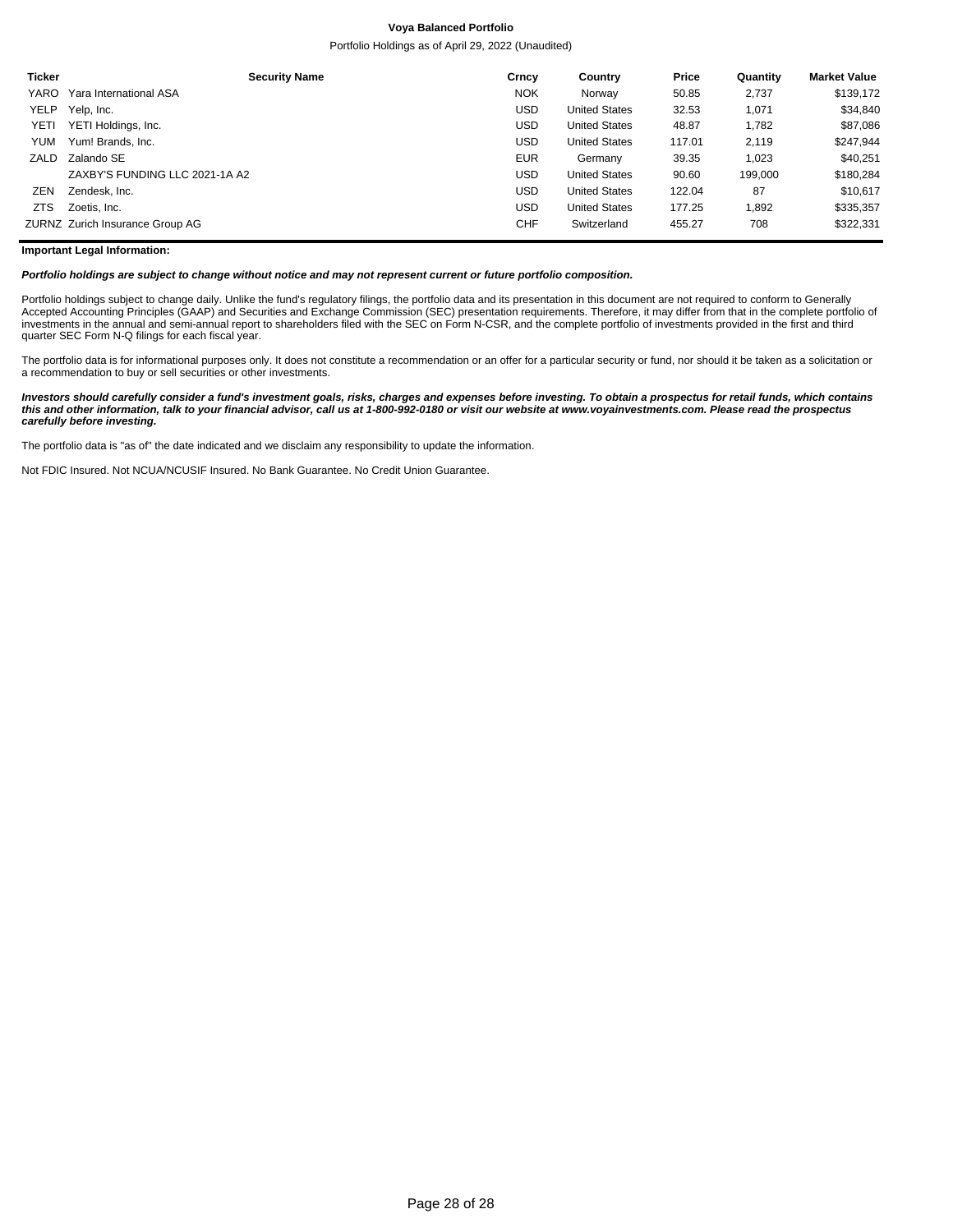**Voya Balanced Portfolio**

Portfolio Holdings as of April 29, 2022 (Unaudited)

| Ticker | Security Name | Crncy | Country | Price | Quantity | Market Value |
|---|---|---|---|---|---|---|
| YARO | Yara International ASA | NOK | Norway | 50.85 | 2,737 | $139,172 |
| YELP | Yelp, Inc. | USD | United States | 32.53 | 1,071 | $34,840 |
| YETI | YETI Holdings, Inc. | USD | United States | 48.87 | 1,782 | $87,086 |
| YUM | Yum! Brands, Inc. | USD | United States | 117.01 | 2,119 | $247,944 |
| ZALD | Zalando SE | EUR | Germany | 39.35 | 1,023 | $40,251 |
| | ZAXBY'S FUNDING LLC 2021-1A A2 | USD | United States | 90.60 | 199,000 | $180,284 |
| ZEN | Zendesk, Inc. | USD | United States | 122.04 | 87 | $10,617 |
| ZTS | Zoetis, Inc. | USD | United States | 177.25 | 1,892 | $335,357 |
| ZURNZ | Zurich Insurance Group AG | CHF | Switzerland | 455.27 | 708 | $322,331 |

**Important Legal Information:**

***Portfolio holdings are subject to change without notice and may not represent current or future portfolio composition.***

Portfolio holdings subject to change daily. Unlike the fund's regulatory filings, the portfolio data and its presentation in this document are not required to conform to Generally Accepted Accounting Principles (GAAP) and Securities and Exchange Commission (SEC) presentation requirements. Therefore, it may differ from that in the complete portfolio of investments in the annual and semi-annual report to shareholders filed with the SEC on Form N-CSR, and the complete portfolio of investments provided in the first and third quarter SEC Form N-Q filings for each fiscal year.

The portfolio data is for informational purposes only. It does not constitute a recommendation or an offer for a particular security or fund, nor should it be taken as a solicitation or a recommendation to buy or sell securities or other investments.

***Investors should carefully consider a fund's investment goals, risks, charges and expenses before investing. To obtain a prospectus for retail funds, which contains this and other information, talk to your financial advisor, call us at 1-800-992-0180 or visit our website at www.voyainvestments.com. Please read the prospectus carefully before investing.***

The portfolio data is "as of" the date indicated and we disclaim any responsibility to update the information.

Not FDIC Insured. Not NCUA/NCUSIF Insured. No Bank Guarantee. No Credit Union Guarantee.